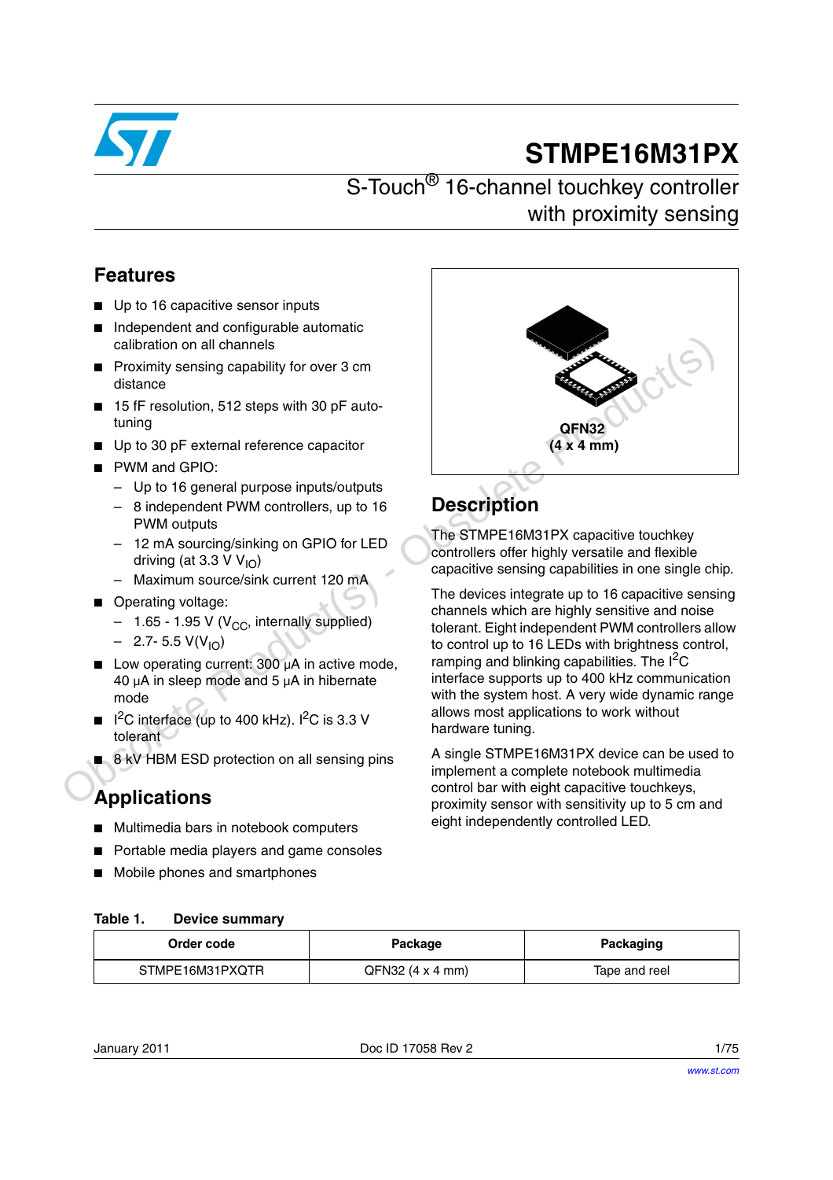# STMPE16M31PX

## S-Touch® 16-channel touchkey controller with proximity sensing

## Features

- Up to 16 capacitive sensor inputs
- Independent and configurable automatic calibration on all channels
- Proximity sensing capability for over 3 cm distance
- 15 fF resolution, 512 steps with 30 pF auto-tuning
- Up to 30 pF external reference capacitor
- PWM and GPIO:
  - Up to 16 general purpose inputs/outputs
  - 8 independent PWM controllers, up to 16 PWM outputs
  - 12 mA sourcing/sinking on GPIO for LED driving (at 3.3 V $V_{IO}$)
  - Maximum source/sink current 120 mA
- Operating voltage:
  - 1.65 - 1.95 V ($V_{CC}$, internally supplied)
  - 2.7- 5.5 V($V_{IO}$)
- Low operating current: 300 µA in active mode, 40 µA in sleep mode and 5 µA in hibernate mode
- I²C interface (up to 400 kHz). I²C is 3.3 V tolerant
- 8 kV HBM ESD protection on all sensing pins

## Applications

- Multimedia bars in notebook computers
- Portable media players and game consoles
- Mobile phones and smartphones

**QFN32 (4 x 4 mm)**

## Description

The STMPE16M31PX capacitive touchkey controllers offer highly versatile and flexible capacitive sensing capabilities in one single chip.

The devices integrate up to 16 capacitive sensing channels which are highly sensitive and noise tolerant. Eight independent PWM controllers allow to control up to 16 LEDs with brightness control, ramping and blinking capabilities. The I²C interface supports up to 400 kHz communication with the system host. A very wide dynamic range allows most applications to work without hardware tuning.

A single STMPE16M31PX device can be used to implement a complete notebook multimedia control bar with eight capacitive touchkeys, proximity sensor with sensitivity up to 5 cm and eight independently controlled LED.

**Table 1. Device summary**

| Order code | Package | Packaging |
|---|---|---|
| STMPE16M31PXQTR | QFN32 (4 x 4 mm) | Tape and reel |

January 2011 Doc ID 17058 Rev 2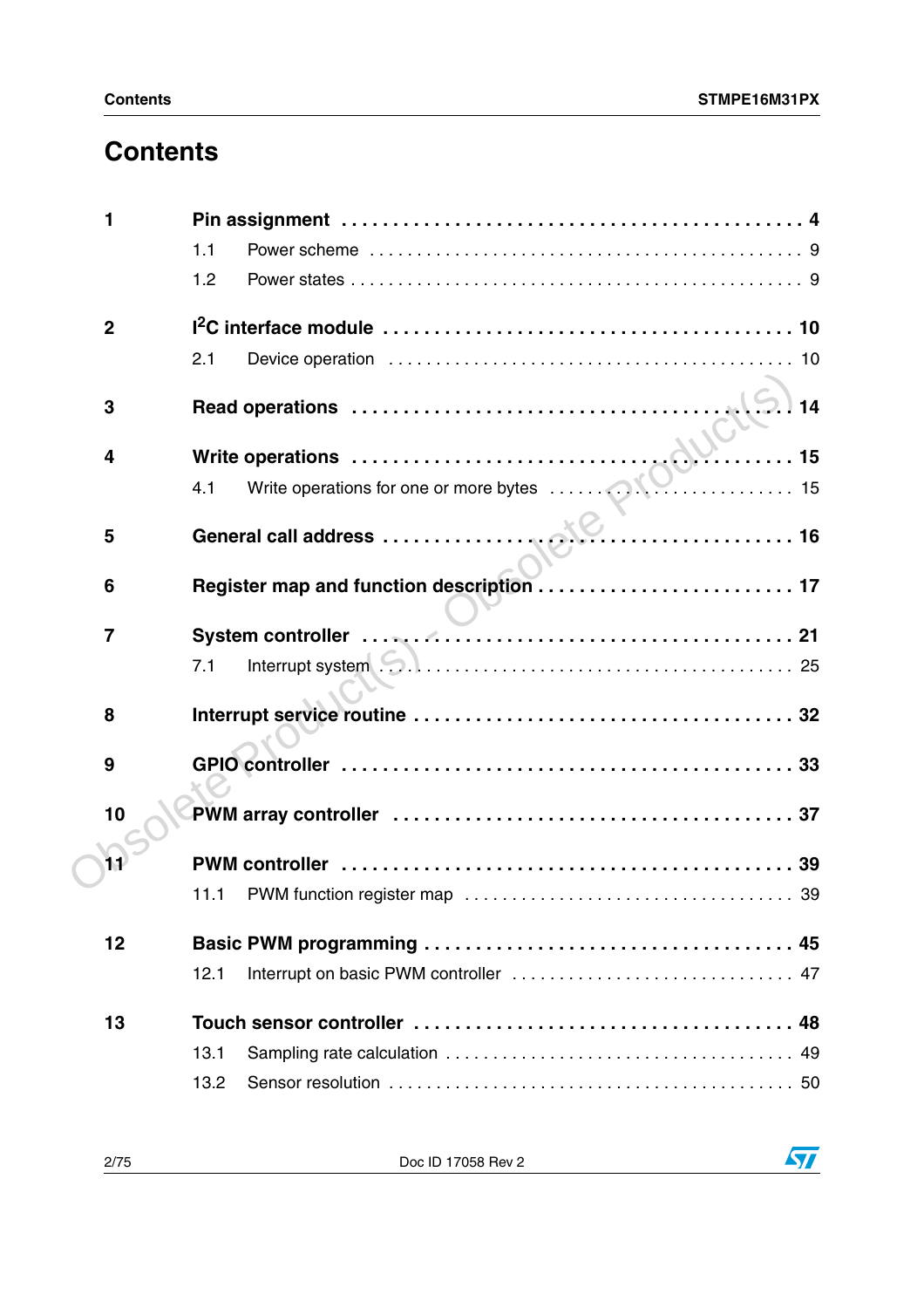# Contents

| | | |
|---|---|---|
| **1** | **Pin assignment** | **4** |
| | 1.1 Power scheme | 9 |
| | 1.2 Power states | 9 |
| **2** | **I²C interface module** | **10** |
| | 2.1 Device operation | 10 |
| **3** | **Read operations** | **14** |
| **4** | **Write operations** | **15** |
| | 4.1 Write operations for one or more bytes | 15 |
| **5** | **General call address** | **16** |
| **6** | **Register map and function description** | **17** |
| **7** | **System controller** | **21** |
| | 7.1 Interrupt system | 25 |
| **8** | **Interrupt service routine** | **32** |
| **9** | **GPIO controller** | **33** |
| **10** | **PWM array controller** | **37** |
| **11** | **PWM controller** | **39** |
| | 11.1 PWM function register map | 39 |
| **12** | **Basic PWM programming** | **45** |
| | 12.1 Interrupt on basic PWM controller | 47 |
| **13** | **Touch sensor controller** | **48** |
| | 13.1 Sampling rate calculation | 49 |
| | 13.2 Sensor resolution | 50 |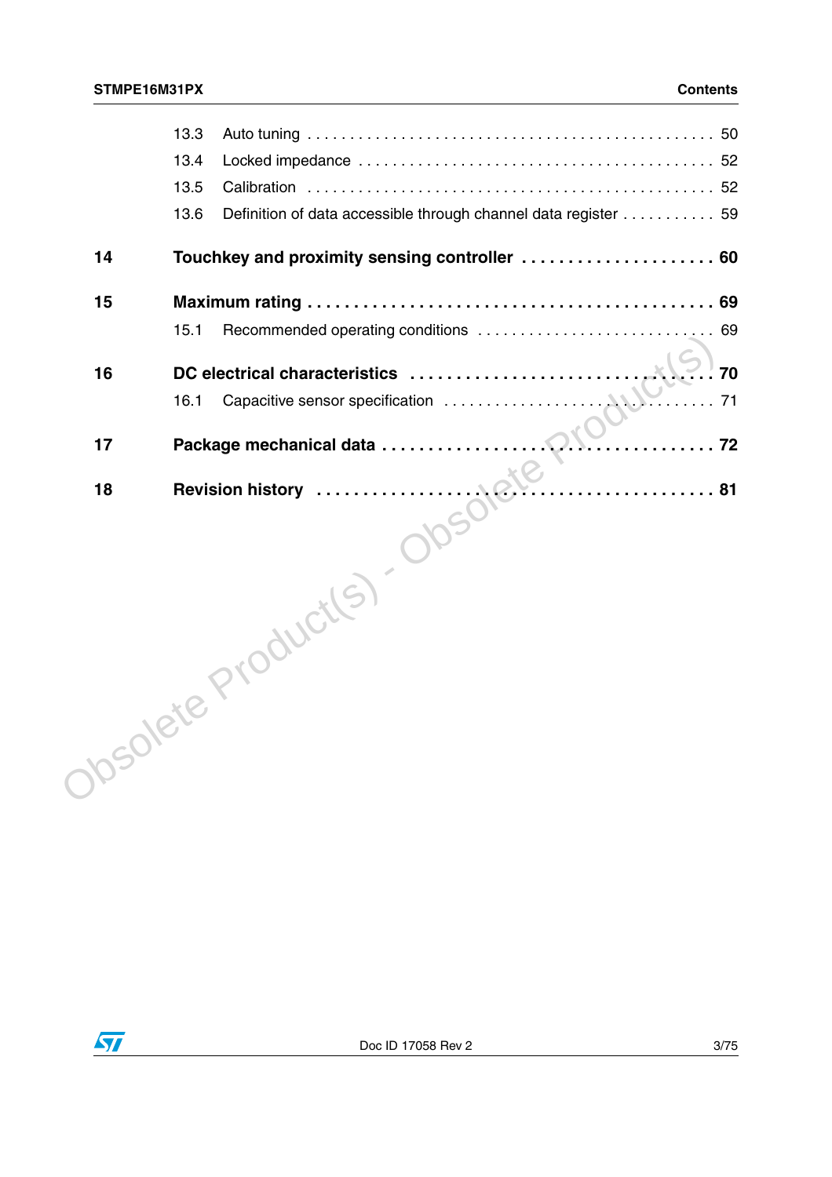13.3 Auto tuning . . . . . . . . . . . . . . . . . . . . . . . . . . . . . . . . . . . . . . . . . . . . . . 50

13.4 Locked impedance . . . . . . . . . . . . . . . . . . . . . . . . . . . . . . . . . . . . . . . . . . 52

13.5 Calibration . . . . . . . . . . . . . . . . . . . . . . . . . . . . . . . . . . . . . . . . . . . . . . 52

13.6 Definition of data accessible through channel data register . . . . . . . . . . . 59

**14 Touchkey and proximity sensing controller . . . . . . . . . . . . . . . . . . . . . 60**

**15 Maximum rating . . . . . . . . . . . . . . . . . . . . . . . . . . . . . . . . . . . . . . . . . . 69**

15.1 Recommended operating conditions . . . . . . . . . . . . . . . . . . . . . . . . . . . 69

**16 DC electrical characteristics . . . . . . . . . . . . . . . . . . . . . . . . . . . . . . . . 70**

16.1 Capacitive sensor specification . . . . . . . . . . . . . . . . . . . . . . . . . . . . . . 71

**17 Package mechanical data . . . . . . . . . . . . . . . . . . . . . . . . . . . . . . . . . . 72**

**18 Revision history . . . . . . . . . . . . . . . . . . . . . . . . . . . . . . . . . . . . . . . . . 81**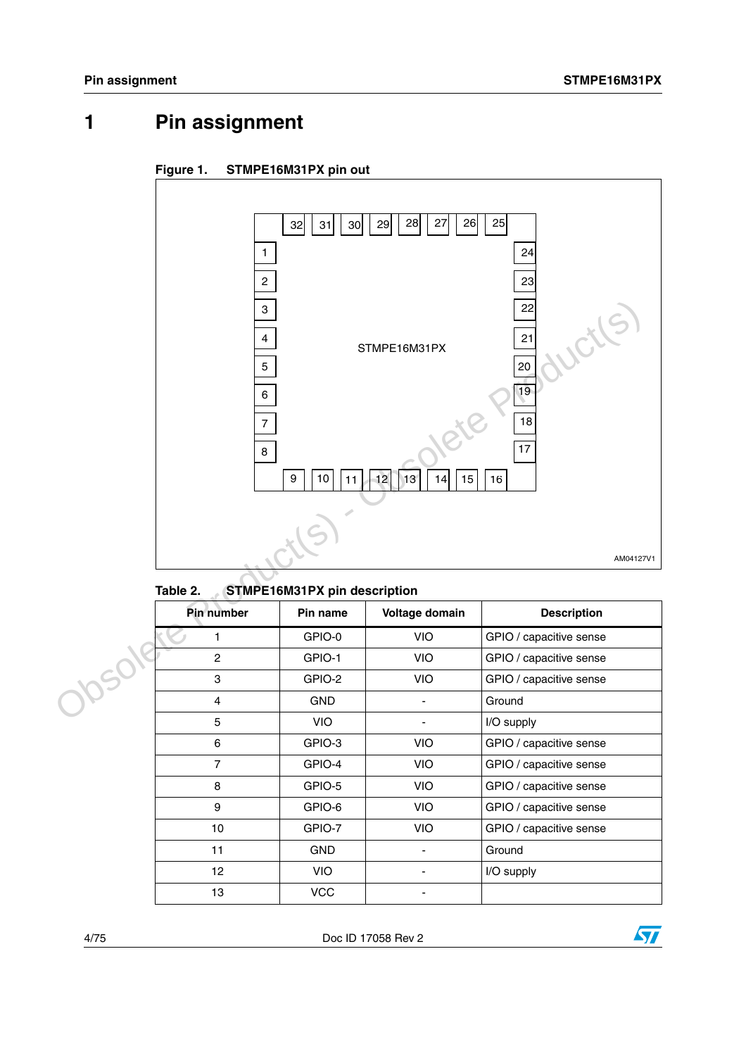# 1 Pin assignment

**Figure 1. STMPE16M31PX pin out**

| | 32 | 31 | 30 | 29 | 28 | 27 | 26 | 25 | |
|---|---|---|---|---|---|---|---|---|---|
| 1 | | | | | | | | | 24 |
| 2 | | | | | | | | | 23 |
| 3 | | | | | | | | | 22 |
| 4 | | | | STMPE16M31PX | | | | | 21 |
| 5 | | | | | | | | | 20 |
| 6 | | | | | | | | | 19 |
| 7 | | | | | | | | | 18 |
| 8 | | | | | | | | | 17 |
| | 9 | 10 | 11 | 12 | 13 | 14 | 15 | 16 | |

AM04127V1

**Table 2. STMPE16M31PX pin description**

| Pin number | Pin name | Voltage domain | Description |
|---|---|---|---|
| 1 | GPIO-0 | VIO | GPIO / capacitive sense |
| 2 | GPIO-1 | VIO | GPIO / capacitive sense |
| 3 | GPIO-2 | VIO | GPIO / capacitive sense |
| 4 | GND | - | Ground |
| 5 | VIO | - | I/O supply |
| 6 | GPIO-3 | VIO | GPIO / capacitive sense |
| 7 | GPIO-4 | VIO | GPIO / capacitive sense |
| 8 | GPIO-5 | VIO | GPIO / capacitive sense |
| 9 | GPIO-6 | VIO | GPIO / capacitive sense |
| 10 | GPIO-7 | VIO | GPIO / capacitive sense |
| 11 | GND | - | Ground |
| 12 | VIO | - | I/O supply |
| 13 | VCC | - | |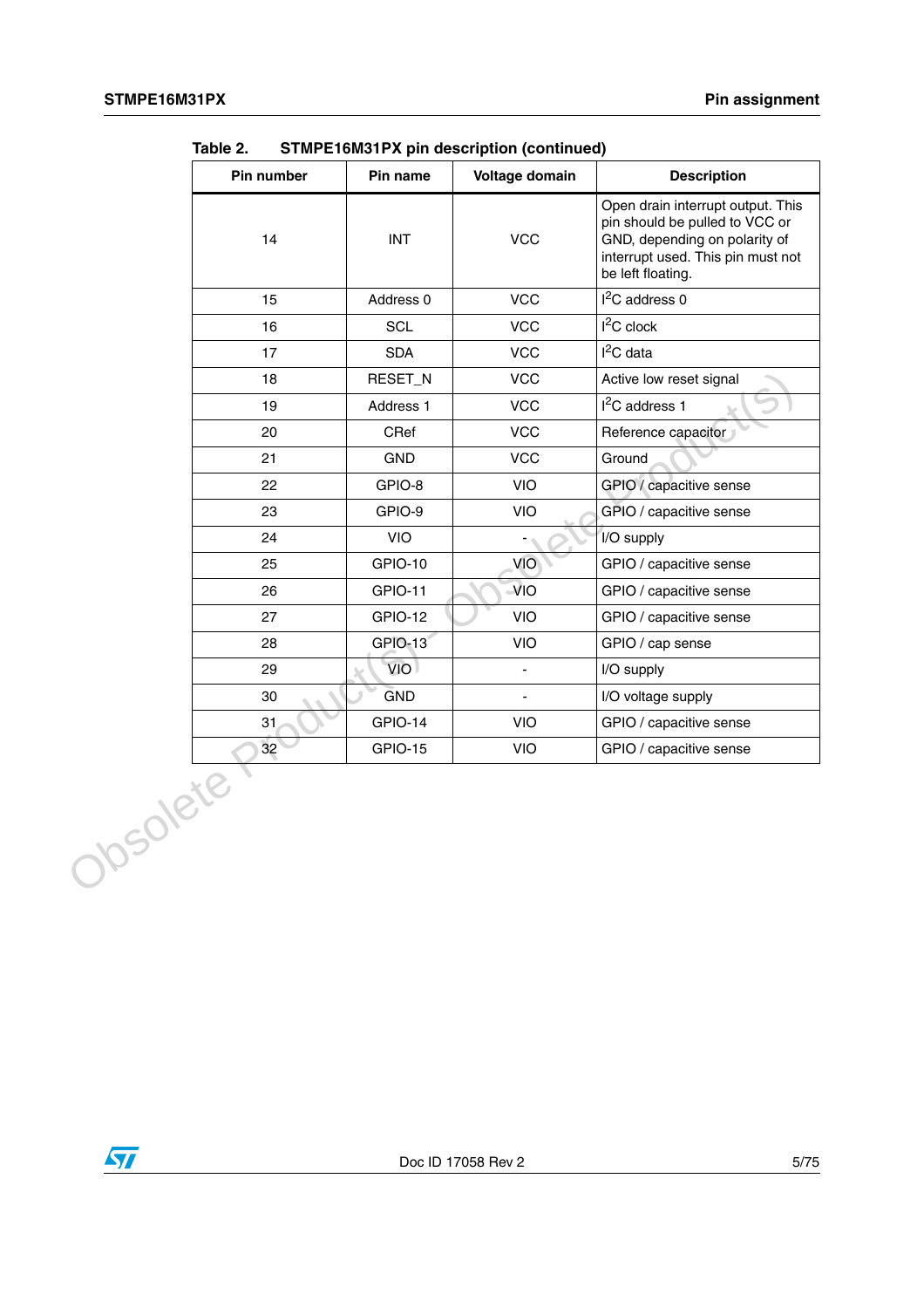Table 2. STMPE16M31PX pin description (continued)

| Pin number | Pin name | Voltage domain | Description |
|---|---|---|---|
| 14 | INT | VCC | Open drain interrupt output. This pin should be pulled to VCC or GND, depending on polarity of interrupt used. This pin must not be left floating. |
| 15 | Address 0 | VCC | $I^2C$ address 0 |
| 16 | SCL | VCC | $I^2C$ clock |
| 17 | SDA | VCC | $I^2C$ data |
| 18 | RESET_N | VCC | Active low reset signal |
| 19 | Address 1 | VCC | $I^2C$ address 1 |
| 20 | CRef | VCC | Reference capacitor |
| 21 | GND | VCC | Ground |
| 22 | GPIO-8 | VIO | GPIO / capacitive sense |
| 23 | GPIO-9 | VIO | GPIO / capacitive sense |
| 24 | VIO | - | I/O supply |
| 25 | GPIO-10 | VIO | GPIO / capacitive sense |
| 26 | GPIO-11 | VIO | GPIO / capacitive sense |
| 27 | GPIO-12 | VIO | GPIO / capacitive sense |
| 28 | GPIO-13 | VIO | GPIO / cap sense |
| 29 | VIO | - | I/O supply |
| 30 | GND | - | I/O voltage supply |
| 31 | GPIO-14 | VIO | GPIO / capacitive sense |
| 32 | GPIO-15 | VIO | GPIO / capacitive sense |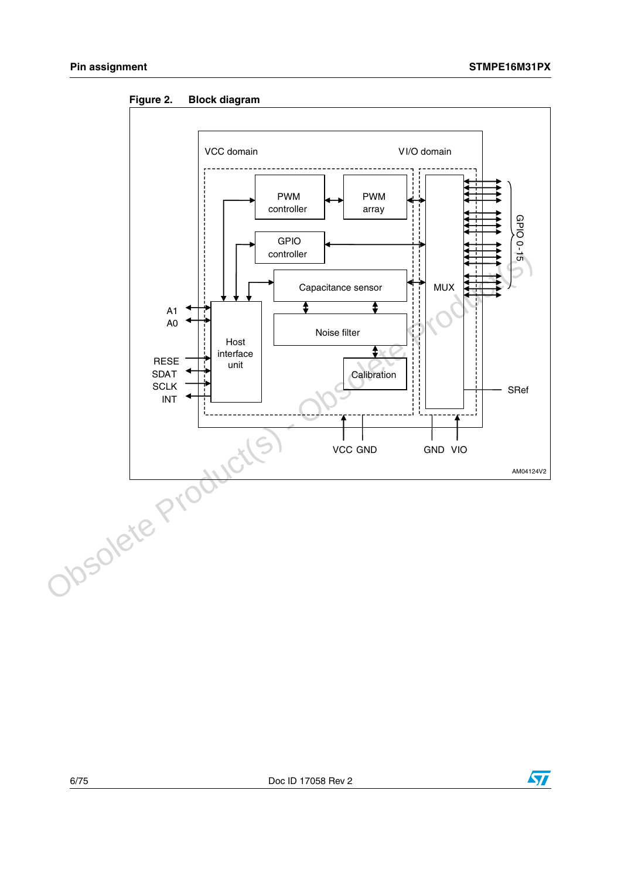**Figure 2. Block diagram**

VCC domain

V I/O domain

PWM controller

PWM array

GPIO controller

Capacitance sensor

Noise filter

Calibration

Host interface unit

MUX

A1

A0

RESE

SDAT

SCLK

INT

GPIO 0-15

SRef

VCC GND

GND VIO

AM04124V2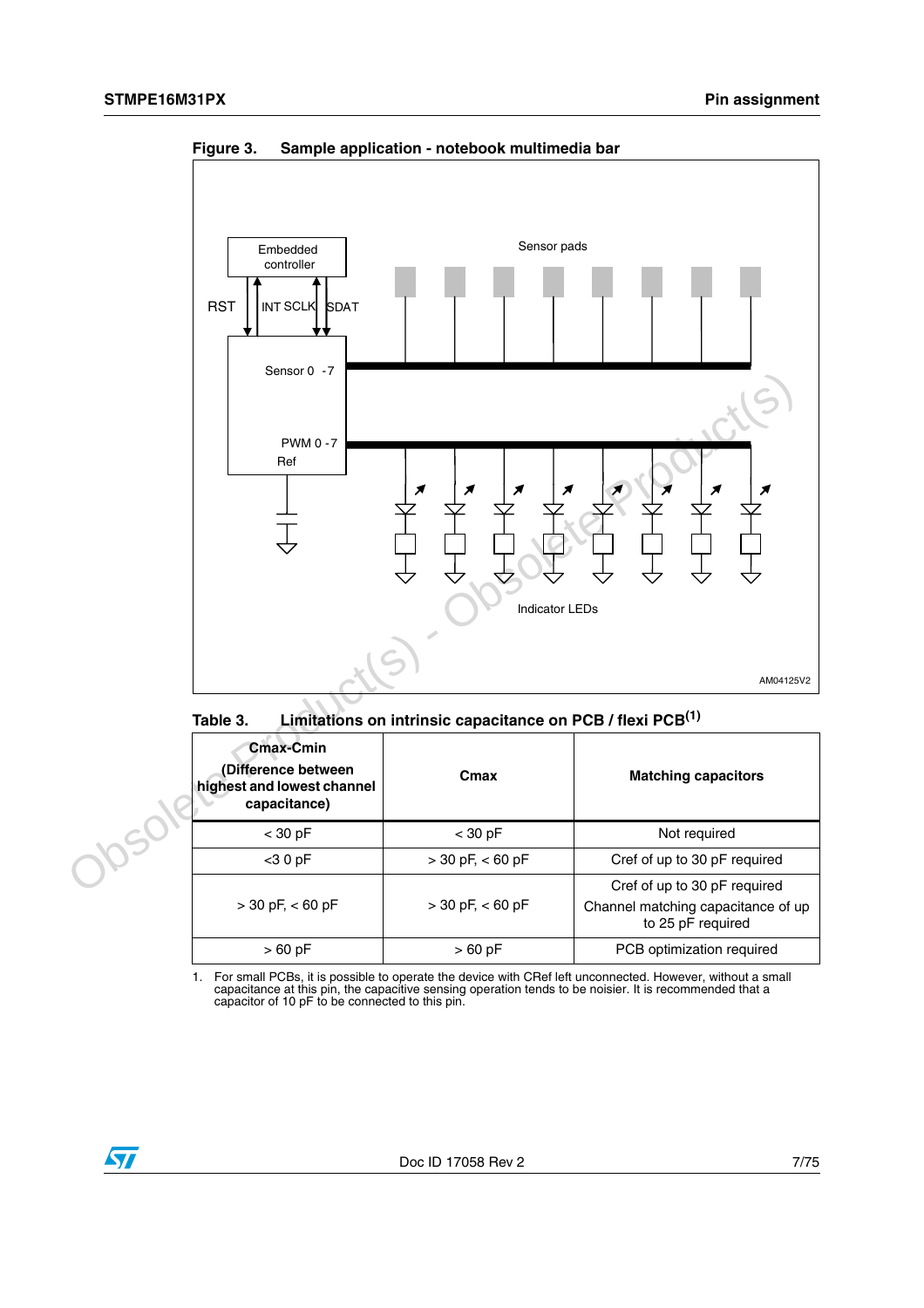**Figure 3. Sample application - notebook multimedia bar**

**Table 3. Limitations on intrinsic capacitance on PCB / flexi PCB[(1)]**

| Cmax-Cmin (Difference between highest and lowest channel capacitance) | Cmax | Matching capacitors |
|---|---|---|
| < 30 pF | < 30 pF | Not required |
| <3 0 pF | > 30 pF, < 60 pF | Cref of up to 30 pF required |
| > 30 pF, < 60 pF | > 30 pF, < 60 pF | Cref of up to 30 pF required<br>Channel matching capacitance of up to 25 pF required |
| > 60 pF | > 60 pF | PCB optimization required |

1. For small PCBs, it is possible to operate the device with CRef left unconnected. However, without a small capacitance at this pin, the capacitive sensing operation tends to be noisier. It is recommended that a capacitor of 10 pF to be connected to this pin.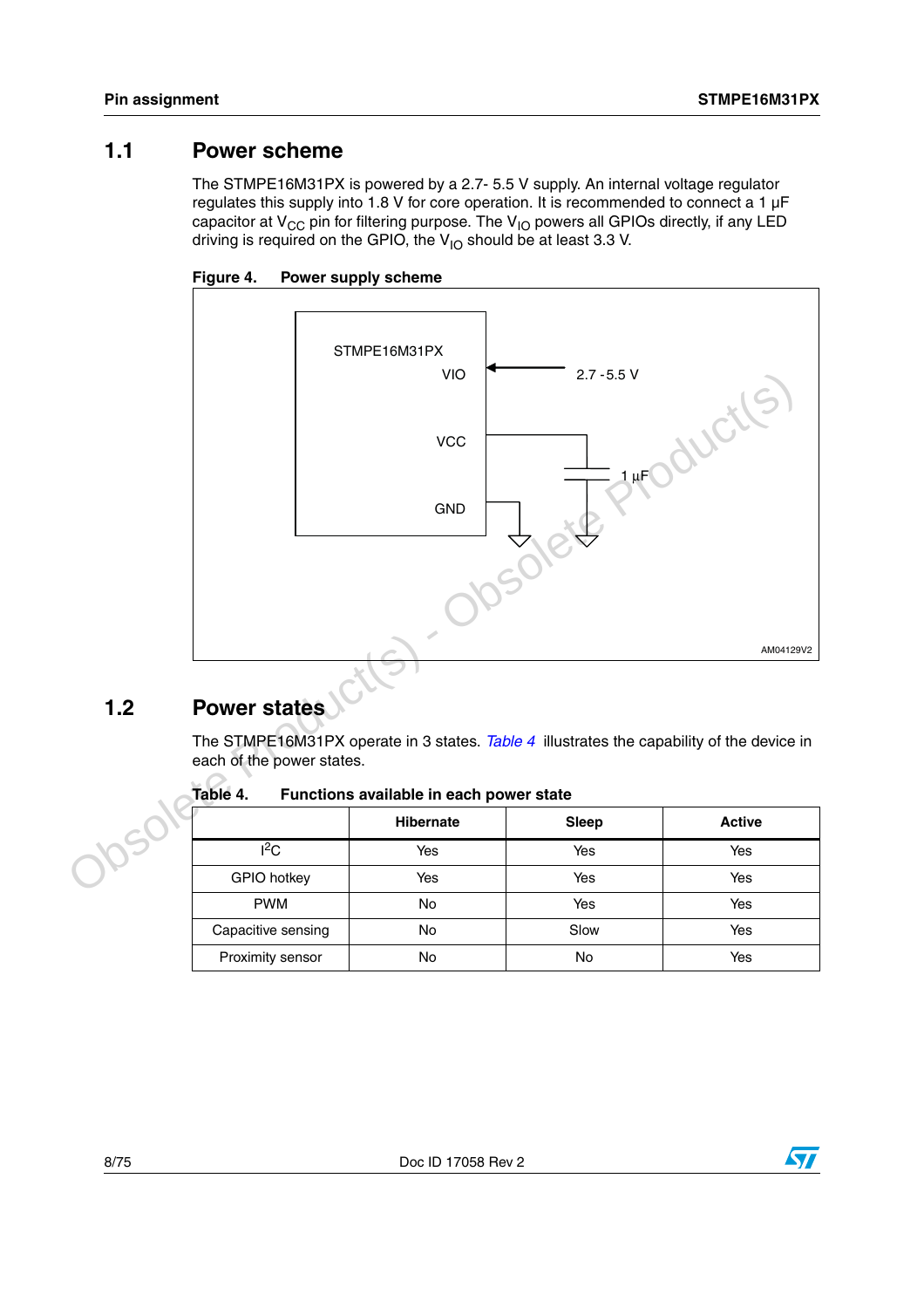## 1.1 Power scheme

The STMPE16M31PX is powered by a 2.7- 5.5 V supply. An internal voltage regulator regulates this supply into 1.8 V for core operation. It is recommended to connect a 1 µF capacitor at $V_{CC}$ pin for filtering purpose. The $V_{IO}$ powers all GPIOs directly, if any LED driving is required on the GPIO, the $V_{IO}$ should be at least 3.3 V.

**Figure 4. Power supply scheme**

STMPE16M31PX
VIO
2.7 - 5.5 V
VCC
1 µF
GND
AM04129V2

## 1.2 Power states

The STMPE16M31PX operate in 3 states. *Table 4* illustrates the capability of the device in each of the power states.

**Table 4. Functions available in each power state**

| | Hibernate | Sleep | Active |
|---|---|---|---|
| $I^2C$ | Yes | Yes | Yes |
| GPIO hotkey | Yes | Yes | Yes |
| PWM | No | Yes | Yes |
| Capacitive sensing | No | Slow | Yes |
| Proximity sensor | No | No | Yes |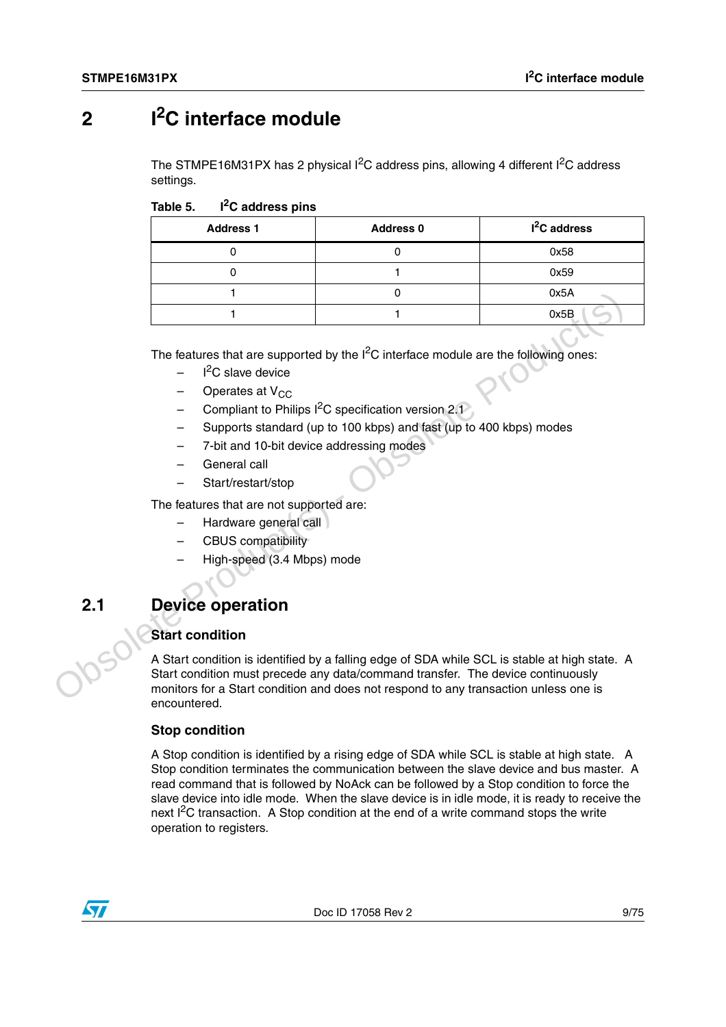# 2 $I^2C$ interface module

The STMPE16M31PX has 2 physical $I^2C$ address pins, allowing 4 different $I^2C$ address settings.

**Table 5. $I^2C$ address pins**

| Address 1 | Address 0 | $I^2C$ address |
|---|---|---|
| 0 | 0 | 0x58 |
| 0 | 1 | 0x59 |
| 1 | 0 | 0x5A |
| 1 | 1 | 0x5B |

The features that are supported by the $I^2C$ interface module are the following ones:

- $I^2C$ slave device
- Operates at $V_{CC}$
- Compliant to Philips $I^2C$ specification version 2.1
- Supports standard (up to 100 kbps) and fast (up to 400 kbps) modes
- 7-bit and 10-bit device addressing modes
- General call
- Start/restart/stop

The features that are not supported are:

- Hardware general call
- CBUS compatibility
- High-speed (3.4 Mbps) mode

## 2.1 Device operation

### Start condition

A Start condition is identified by a falling edge of SDA while SCL is stable at high state. A Start condition must precede any data/command transfer. The device continuously monitors for a Start condition and does not respond to any transaction unless one is encountered.

### Stop condition

A Stop condition is identified by a rising edge of SDA while SCL is stable at high state. A Stop condition terminates the communication between the slave device and bus master. A read command that is followed by NoAck can be followed by a Stop condition to force the slave device into idle mode. When the slave device is in idle mode, it is ready to receive the next $I^2C$ transaction. A Stop condition at the end of a write command stops the write operation to registers.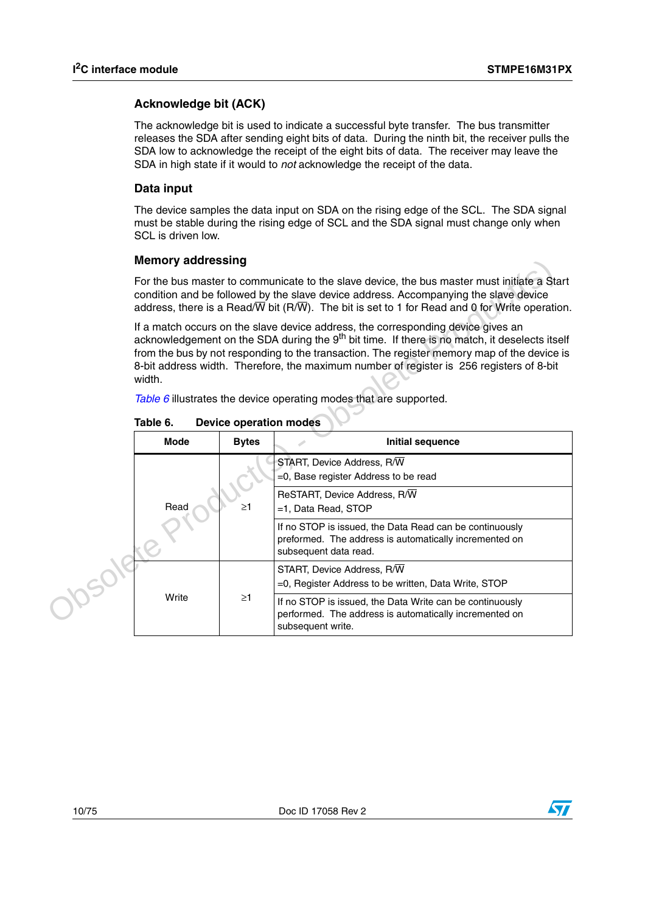### Acknowledge bit (ACK)

The acknowledge bit is used to indicate a successful byte transfer. The bus transmitter releases the SDA after sending eight bits of data. During the ninth bit, the receiver pulls the SDA low to acknowledge the receipt of the eight bits of data. The receiver may leave the SDA in high state if it would to *not* acknowledge the receipt of the data.

### Data input

The device samples the data input on SDA on the rising edge of the SCL. The SDA signal must be stable during the rising edge of SCL and the SDA signal must change only when SCL is driven low.

### Memory addressing

For the bus master to communicate to the slave device, the bus master must initiate a Start condition and be followed by the slave device address. Accompanying the slave device address, there is a Read/$\overline{W}$ bit (R/$\overline{W}$). The bit is set to 1 for Read and 0 for Write operation.

If a match occurs on the slave device address, the corresponding device gives an acknowledgement on the SDA during the 9$^{th}$ bit time. If there is no match, it deselects itself from the bus by not responding to the transaction. The register memory map of the device is 8-bit address width. Therefore, the maximum number of register is 256 registers of 8-bit width.

*Table 6* illustrates the device operating modes that are supported.

**Table 6. Device operation modes**

| Mode | Bytes | Initial sequence |
|---|---|---|
| Read | ≥1 | START, Device Address, R/$\overline{W}$ =0, Base register Address to be read |
| | | ReSTART, Device Address, R/$\overline{W}$ =1, Data Read, STOP |
| | | If no STOP is issued, the Data Read can be continuously preformed. The address is automatically incremented on subsequent data read. |
| Write | ≥1 | START, Device Address, R/$\overline{W}$ =0, Register Address to be written, Data Write, STOP |
| | | If no STOP is issued, the Data Write can be continuously performed. The address is automatically incremented on subsequent write. |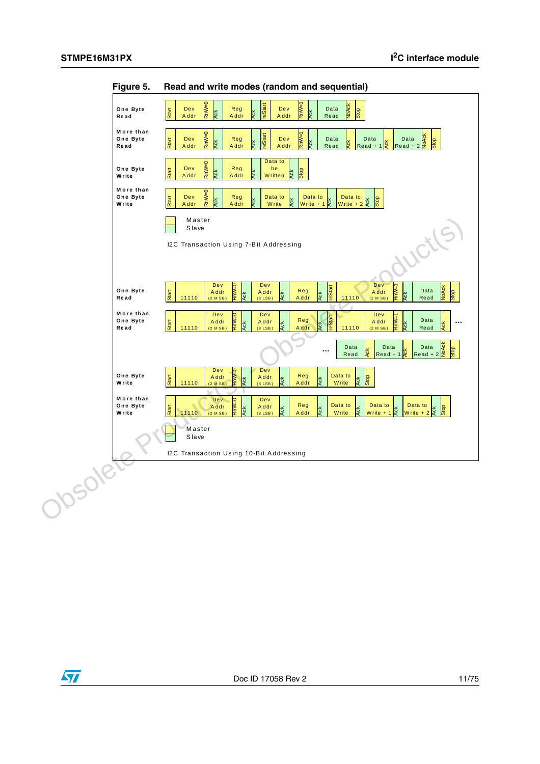**Figure 5. Read and write modes (random and sequential)**

**I2C Transaction Using 7-Bit Addressing**

| Mode | Sequence |
|---|---|
| One Byte Read | Start, Dev Addr, RnW=0, Ack, Reg Addr, Ack, reStart, Dev Addr, RnW=1, Ack, Data Read, NoAck, Stop |
| More than One Byte Read | Start, Dev Addr, RnW=0, Ack, Reg Addr, Ack, reStart, Dev Addr, RnW=1, Ack, Data Read, Ack, Data Read + 1, Ack, Data Read + 2, NoAck, Stop |
| One Byte Write | Start, Dev Addr, RnW=0, Ack, Reg Addr, Ack, Data to be Written, Ack, Stop |
| More than One Byte Write | Start, Dev Addr, RnW=0, Ack, Reg Addr, Ack, Data to Write, Ack, Data to Write + 1, Ack, Data to Write + 2, Ack, Stop |

Master
Slave

**I2C Transaction Using 10-Bit Addressing**

| Mode | Sequence |
|---|---|
| One Byte Read | Start, 11110, Dev Addr (2 MSB), RnW=0, Ack, Dev Addr (8 LSB), Ack, Reg Addr, Ack, reStart, 11110, Dev Addr (2 MSB), RnW=1, Ack, Data Read, NoAck, Stop |
| More than One Byte Read | Start, 11110, Dev Addr (2 MSB), RnW=0, Ack, Dev Addr (8 LSB), Ack, Reg Addr, Ack, reStart, 11110, Dev Addr (2 MSB), RnW=1, Ack, Data Read, Ack, ... Data Read, Ack, Data Read + 1, Ack, Data Read + 2, NoAck, Stop |
| One Byte Write | Start, 11110, Dev Addr (2 MSB), RnW=0, Ack, Dev Addr (8 LSB), Ack, Reg Addr, Ack, Data to Write, Ack, Stop |
| More than One Byte Write | Start, 11110, Dev Addr (2 MSB), RnW=0, Ack, Dev Addr (8 LSB), Ack, Reg Addr, Ack, Data to Write, Ack, Data to Write + 1, Ack, Data to Write + 2, Ack, Stop |

Master
Slave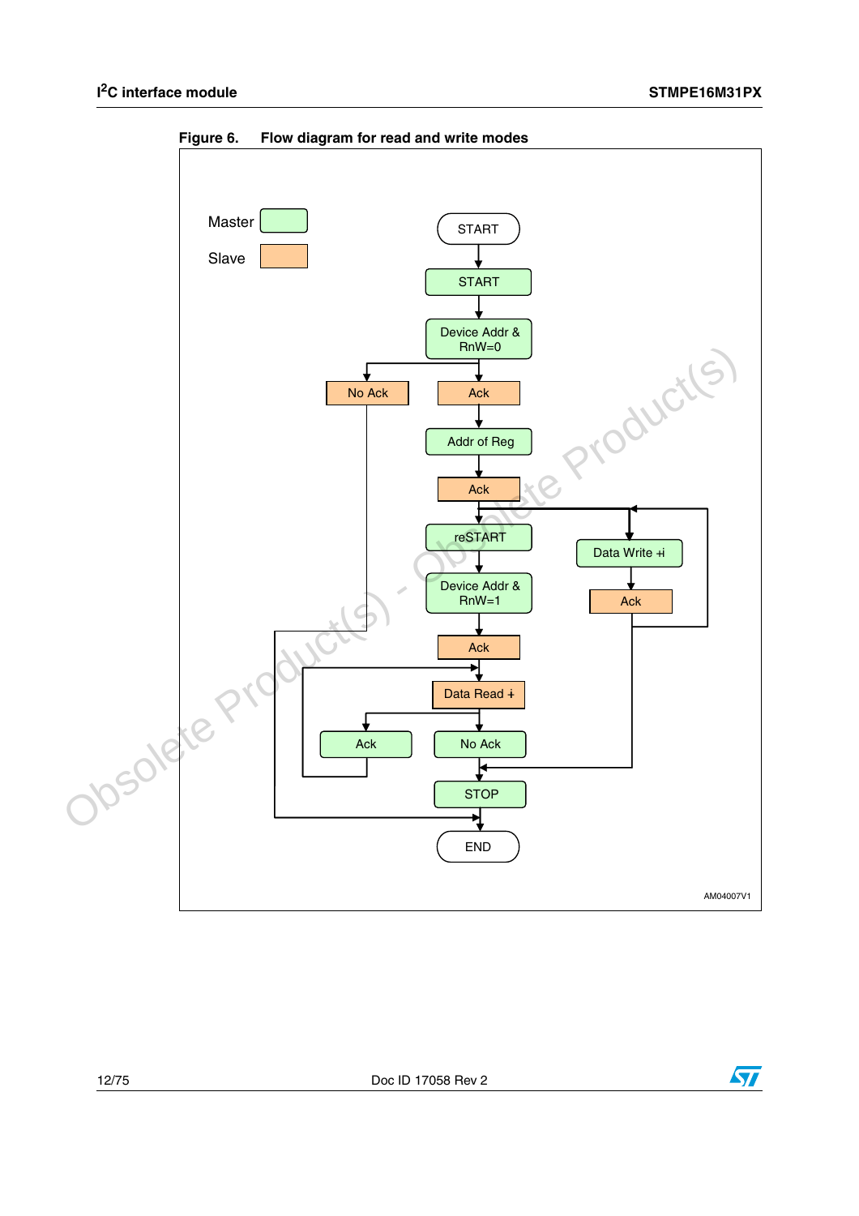Figure 6. Flow diagram for read and write modes

Master | Slave

START → START → Device Addr & RnW=0 → Ack / No Ack

Ack → Addr of Reg → Ack → reSTART → Device Addr & RnW=1 → Ack → Data Read +i → Ack / No Ack → STOP → END

Ack → Data Write +i → Ack

AM04007V1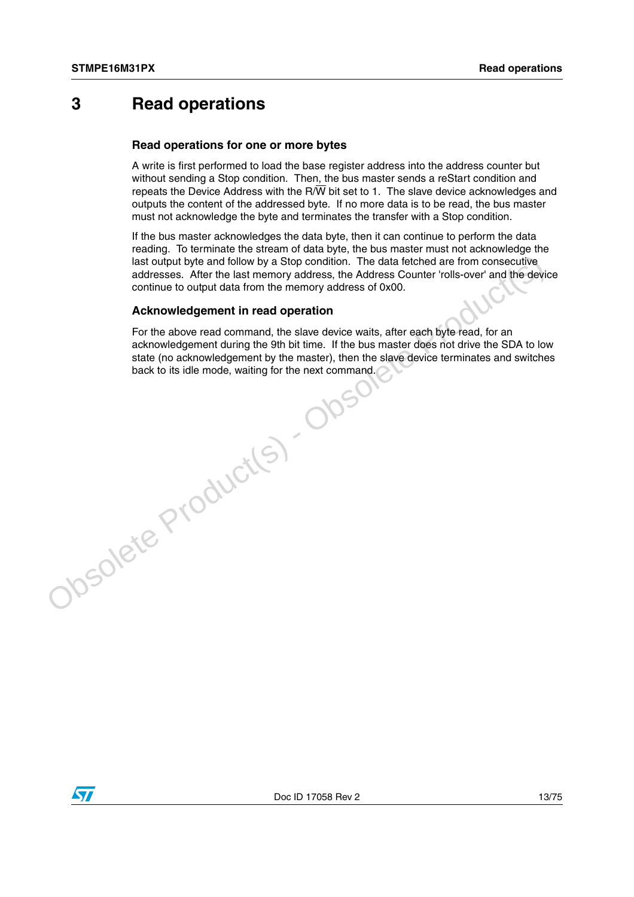# 3 Read operations

### Read operations for one or more bytes

A write is first performed to load the base register address into the address counter but without sending a Stop condition. Then, the bus master sends a reStart condition and repeats the Device Address with the R/$\overline{W}$ bit set to 1. The slave device acknowledges and outputs the content of the addressed byte. If no more data is to be read, the bus master must not acknowledge the byte and terminates the transfer with a Stop condition.

If the bus master acknowledges the data byte, then it can continue to perform the data reading. To terminate the stream of data byte, the bus master must not acknowledge the last output byte and follow by a Stop condition. The data fetched are from consecutive addresses. After the last memory address, the Address Counter 'rolls-over' and the device continue to output data from the memory address of 0x00.

### Acknowledgement in read operation

For the above read command, the slave device waits, after each byte read, for an acknowledgement during the 9th bit time. If the bus master does not drive the SDA to low state (no acknowledgement by the master), then the slave device terminates and switches back to its idle mode, waiting for the next command.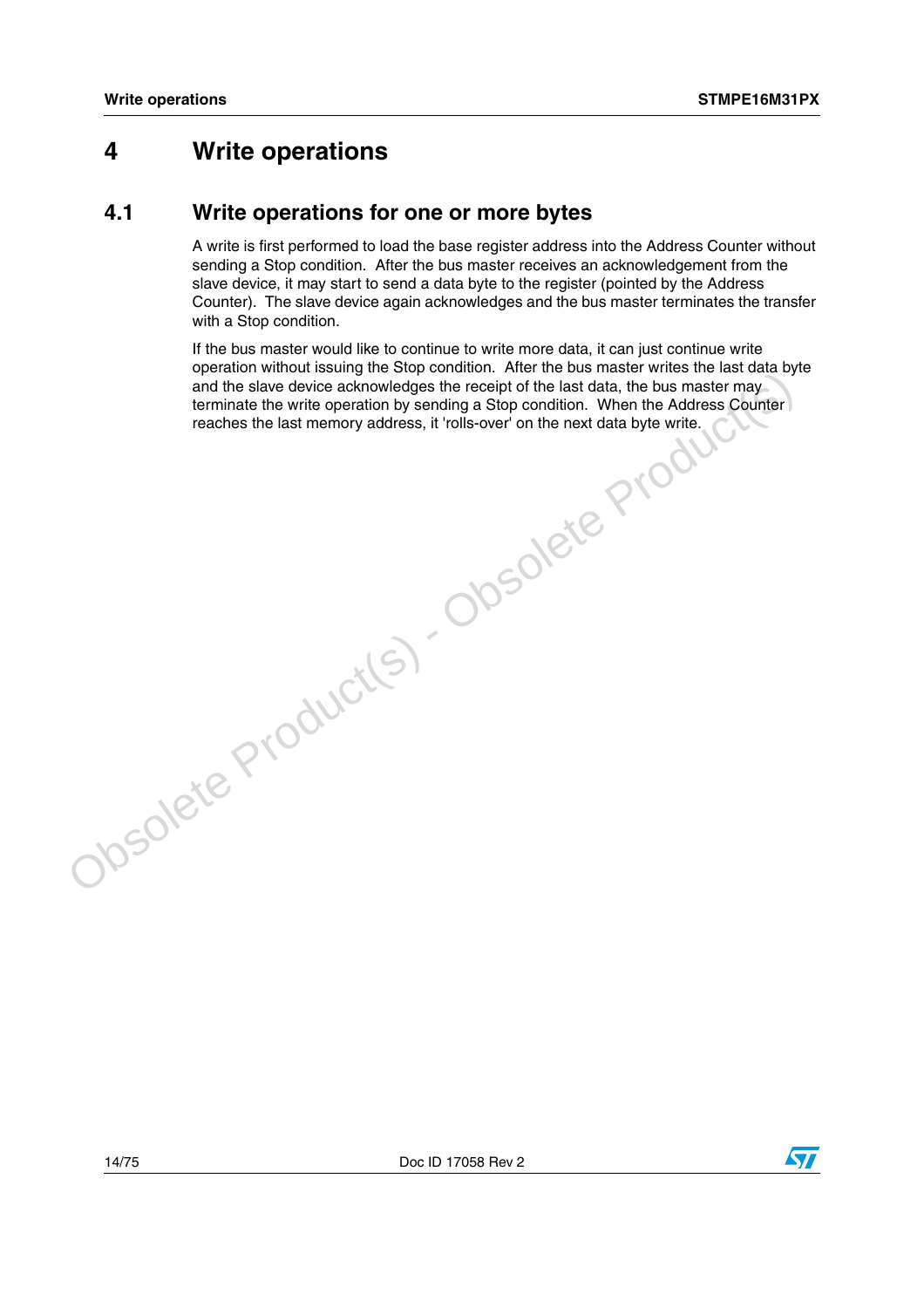# 4 Write operations

## 4.1 Write operations for one or more bytes

A write is first performed to load the base register address into the Address Counter without sending a Stop condition. After the bus master receives an acknowledgement from the slave device, it may start to send a data byte to the register (pointed by the Address Counter). The slave device again acknowledges and the bus master terminates the transfer with a Stop condition.

If the bus master would like to continue to write more data, it can just continue write operation without issuing the Stop condition. After the bus master writes the last data byte and the slave device acknowledges the receipt of the last data, the bus master may terminate the write operation by sending a Stop condition. When the Address Counter reaches the last memory address, it 'rolls-over' on the next data byte write.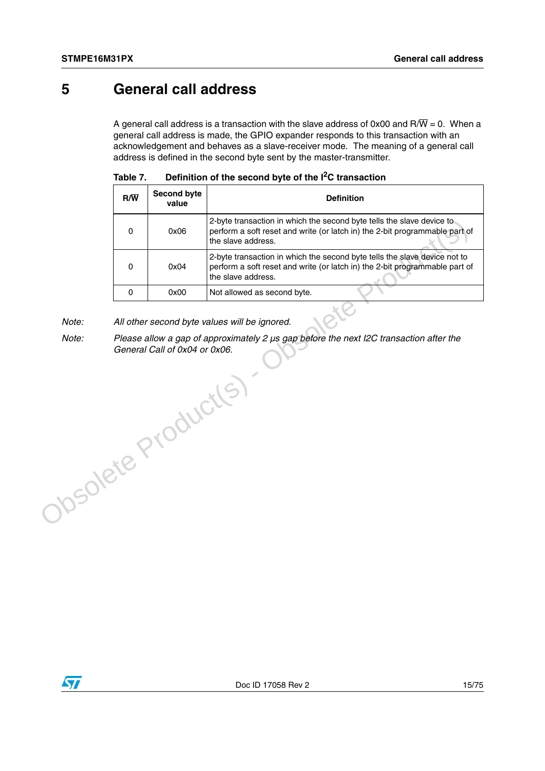# 5 General call address

A general call address is a transaction with the slave address of 0x00 and R/$\overline{W}$ = 0. When a general call address is made, the GPIO expander responds to this transaction with an acknowledgement and behaves as a slave-receiver mode. The meaning of a general call address is defined in the second byte sent by the master-transmitter.

**Table 7. Definition of the second byte of the I²C transaction**

| R/$\overline{W}$ | Second byte value | Definition |
|---|---|---|
| 0 | 0x06 | 2-byte transaction in which the second byte tells the slave device to perform a soft reset and write (or latch in) the 2-bit programmable part of the slave address. |
| 0 | 0x04 | 2-byte transaction in which the second byte tells the slave device not to perform a soft reset and write (or latch in) the 2-bit programmable part of the slave address. |
| 0 | 0x00 | Not allowed as second byte. |

Note: *All other second byte values will be ignored.*

Note: *Please allow a gap of approximately 2 µs gap before the next I2C transaction after the General Call of 0x04 or 0x06.*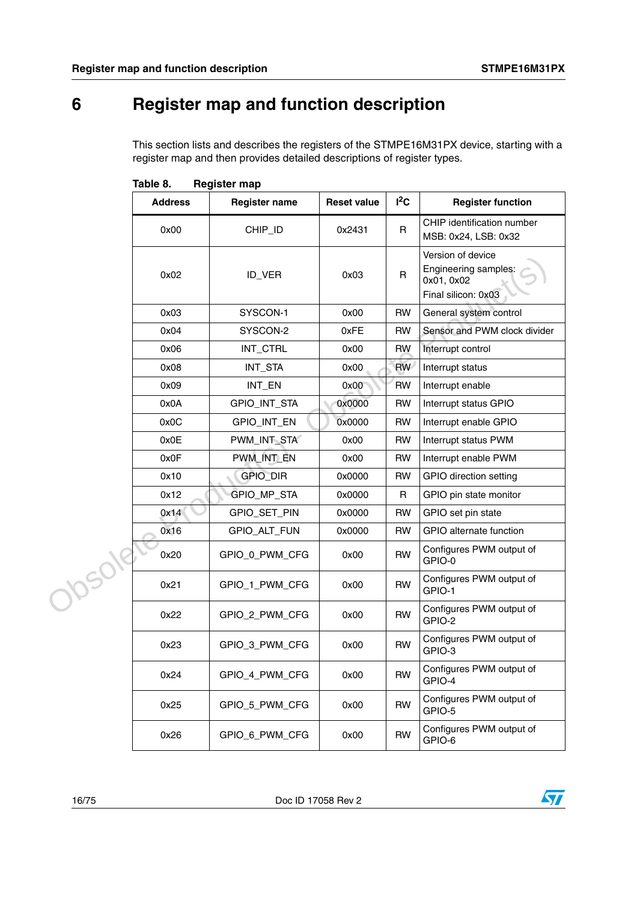# 6 Register map and function description

This section lists and describes the registers of the STMPE16M31PX device, starting with a register map and then provides detailed descriptions of register types.

**Table 8. Register map**

| Address | Register name | Reset value | $I^2C$ | Register function |
|---|---|---|---|---|
| 0x00 | CHIP_ID | 0x2431 | R | CHIP identification number MSB: 0x24, LSB: 0x32 |
| 0x02 | ID_VER | 0x03 | R | Version of device Engineering samples: 0x01, 0x02 Final silicon: 0x03 |
| 0x03 | SYSCON-1 | 0x00 | RW | General system control |
| 0x04 | SYSCON-2 | 0xFE | RW | Sensor and PWM clock divider |
| 0x06 | INT_CTRL | 0x00 | RW | Interrupt control |
| 0x08 | INT_STA | 0x00 | RW | Interrupt status |
| 0x09 | INT_EN | 0x00 | RW | Interrupt enable |
| 0x0A | GPIO_INT_STA | 0x0000 | RW | Interrupt status GPIO |
| 0x0C | GPIO_INT_EN | 0x0000 | RW | Interrupt enable GPIO |
| 0x0E | PWM_INT_STA | 0x00 | RW | Interrupt status PWM |
| 0x0F | PWM_INT_EN | 0x00 | RW | Interrupt enable PWM |
| 0x10 | GPIO_DIR | 0x0000 | RW | GPIO direction setting |
| 0x12 | GPIO_MP_STA | 0x0000 | R | GPIO pin state monitor |
| 0x14 | GPIO_SET_PIN | 0x0000 | RW | GPIO set pin state |
| 0x16 | GPIO_ALT_FUN | 0x0000 | RW | GPIO alternate function |
| 0x20 | GPIO_0_PWM_CFG | 0x00 | RW | Configures PWM output of GPIO-0 |
| 0x21 | GPIO_1_PWM_CFG | 0x00 | RW | Configures PWM output of GPIO-1 |
| 0x22 | GPIO_2_PWM_CFG | 0x00 | RW | Configures PWM output of GPIO-2 |
| 0x23 | GPIO_3_PWM_CFG | 0x00 | RW | Configures PWM output of GPIO-3 |
| 0x24 | GPIO_4_PWM_CFG | 0x00 | RW | Configures PWM output of GPIO-4 |
| 0x25 | GPIO_5_PWM_CFG | 0x00 | RW | Configures PWM output of GPIO-5 |
| 0x26 | GPIO_6_PWM_CFG | 0x00 | RW | Configures PWM output of GPIO-6 |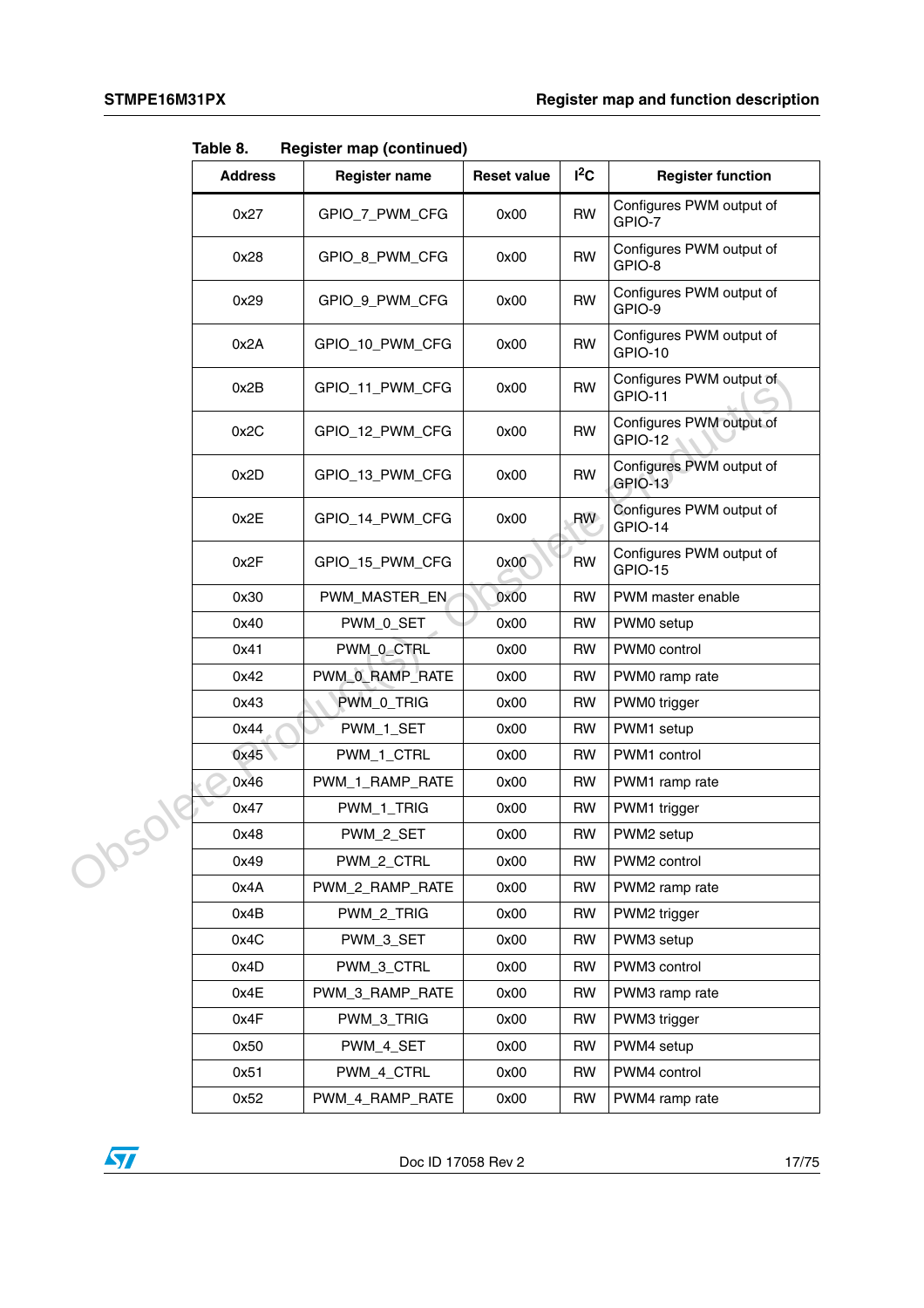Table 8. Register map (continued)

| Address | Register name | Reset value | $I^2C$ | Register function |
|---|---|---|---|---|
| 0x27 | GPIO_7_PWM_CFG | 0x00 | RW | Configures PWM output of GPIO-7 |
| 0x28 | GPIO_8_PWM_CFG | 0x00 | RW | Configures PWM output of GPIO-8 |
| 0x29 | GPIO_9_PWM_CFG | 0x00 | RW | Configures PWM output of GPIO-9 |
| 0x2A | GPIO_10_PWM_CFG | 0x00 | RW | Configures PWM output of GPIO-10 |
| 0x2B | GPIO_11_PWM_CFG | 0x00 | RW | Configures PWM output of GPIO-11 |
| 0x2C | GPIO_12_PWM_CFG | 0x00 | RW | Configures PWM output of GPIO-12 |
| 0x2D | GPIO_13_PWM_CFG | 0x00 | RW | Configures PWM output of GPIO-13 |
| 0x2E | GPIO_14_PWM_CFG | 0x00 | RW | Configures PWM output of GPIO-14 |
| 0x2F | GPIO_15_PWM_CFG | 0x00 | RW | Configures PWM output of GPIO-15 |
| 0x30 | PWM_MASTER_EN | 0x00 | RW | PWM master enable |
| 0x40 | PWM_0_SET | 0x00 | RW | PWM0 setup |
| 0x41 | PWM_0_CTRL | 0x00 | RW | PWM0 control |
| 0x42 | PWM_0_RAMP_RATE | 0x00 | RW | PWM0 ramp rate |
| 0x43 | PWM_0_TRIG | 0x00 | RW | PWM0 trigger |
| 0x44 | PWM_1_SET | 0x00 | RW | PWM1 setup |
| 0x45 | PWM_1_CTRL | 0x00 | RW | PWM1 control |
| 0x46 | PWM_1_RAMP_RATE | 0x00 | RW | PWM1 ramp rate |
| 0x47 | PWM_1_TRIG | 0x00 | RW | PWM1 trigger |
| 0x48 | PWM_2_SET | 0x00 | RW | PWM2 setup |
| 0x49 | PWM_2_CTRL | 0x00 | RW | PWM2 control |
| 0x4A | PWM_2_RAMP_RATE | 0x00 | RW | PWM2 ramp rate |
| 0x4B | PWM_2_TRIG | 0x00 | RW | PWM2 trigger |
| 0x4C | PWM_3_SET | 0x00 | RW | PWM3 setup |
| 0x4D | PWM_3_CTRL | 0x00 | RW | PWM3 control |
| 0x4E | PWM_3_RAMP_RATE | 0x00 | RW | PWM3 ramp rate |
| 0x4F | PWM_3_TRIG | 0x00 | RW | PWM3 trigger |
| 0x50 | PWM_4_SET | 0x00 | RW | PWM4 setup |
| 0x51 | PWM_4_CTRL | 0x00 | RW | PWM4 control |
| 0x52 | PWM_4_RAMP_RATE | 0x00 | RW | PWM4 ramp rate |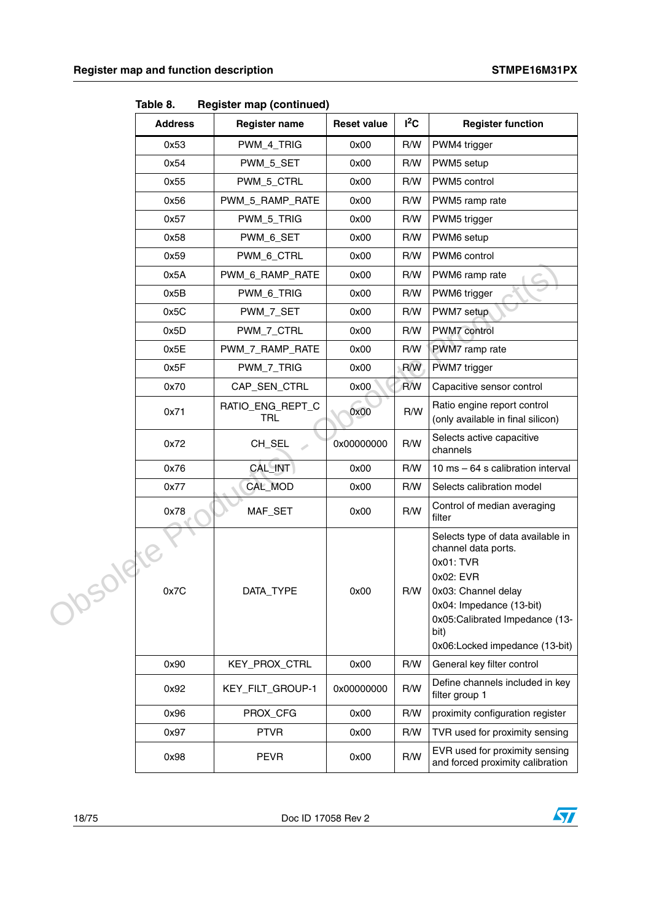Table 8. Register map (continued)

| Address | Register name | Reset value | $I^2C$ | Register function |
|---|---|---|---|---|
| 0x53 | PWM_4_TRIG | 0x00 | R/W | PWM4 trigger |
| 0x54 | PWM_5_SET | 0x00 | R/W | PWM5 setup |
| 0x55 | PWM_5_CTRL | 0x00 | R/W | PWM5 control |
| 0x56 | PWM_5_RAMP_RATE | 0x00 | R/W | PWM5 ramp rate |
| 0x57 | PWM_5_TRIG | 0x00 | R/W | PWM5 trigger |
| 0x58 | PWM_6_SET | 0x00 | R/W | PWM6 setup |
| 0x59 | PWM_6_CTRL | 0x00 | R/W | PWM6 control |
| 0x5A | PWM_6_RAMP_RATE | 0x00 | R/W | PWM6 ramp rate |
| 0x5B | PWM_6_TRIG | 0x00 | R/W | PWM6 trigger |
| 0x5C | PWM_7_SET | 0x00 | R/W | PWM7 setup |
| 0x5D | PWM_7_CTRL | 0x00 | R/W | PWM7 control |
| 0x5E | PWM_7_RAMP_RATE | 0x00 | R/W | PWM7 ramp rate |
| 0x5F | PWM_7_TRIG | 0x00 | R/W | PWM7 trigger |
| 0x70 | CAP_SEN_CTRL | 0x00 | R/W | Capacitive sensor control |
| 0x71 | RATIO_ENG_REPT_CTRL | 0x00 | R/W | Ratio engine report control (only available in final silicon) |
| 0x72 | CH_SEL | 0x00000000 | R/W | Selects active capacitive channels |
| 0x76 | CAL_INT | 0x00 | R/W | 10 ms – 64 s calibration interval |
| 0x77 | CAL_MOD | 0x00 | R/W | Selects calibration model |
| 0x78 | MAF_SET | 0x00 | R/W | Control of median averaging filter |
| 0x7C | DATA_TYPE | 0x00 | R/W | Selects type of data available in channel data ports.<br>0x01: TVR<br>0x02: EVR<br>0x03: Channel delay<br>0x04: Impedance (13-bit)<br>0x05:Calibrated Impedance (13-bit)<br>0x06:Locked impedance (13-bit) |
| 0x90 | KEY_PROX_CTRL | 0x00 | R/W | General key filter control |
| 0x92 | KEY_FILT_GROUP-1 | 0x00000000 | R/W | Define channels included in key filter group 1 |
| 0x96 | PROX_CFG | 0x00 | R/W | proximity configuration register |
| 0x97 | PTVR | 0x00 | R/W | TVR used for proximity sensing |
| 0x98 | PEVR | 0x00 | R/W | EVR used for proximity sensing and forced proximity calibration |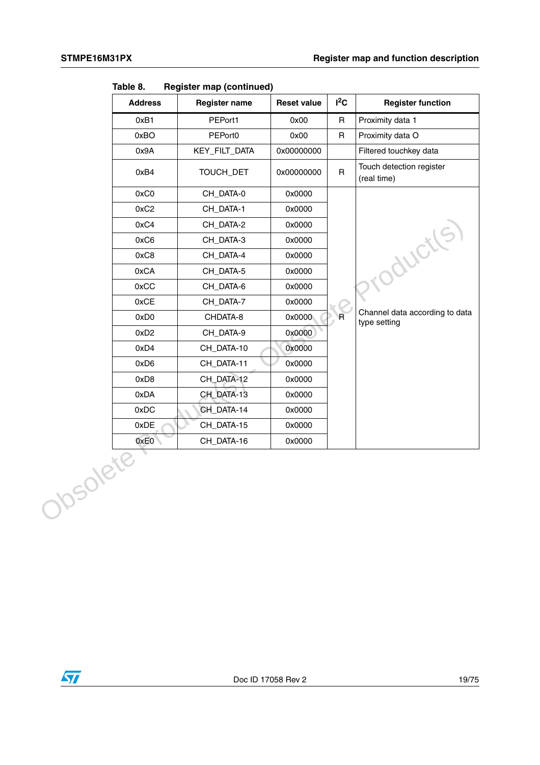Table 8. Register map (continued)

| Address | Register name | Reset value | I²C | Register function |
|---|---|---|---|---|
| 0xB1 | PEPort1 | 0x00 | R | Proximity data 1 |
| 0xBO | PEPort0 | 0x00 | R | Proximity data O |
| 0x9A | KEY_FILT_DATA | 0x00000000 | | Filtered touchkey data |
| 0xB4 | TOUCH_DET | 0x00000000 | R | Touch detection register (real time) |
| 0xC0 | CH_DATA-0 | 0x0000 | R | Channel data according to data type setting |
| 0xC2 | CH_DATA-1 | 0x0000 | | |
| 0xC4 | CH_DATA-2 | 0x0000 | | |
| 0xC6 | CH_DATA-3 | 0x0000 | | |
| 0xC8 | CH_DATA-4 | 0x0000 | | |
| 0xCA | CH_DATA-5 | 0x0000 | | |
| 0xCC | CH_DATA-6 | 0x0000 | | |
| 0xCE | CH_DATA-7 | 0x0000 | | |
| 0xD0 | CHDATA-8 | 0x0000 | | |
| 0xD2 | CH_DATA-9 | 0x0000 | | |
| 0xD4 | CH_DATA-10 | 0x0000 | | |
| 0xD6 | CH_DATA-11 | 0x0000 | | |
| 0xD8 | CH_DATA-12 | 0x0000 | | |
| 0xDA | CH_DATA-13 | 0x0000 | | |
| 0xDC | CH_DATA-14 | 0x0000 | | |
| 0xDE | CH_DATA-15 | 0x0000 | | |
| 0xE0 | CH_DATA-16 | 0x0000 | | |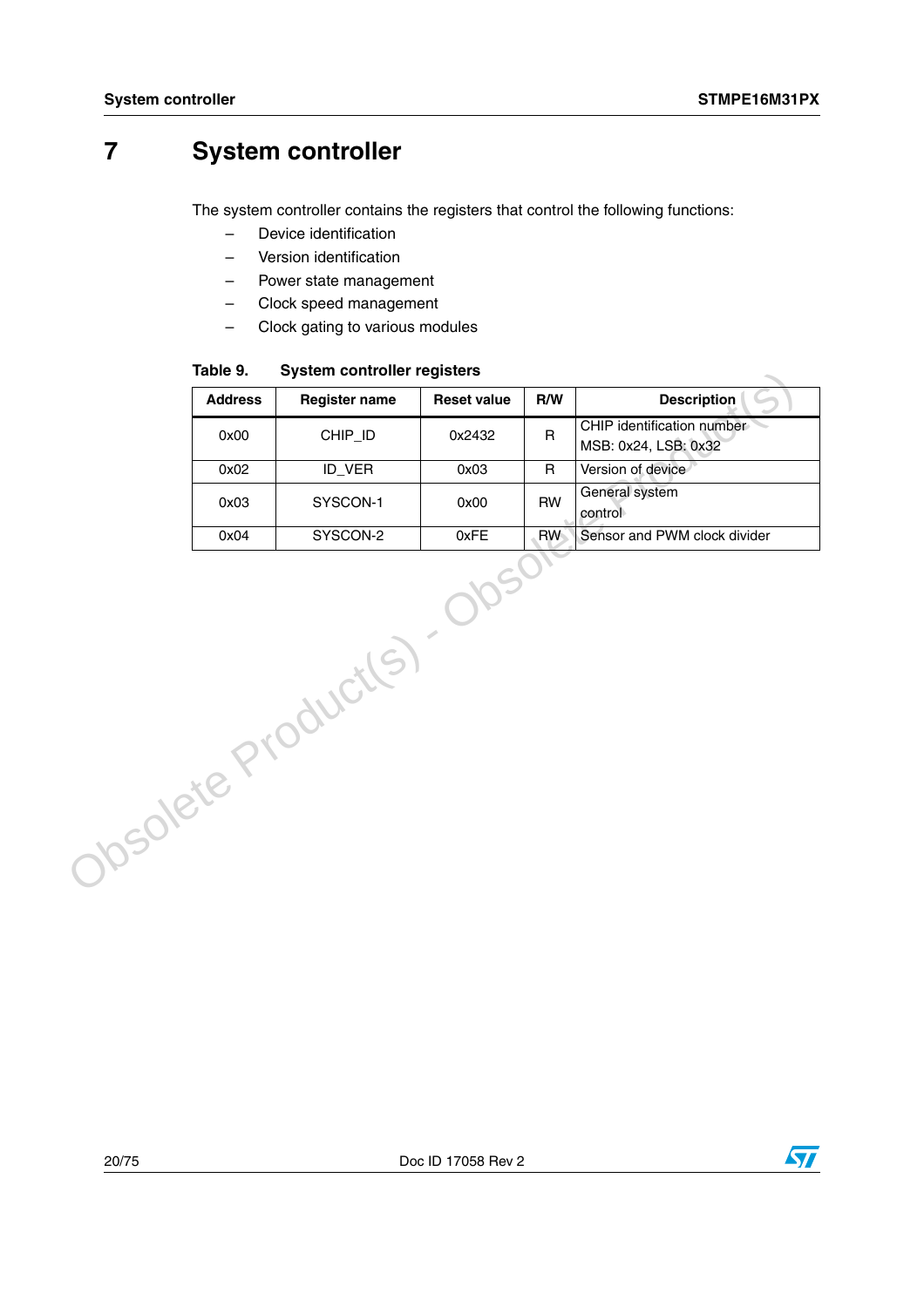# 7 System controller

The system controller contains the registers that control the following functions:

– Device identification
– Version identification
– Power state management
– Clock speed management
– Clock gating to various modules

**Table 9. System controller registers**

| Address | Register name | Reset value | R/W | Description |
|---|---|---|---|---|
| 0x00 | CHIP_ID | 0x2432 | R | CHIP identification number MSB: 0x24, LSB: 0x32 |
| 0x02 | ID_VER | 0x03 | R | Version of device |
| 0x03 | SYSCON-1 | 0x00 | RW | General system control |
| 0x04 | SYSCON-2 | 0xFE | RW | Sensor and PWM clock divider |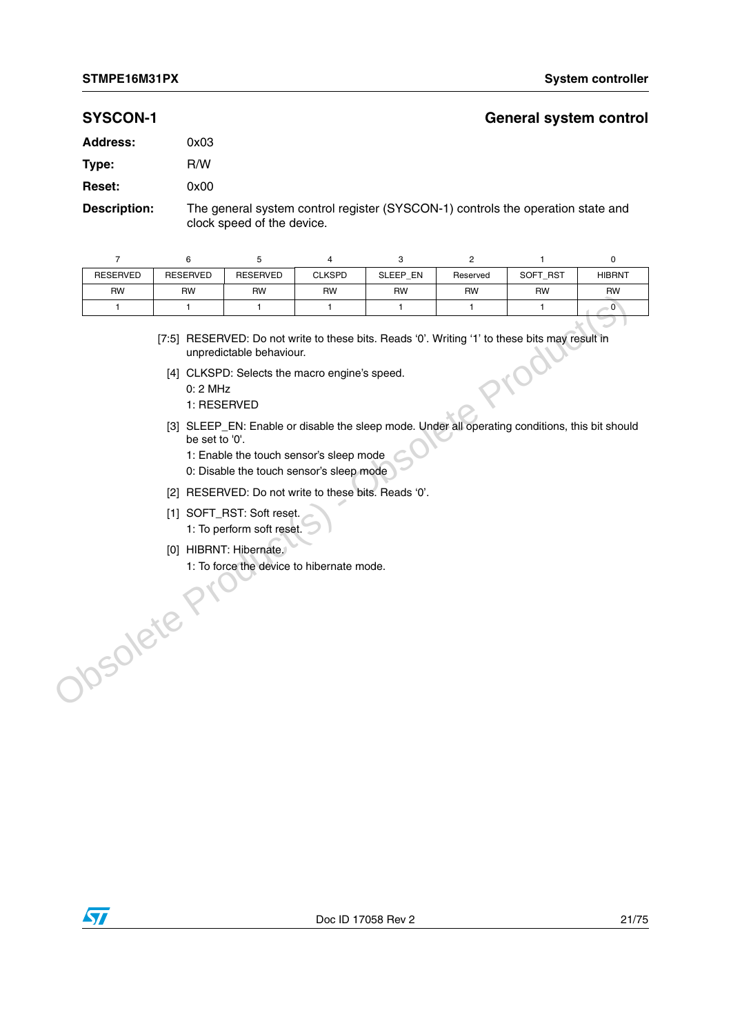## SYSCON-1 General system control

**Address:** 0x03

**Type:** R/W

**Reset:** 0x00

**Description:** The general system control register (SYSCON-1) controls the operation state and clock speed of the device.

| 7 | 6 | 5 | 4 | 3 | 2 | 1 | 0 |
|---|---|---|---|---|---|---|---|
| RESERVED | RESERVED | RESERVED | CLKSPD | SLEEP_EN | Reserved | SOFT_RST | HIBRNT |
| RW | RW | RW | RW | RW | RW | RW | RW |
| 1 | 1 | 1 | 1 | 1 | 1 | 1 | 0 |

[7:5] RESERVED: Do not write to these bits. Reads '0'. Writing '1' to these bits may result in unpredictable behaviour.

[4] CLKSPD: Selects the macro engine's speed.
- 0: 2 MHz
- 1: RESERVED

[3] SLEEP_EN: Enable or disable the sleep mode. Under all operating conditions, this bit should be set to '0'.
- 1: Enable the touch sensor's sleep mode
- 0: Disable the touch sensor's sleep mode

[2] RESERVED: Do not write to these bits. Reads '0'.

[1] SOFT_RST: Soft reset.
- 1: To perform soft reset.

[0] HIBRNT: Hibernate.
- 1: To force the device to hibernate mode.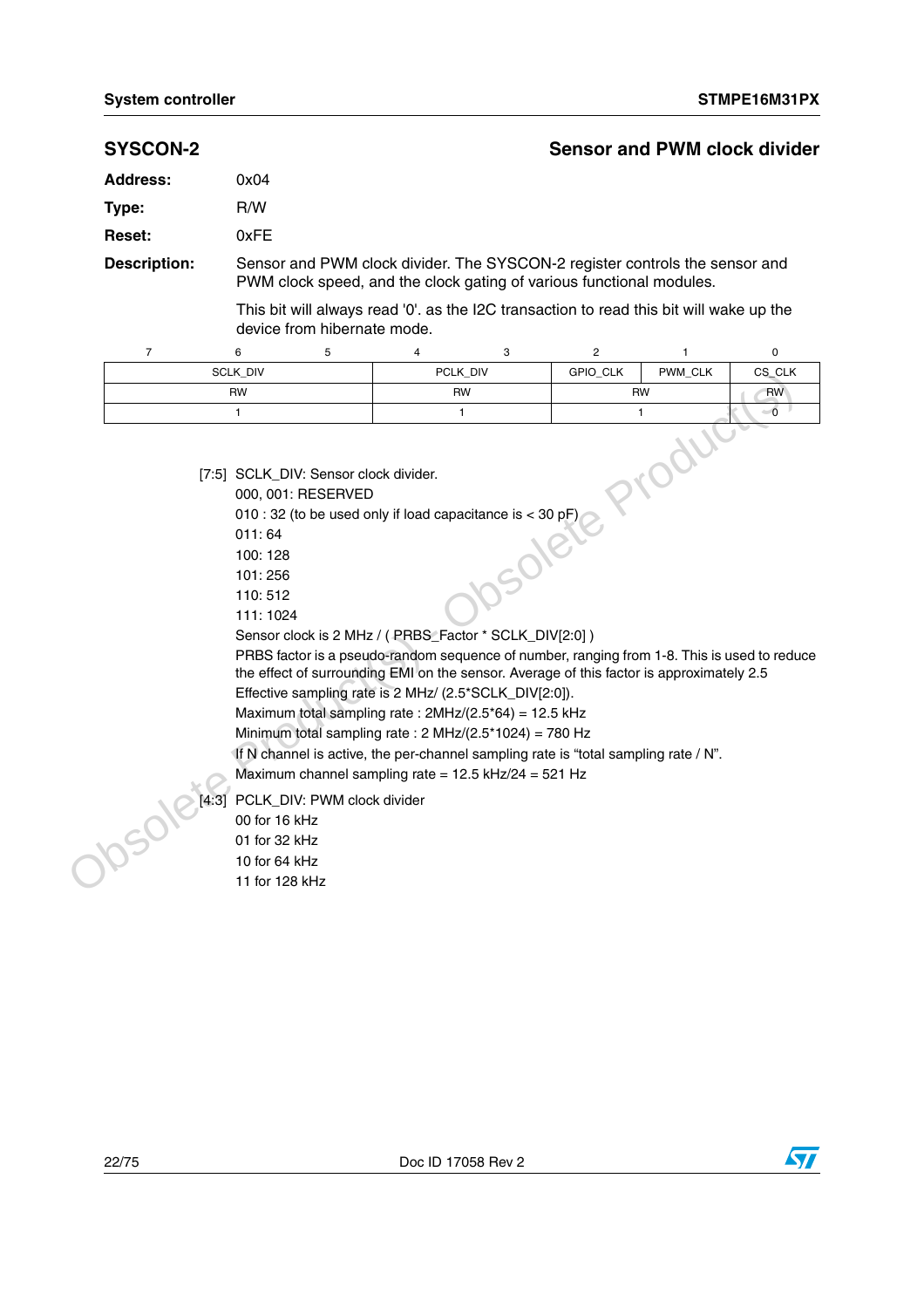## SYSCON-2 — Sensor and PWM clock divider

**Address:** 0x04

**Type:** R/W

**Reset:** 0xFE

**Description:** Sensor and PWM clock divider. The SYSCON-2 register controls the sensor and PWM clock speed, and the clock gating of various functional modules.

This bit will always read '0'. as the I2C transaction to read this bit will wake up the device from hibernate mode.

| 7 | 6 | 5 | 4 | 3 | 2 | 1 | 0 |
|---|---|---|---|---|---|---|---|
| SCLK_DIV | | | PCLK_DIV | | GPIO_CLK | PWM_CLK | CS_CLK |
| RW | | | RW | | RW | | RW |
| 1 | | | 1 | | 1 | | 0 |

[7:5] SCLK_DIV: Sensor clock divider.
000, 001: RESERVED
010 : 32 (to be used only if load capacitance is < 30 pF)
011: 64
100: 128
101: 256
110: 512
111: 1024
Sensor clock is 2 MHz / ( PRBS_Factor * SCLK_DIV[2:0] )
PRBS factor is a pseudo-random sequence of number, ranging from 1-8. This is used to reduce the effect of surrounding EMI on the sensor. Average of this factor is approximately 2.5
Effective sampling rate is 2 MHz/ (2.5*SCLK_DIV[2:0]).
Maximum total sampling rate : 2MHz/(2.5*64) = 12.5 kHz
Minimum total sampling rate : 2 MHz/(2.5*1024) = 780 Hz
If N channel is active, the per-channel sampling rate is "total sampling rate / N".
Maximum channel sampling rate = 12.5 kHz/24 = 521 Hz

[4:3] PCLK_DIV: PWM clock divider
00 for 16 kHz
01 for 32 kHz
10 for 64 kHz
11 for 128 kHz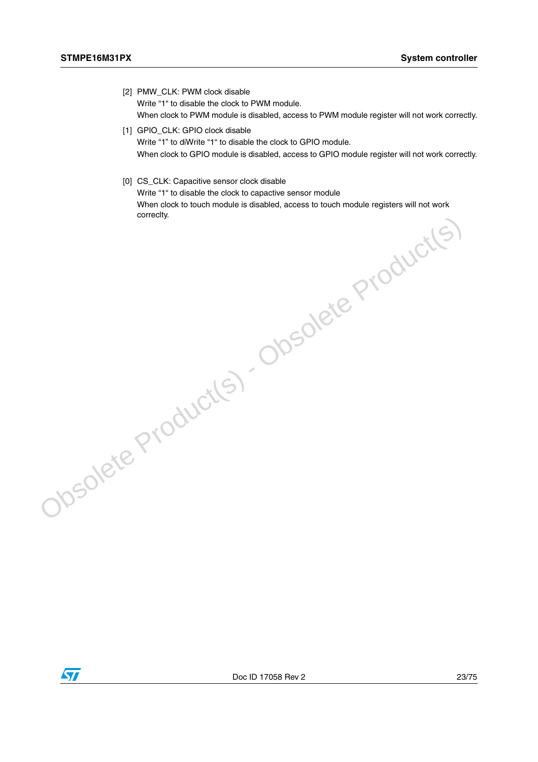[2] PMW_CLK: PWM clock disable
Write “1“ to disable the clock to PWM module.
When clock to PWM module is disabled, access to PWM module register will not work correctly.

[1] GPIO_CLK: GPIO clock disable
Write “1” to diWrite “1“ to disable the clock to GPIO module.
When clock to GPIO module is disabled, access to GPIO module register will not work correctly.

[0] CS_CLK: Capacitive sensor clock disable
Write “1“ to disable the clock to capactive sensor module
When clock to touch module is disabled, access to touch module registers will not work correclty.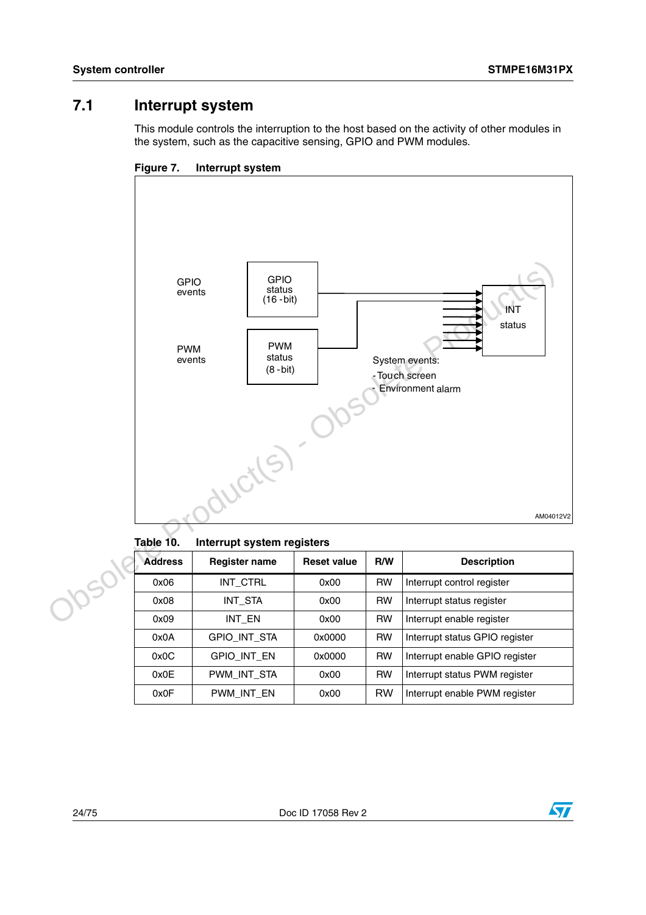## 7.1 Interrupt system

This module controls the interruption to the host based on the activity of other modules in the system, such as the capacitive sensing, GPIO and PWM modules.

**Figure 7. Interrupt system**

GPIO events | GPIO status (16 -bit) | INT status

PWM events | PWM status (8 -bit)

System events:
- Touch screen
- Environment alarm

AM04012V2

**Table 10. Interrupt system registers**

| Address | Register name | Reset value | R/W | Description |
|---|---|---|---|---|
| 0x06 | INT_CTRL | 0x00 | RW | Interrupt control register |
| 0x08 | INT_STA | 0x00 | RW | Interrupt status register |
| 0x09 | INT_EN | 0x00 | RW | Interrupt enable register |
| 0x0A | GPIO_INT_STA | 0x0000 | RW | Interrupt status GPIO register |
| 0x0C | GPIO_INT_EN | 0x0000 | RW | Interrupt enable GPIO register |
| 0x0E | PWM_INT_STA | 0x00 | RW | Interrupt status PWM register |
| 0x0F | PWM_INT_EN | 0x00 | RW | Interrupt enable PWM register |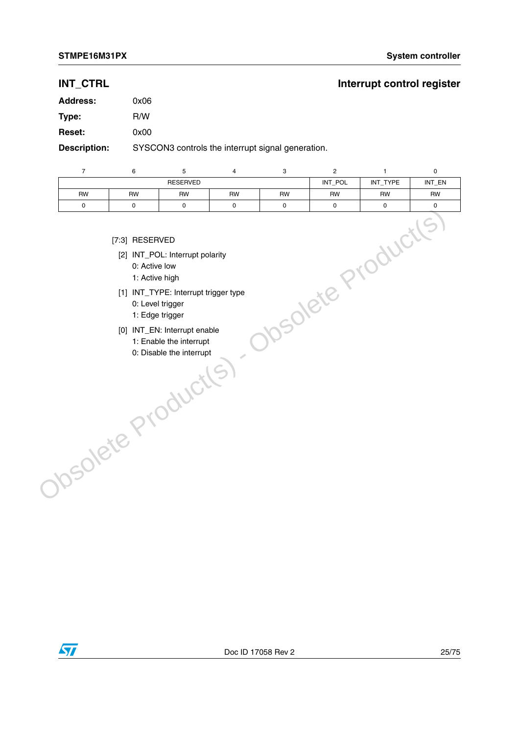## INT_CTRL — Interrupt control register

**Address:** 0x06

**Type:** R/W

**Reset:** 0x00

**Description:** SYSCON3 controls the interrupt signal generation.

| 7 | 6 | 5 | 4 | 3 | 2 | 1 | 0 |
|---|---|---|---|---|---|---|---|
| RESERVED | | | | | INT_POL | INT_TYPE | INT_EN |
| RW | RW | RW | RW | RW | RW | RW | RW |
| 0 | 0 | 0 | 0 | 0 | 0 | 0 | 0 |

[7:3] RESERVED

[2] INT_POL: Interrupt polarity
- 0: Active low
- 1: Active high

[1] INT_TYPE: Interrupt trigger type
- 0: Level trigger
- 1: Edge trigger

[0] INT_EN: Interrupt enable
- 1: Enable the interrupt
- 0: Disable the interrupt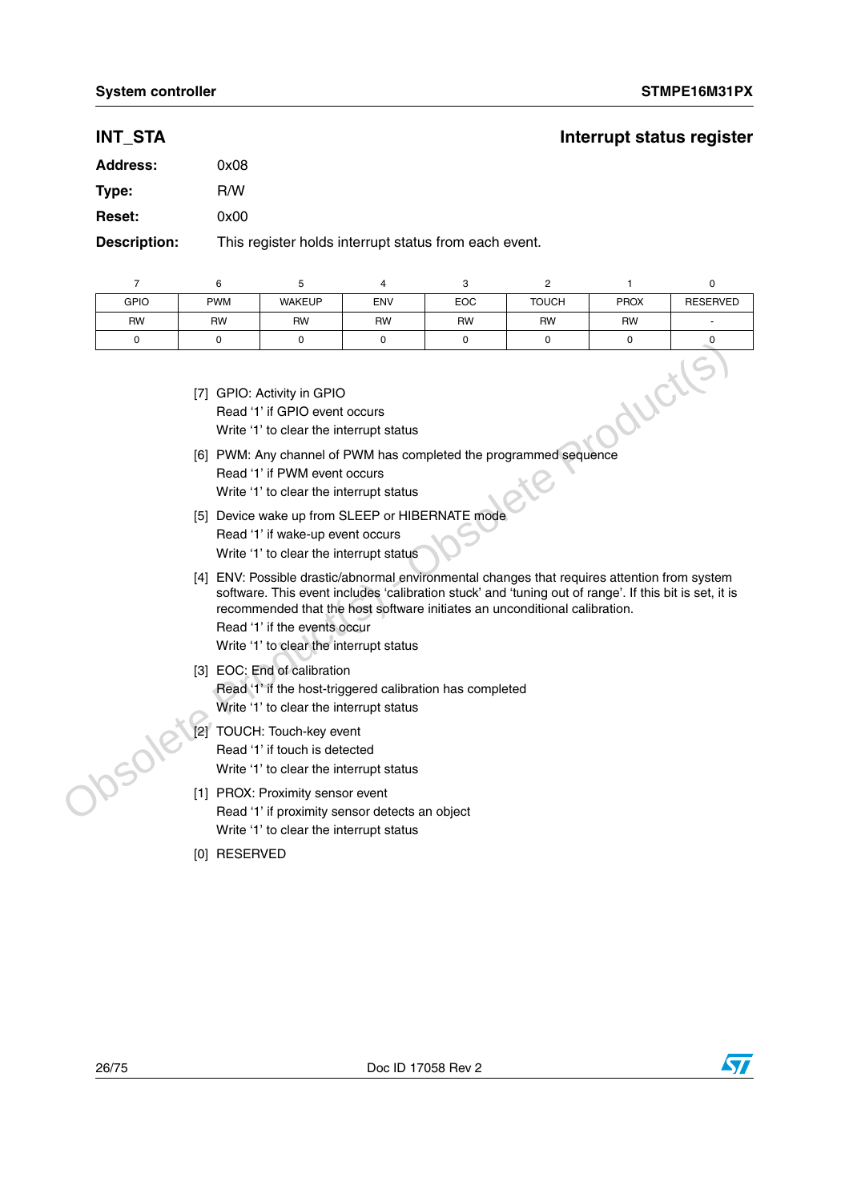## INT_STA — Interrupt status register

**Address:** 0x08

**Type:** R/W

**Reset:** 0x00

**Description:** This register holds interrupt status from each event.

| 7 | 6 | 5 | 4 | 3 | 2 | 1 | 0 |
|---|---|---|---|---|---|---|---|
| GPIO | PWM | WAKEUP | ENV | EOC | TOUCH | PROX | RESERVED |
| RW | RW | RW | RW | RW | RW | RW | - |
| 0 | 0 | 0 | 0 | 0 | 0 | 0 | 0 |

[7] GPIO: Activity in GPIO
Read '1' if GPIO event occurs
Write '1' to clear the interrupt status

[6] PWM: Any channel of PWM has completed the programmed sequence
Read '1' if PWM event occurs
Write '1' to clear the interrupt status

[5] Device wake up from SLEEP or HIBERNATE mode
Read '1' if wake-up event occurs
Write '1' to clear the interrupt status

[4] ENV: Possible drastic/abnormal environmental changes that requires attention from system software. This event includes 'calibration stuck' and 'tuning out of range'. If this bit is set, it is recommended that the host software initiates an unconditional calibration.
Read '1' if the events occur
Write '1' to clear the interrupt status

[3] EOC: End of calibration
Read '1' if the host-triggered calibration has completed
Write '1' to clear the interrupt status

[2] TOUCH: Touch-key event
Read '1' if touch is detected
Write '1' to clear the interrupt status

[1] PROX: Proximity sensor event
Read '1' if proximity sensor detects an object
Write '1' to clear the interrupt status

[0] RESERVED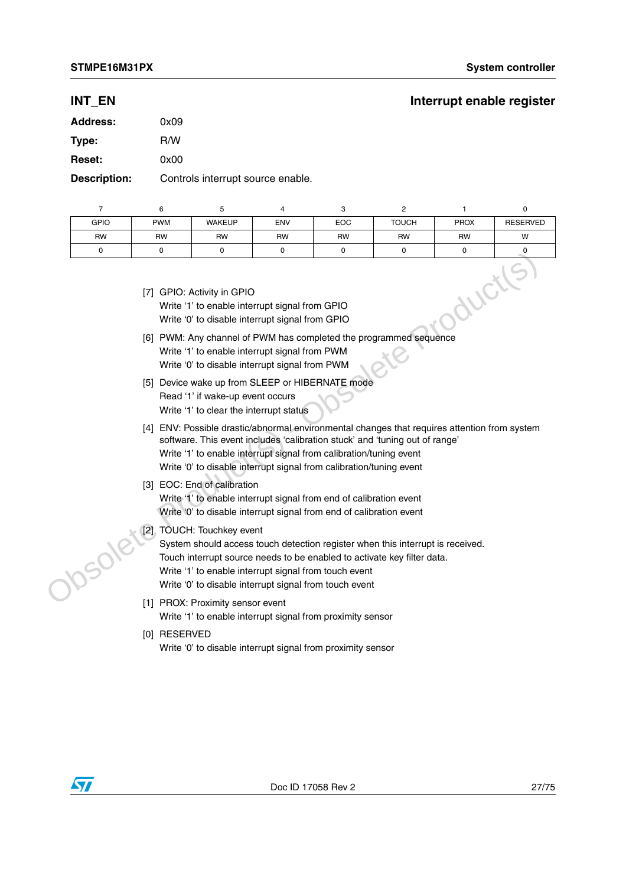## INT_EN

**Interrupt enable register**

**Address:** 0x09

**Type:** R/W

**Reset:** 0x00

**Description:** Controls interrupt source enable.

| 7 | 6 | 5 | 4 | 3 | 2 | 1 | 0 |
|---|---|---|---|---|---|---|---|
| GPIO | PWM | WAKEUP | ENV | EOC | TOUCH | PROX | RESERVED |
| RW | RW | RW | RW | RW | RW | RW | W |
| 0 | 0 | 0 | 0 | 0 | 0 | 0 | 0 |

[7] GPIO: Activity in GPIO
Write ‘1’ to enable interrupt signal from GPIO
Write ‘0’ to disable interrupt signal from GPIO

[6] PWM: Any channel of PWM has completed the programmed sequence
Write ‘1’ to enable interrupt signal from PWM
Write ‘0’ to disable interrupt signal from PWM

[5] Device wake up from SLEEP or HIBERNATE mode
Read ‘1’ if wake-up event occurs
Write ‘1’ to clear the interrupt status

[4] ENV: Possible drastic/abnormal environmental changes that requires attention from system software. This event includes ‘calibration stuck’ and ‘tuning out of range’
Write ‘1’ to enable interrupt signal from calibration/tuning event
Write ‘0’ to disable interrupt signal from calibration/tuning event

[3] EOC: End of calibration
Write ‘1’ to enable interrupt signal from end of calibration event
Write ‘0’ to disable interrupt signal from end of calibration event

[2] TOUCH: Touchkey event
System should access touch detection register when this interrupt is received.
Touch interrupt source needs to be enabled to activate key filter data.
Write ‘1’ to enable interrupt signal from touch event
Write ‘0’ to disable interrupt signal from touch event

[1] PROX: Proximity sensor event
Write ‘1’ to enable interrupt signal from proximity sensor

[0] RESERVED
Write ‘0’ to disable interrupt signal from proximity sensor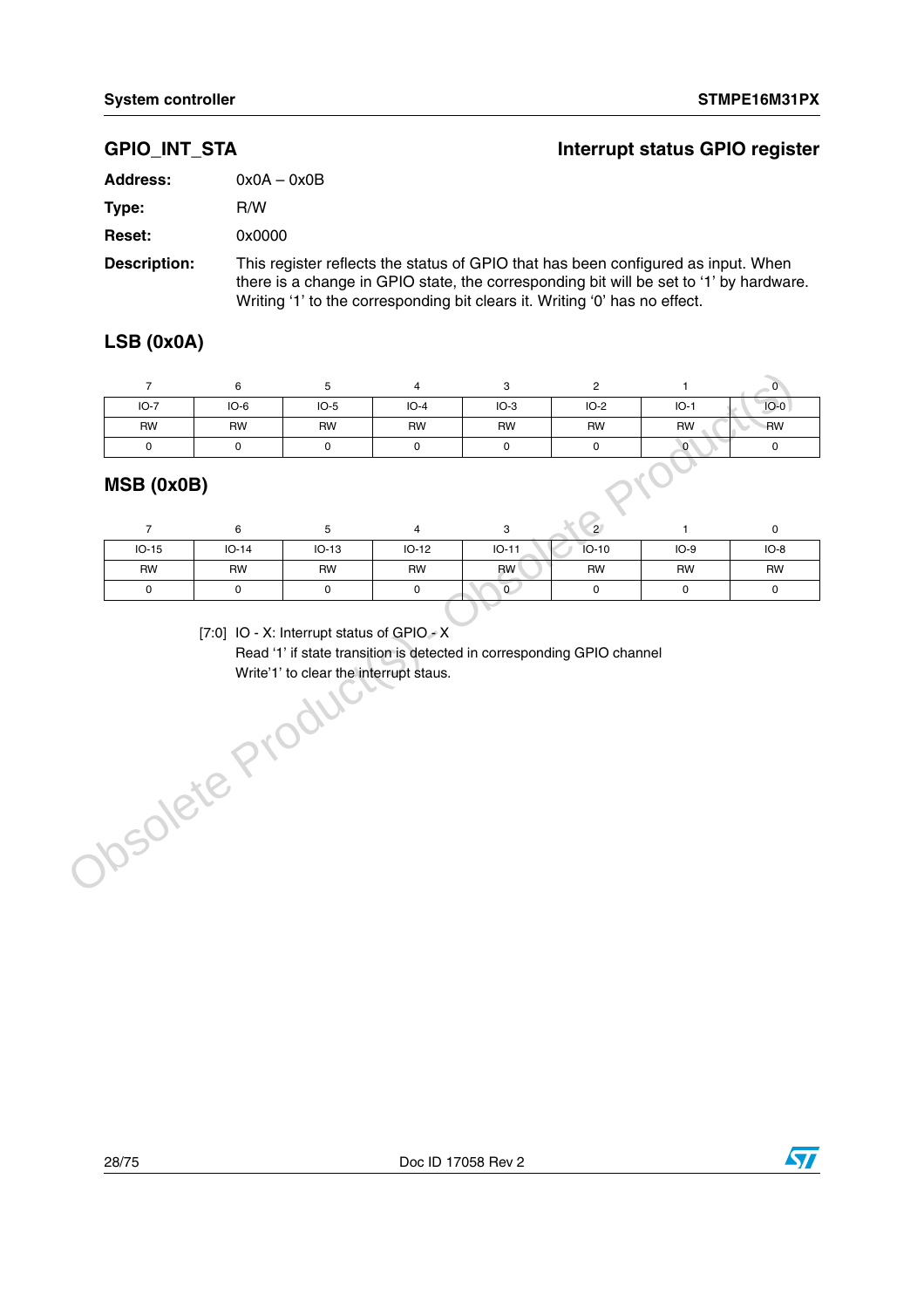## GPIO_INT_STA — Interrupt status GPIO register

**Address:** 0x0A – 0x0B

**Type:** R/W

**Reset:** 0x0000

**Description:** This register reflects the status of GPIO that has been configured as input. When there is a change in GPIO state, the corresponding bit will be set to '1' by hardware. Writing '1' to the corresponding bit clears it. Writing '0' has no effect.

### LSB (0x0A)

| 7 | 6 | 5 | 4 | 3 | 2 | 1 | 0 |
|---|---|---|---|---|---|---|---|
| IO-7 | IO-6 | IO-5 | IO-4 | IO-3 | IO-2 | IO-1 | IO-0 |
| RW | RW | RW | RW | RW | RW | RW | RW |
| 0 | 0 | 0 | 0 | 0 | 0 | 0 | 0 |

### MSB (0x0B)

| 7 | 6 | 5 | 4 | 3 | 2 | 1 | 0 |
|---|---|---|---|---|---|---|---|
| IO-15 | IO-14 | IO-13 | IO-12 | IO-11 | IO-10 | IO-9 | IO-8 |
| RW | RW | RW | RW | RW | RW | RW | RW |
| 0 | 0 | 0 | 0 | 0 | 0 | 0 | 0 |

[7:0] IO - X: Interrupt status of GPIO - X
Read '1' if state transition is detected in corresponding GPIO channel
Write'1' to clear the interrupt staus.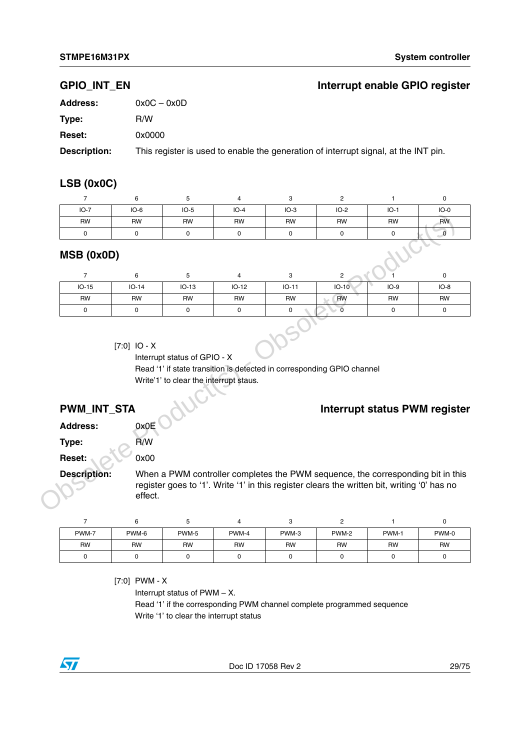## GPIO_INT_EN — Interrupt enable GPIO register

**Address:** 0x0C – 0x0D

**Type:** R/W

**Reset:** 0x0000

**Description:** This register is used to enable the generation of interrupt signal, at the INT pin.

### LSB (0x0C)

| 7 | 6 | 5 | 4 | 3 | 2 | 1 | 0 |
|---|---|---|---|---|---|---|---|
| IO-7 | IO-6 | IO-5 | IO-4 | IO-3 | IO-2 | IO-1 | IO-0 |
| RW | RW | RW | RW | RW | RW | RW | RW |
| 0 | 0 | 0 | 0 | 0 | 0 | 0 | 0 |

### MSB (0x0D)

| 7 | 6 | 5 | 4 | 3 | 2 | 1 | 0 |
|---|---|---|---|---|---|---|---|
| IO-15 | IO-14 | IO-13 | IO-12 | IO-11 | IO-10 | IO-9 | IO-8 |
| RW | RW | RW | RW | RW | RW | RW | RW |
| 0 | 0 | 0 | 0 | 0 | 0 | 0 | 0 |

[7:0] IO - X
Interrupt status of GPIO - X
Read '1' if state transition is detected in corresponding GPIO channel
Write'1' to clear the interrupt staus.

## PWM_INT_STA — Interrupt status PWM register

**Address:** 0x0E

**Type:** R/W

**Reset:** 0x00

**Description:** When a PWM controller completes the PWM sequence, the corresponding bit in this register goes to '1'. Write '1' in this register clears the written bit, writing '0' has no effect.

| 7 | 6 | 5 | 4 | 3 | 2 | 1 | 0 |
|---|---|---|---|---|---|---|---|
| PWM-7 | PWM-6 | PWM-5 | PWM-4 | PWM-3 | PWM-2 | PWM-1 | PWM-0 |
| RW | RW | RW | RW | RW | RW | RW | RW |
| 0 | 0 | 0 | 0 | 0 | 0 | 0 | 0 |

[7:0] PWM - X
Interrupt status of PWM – X.
Read '1' if the corresponding PWM channel complete programmed sequence
Write '1' to clear the interrupt status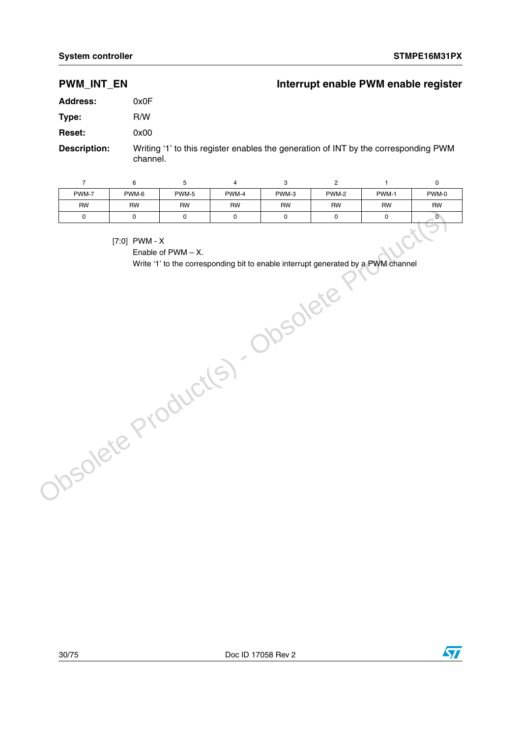## PWM_INT_EN — Interrupt enable PWM enable register

**Address:** 0x0F

**Type:** R/W

**Reset:** 0x00

**Description:** Writing ‘1’ to this register enables the generation of INT by the corresponding PWM channel.

| 7 | 6 | 5 | 4 | 3 | 2 | 1 | 0 |
|---|---|---|---|---|---|---|---|
| PWM-7 | PWM-6 | PWM-5 | PWM-4 | PWM-3 | PWM-2 | PWM-1 | PWM-0 |
| RW | RW | RW | RW | RW | RW | RW | RW |
| 0 | 0 | 0 | 0 | 0 | 0 | 0 | 0 |

[7:0] PWM - X
Enable of PWM – X.
Write ‘1’ to the corresponding bit to enable interrupt generated by a PWM channel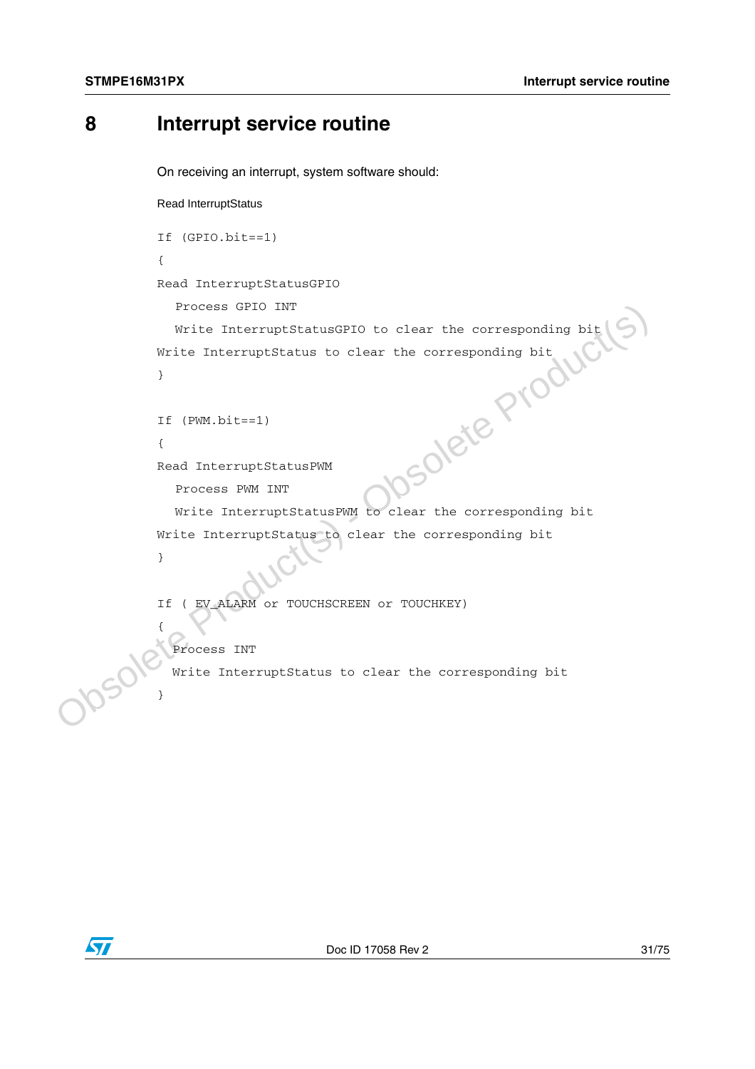# 8 Interrupt service routine

On receiving an interrupt, system software should:

Read InterruptStatus

```
If (GPIO.bit==1)
{
Read InterruptStatusGPIO
  Process GPIO INT
  Write InterruptStatusGPIO to clear the corresponding bit
Write InterruptStatus to clear the corresponding bit
}

If (PWM.bit==1)
{
Read InterruptStatusPWM
  Process PWM INT
  Write InterruptStatusPWM to clear the corresponding bit
Write InterruptStatus to clear the corresponding bit
}

If ( EV_ALARM or TOUCHSCREEN or TOUCHKEY)
{
  Process INT
  Write InterruptStatus to clear the corresponding bit
}
```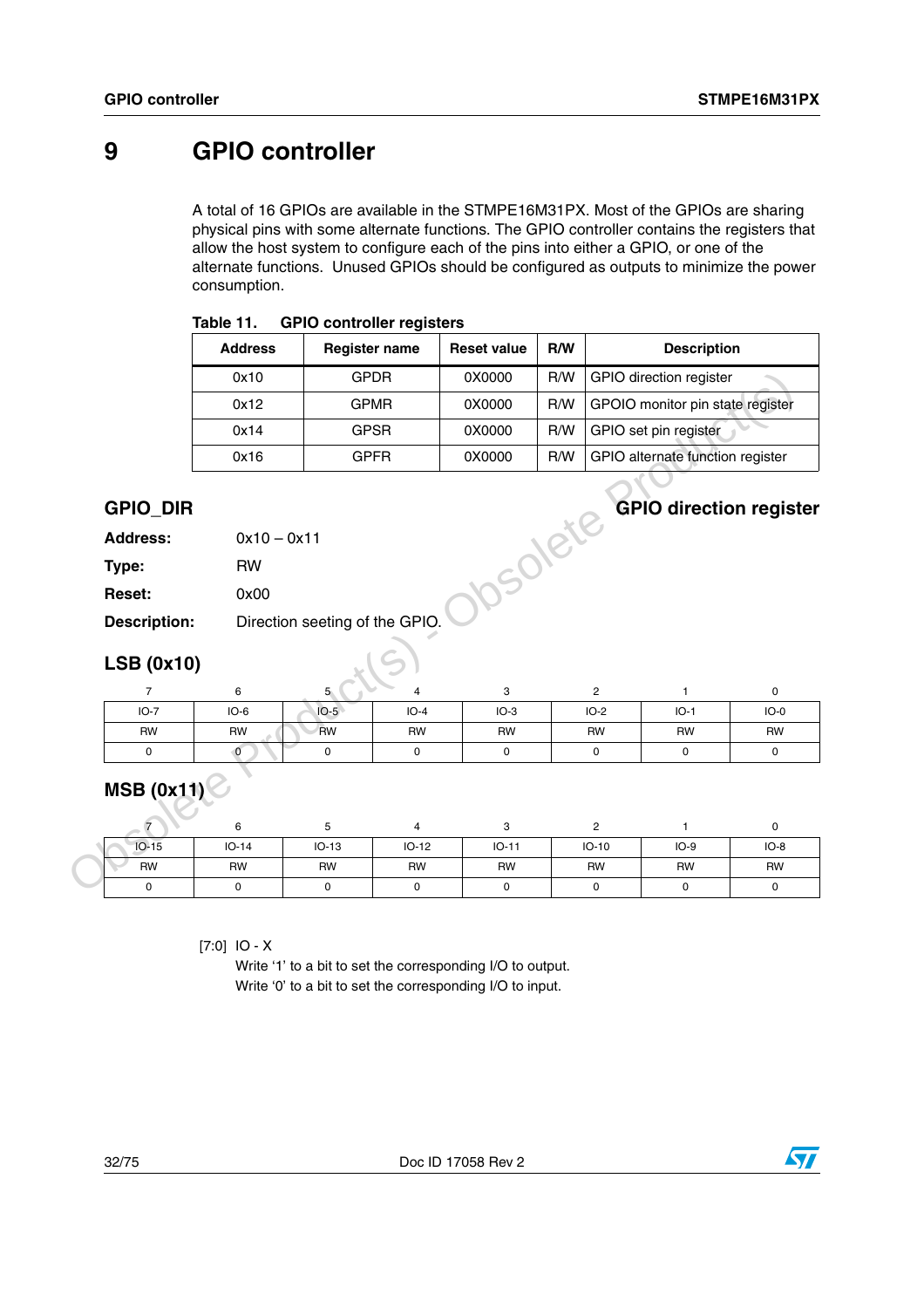# 9 GPIO controller

A total of 16 GPIOs are available in the STMPE16M31PX. Most of the GPIOs are sharing physical pins with some alternate functions. The GPIO controller contains the registers that allow the host system to configure each of the pins into either a GPIO, or one of the alternate functions. Unused GPIOs should be configured as outputs to minimize the power consumption.

**Table 11. GPIO controller registers**

| Address | Register name | Reset value | R/W | Description |
|---|---|---|---|---|
| 0x10 | GPDR | 0X0000 | R/W | GPIO direction register |
| 0x12 | GPMR | 0X0000 | R/W | GPOIO monitor pin state register |
| 0x14 | GPSR | 0X0000 | R/W | GPIO set pin register |
| 0x16 | GPFR | 0X0000 | R/W | GPIO alternate function register |

## GPIO_DIR — GPIO direction register

**Address:** 0x10 – 0x11

**Type:** RW

**Reset:** 0x00

**Description:** Direction seeting of the GPIO.

### LSB (0x10)

| 7 | 6 | 5 | 4 | 3 | 2 | 1 | 0 |
|---|---|---|---|---|---|---|---|
| IO-7 | IO-6 | IO-5 | IO-4 | IO-3 | IO-2 | IO-1 | IO-0 |
| RW | RW | RW | RW | RW | RW | RW | RW |
| 0 | 0 | 0 | 0 | 0 | 0 | 0 | 0 |

### MSB (0x11)

| 7 | 6 | 5 | 4 | 3 | 2 | 1 | 0 |
|---|---|---|---|---|---|---|---|
| IO-15 | IO-14 | IO-13 | IO-12 | IO-11 | IO-10 | IO-9 | IO-8 |
| RW | RW | RW | RW | RW | RW | RW | RW |
| 0 | 0 | 0 | 0 | 0 | 0 | 0 | 0 |

[7:0] IO - X

Write '1' to a bit to set the corresponding I/O to output.

Write '0' to a bit to set the corresponding I/O to input.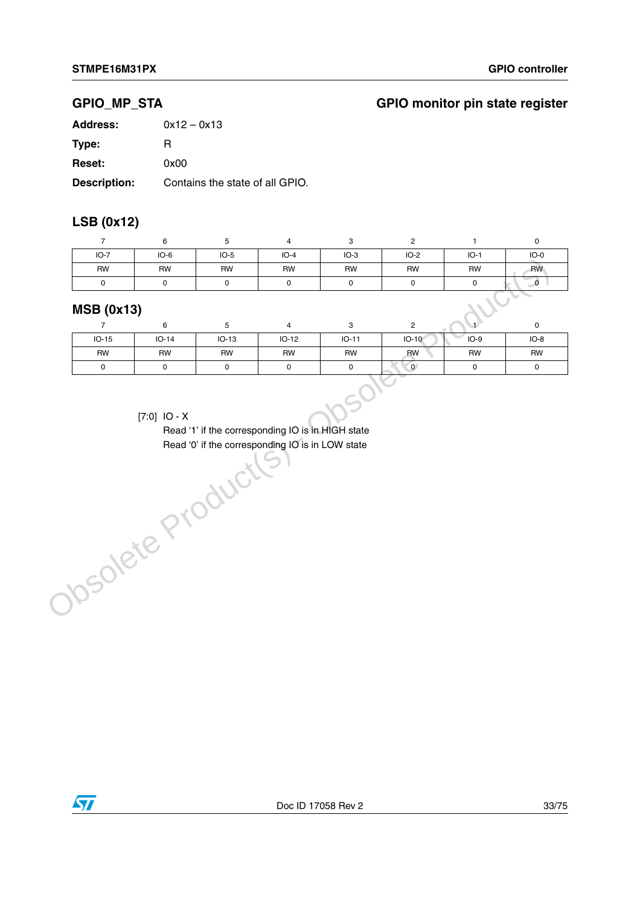## GPIO_MP_STA — GPIO monitor pin state register

**Address:** 0x12 – 0x13

**Type:** R

**Reset:** 0x00

**Description:** Contains the state of all GPIO.

### LSB (0x12)

| 7 | 6 | 5 | 4 | 3 | 2 | 1 | 0 |
|---|---|---|---|---|---|---|---|
| IO-7 | IO-6 | IO-5 | IO-4 | IO-3 | IO-2 | IO-1 | IO-0 |
| RW | RW | RW | RW | RW | RW | RW | RW |
| 0 | 0 | 0 | 0 | 0 | 0 | 0 | 0 |

### MSB (0x13)

| 7 | 6 | 5 | 4 | 3 | 2 | 1 | 0 |
|---|---|---|---|---|---|---|---|
| IO-15 | IO-14 | IO-13 | IO-12 | IO-11 | IO-10 | IO-9 | IO-8 |
| RW | RW | RW | RW | RW | RW | RW | RW |
| 0 | 0 | 0 | 0 | 0 | 0 | 0 | 0 |

[7:0] IO - X

Read '1' if the corresponding IO is in HIGH state

Read '0' if the corresponding IO is in LOW state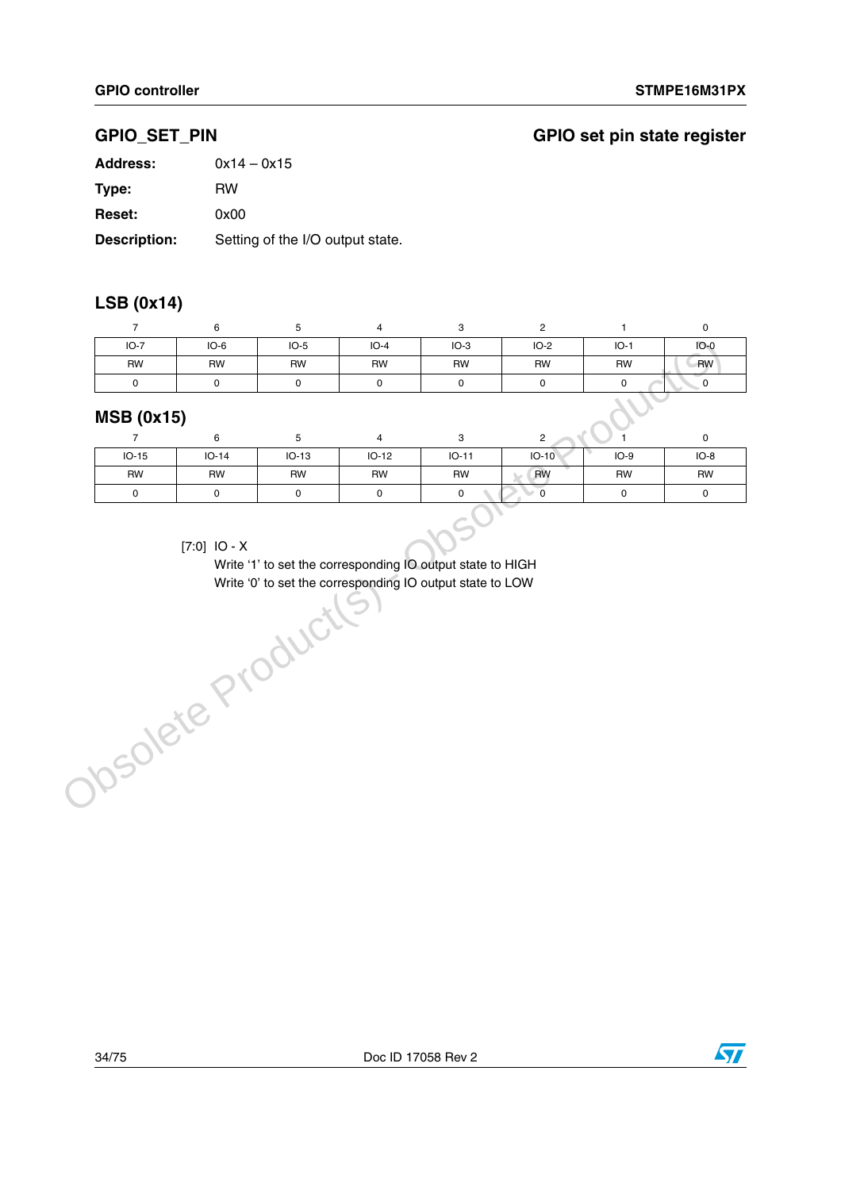## GPIO_SET_PIN — GPIO set pin state register

**Address:** 0x14 – 0x15

**Type:** RW

**Reset:** 0x00

**Description:** Setting of the I/O output state.

### LSB (0x14)

| 7 | 6 | 5 | 4 | 3 | 2 | 1 | 0 |
|---|---|---|---|---|---|---|---|
| IO-7 | IO-6 | IO-5 | IO-4 | IO-3 | IO-2 | IO-1 | IO-0 |
| RW | RW | RW | RW | RW | RW | RW | RW |
| 0 | 0 | 0 | 0 | 0 | 0 | 0 | 0 |

### MSB (0x15)

| 7 | 6 | 5 | 4 | 3 | 2 | 1 | 0 |
|---|---|---|---|---|---|---|---|
| IO-15 | IO-14 | IO-13 | IO-12 | IO-11 | IO-10 | IO-9 | IO-8 |
| RW | RW | RW | RW | RW | RW | RW | RW |
| 0 | 0 | 0 | 0 | 0 | 0 | 0 | 0 |

[7:0] IO - X

Write '1' to set the corresponding IO output state to HIGH

Write '0' to set the corresponding IO output state to LOW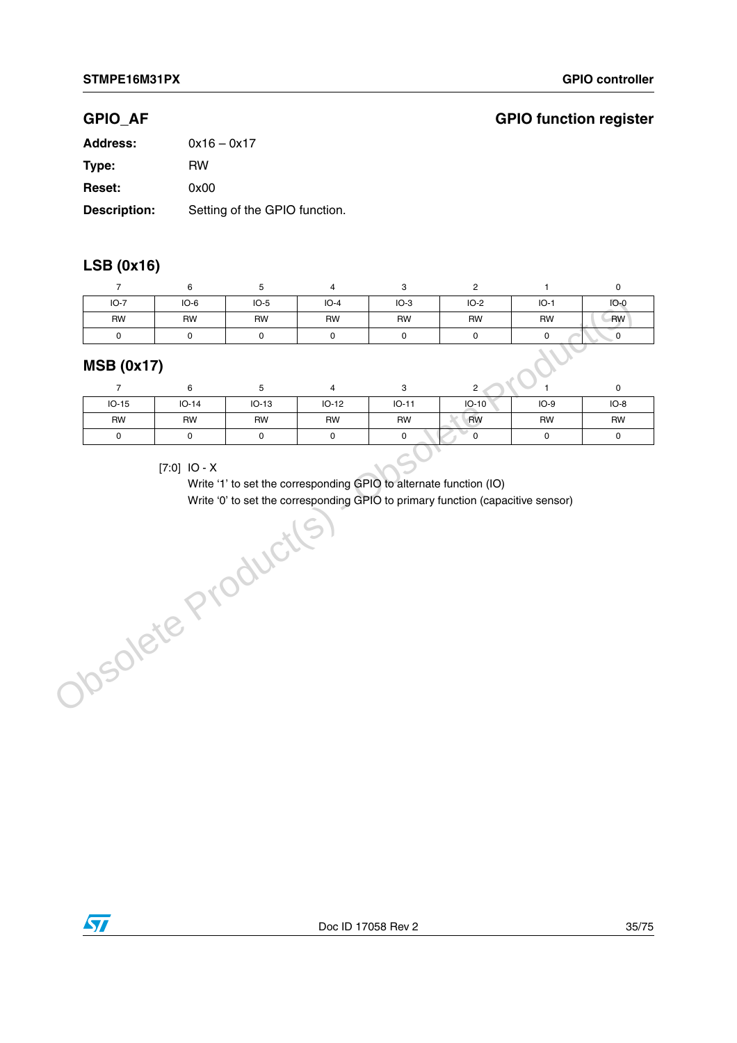## GPIO_AF

**GPIO function register**

| | |
|---|---|
| **Address:** | 0x16 – 0x17 |
| **Type:** | RW |
| **Reset:** | 0x00 |
| **Description:** | Setting of the GPIO function. |

### LSB (0x16)

| 7 | 6 | 5 | 4 | 3 | 2 | 1 | 0 |
|---|---|---|---|---|---|---|---|
| IO-7 | IO-6 | IO-5 | IO-4 | IO-3 | IO-2 | IO-1 | IO-0 |
| RW | RW | RW | RW | RW | RW | RW | RW |
| 0 | 0 | 0 | 0 | 0 | 0 | 0 | 0 |

### MSB (0x17)

| 7 | 6 | 5 | 4 | 3 | 2 | 1 | 0 |
|---|---|---|---|---|---|---|---|
| IO-15 | IO-14 | IO-13 | IO-12 | IO-11 | IO-10 | IO-9 | IO-8 |
| RW | RW | RW | RW | RW | RW | RW | RW |
| 0 | 0 | 0 | 0 | 0 | 0 | 0 | 0 |

[7:0] IO - X

Write '1' to set the corresponding GPIO to alternate function (IO)

Write '0' to set the corresponding GPIO to primary function (capacitive sensor)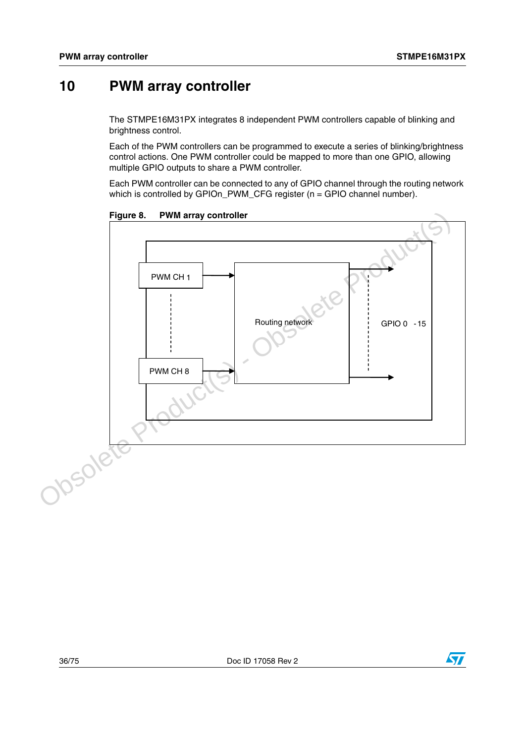# 10 PWM array controller

The STMPE16M31PX integrates 8 independent PWM controllers capable of blinking and brightness control.

Each of the PWM controllers can be programmed to execute a series of blinking/brightness control actions. One PWM controller could be mapped to more than one GPIO, allowing multiple GPIO outputs to share a PWM controller.

Each PWM controller can be connected to any of GPIO channel through the routing network which is controlled by GPIOn_PWM_CFG register (n = GPIO channel number).

**Figure 8. PWM array controller**

PWM CH 1

PWM CH 8

Routing network

GPIO 0 -15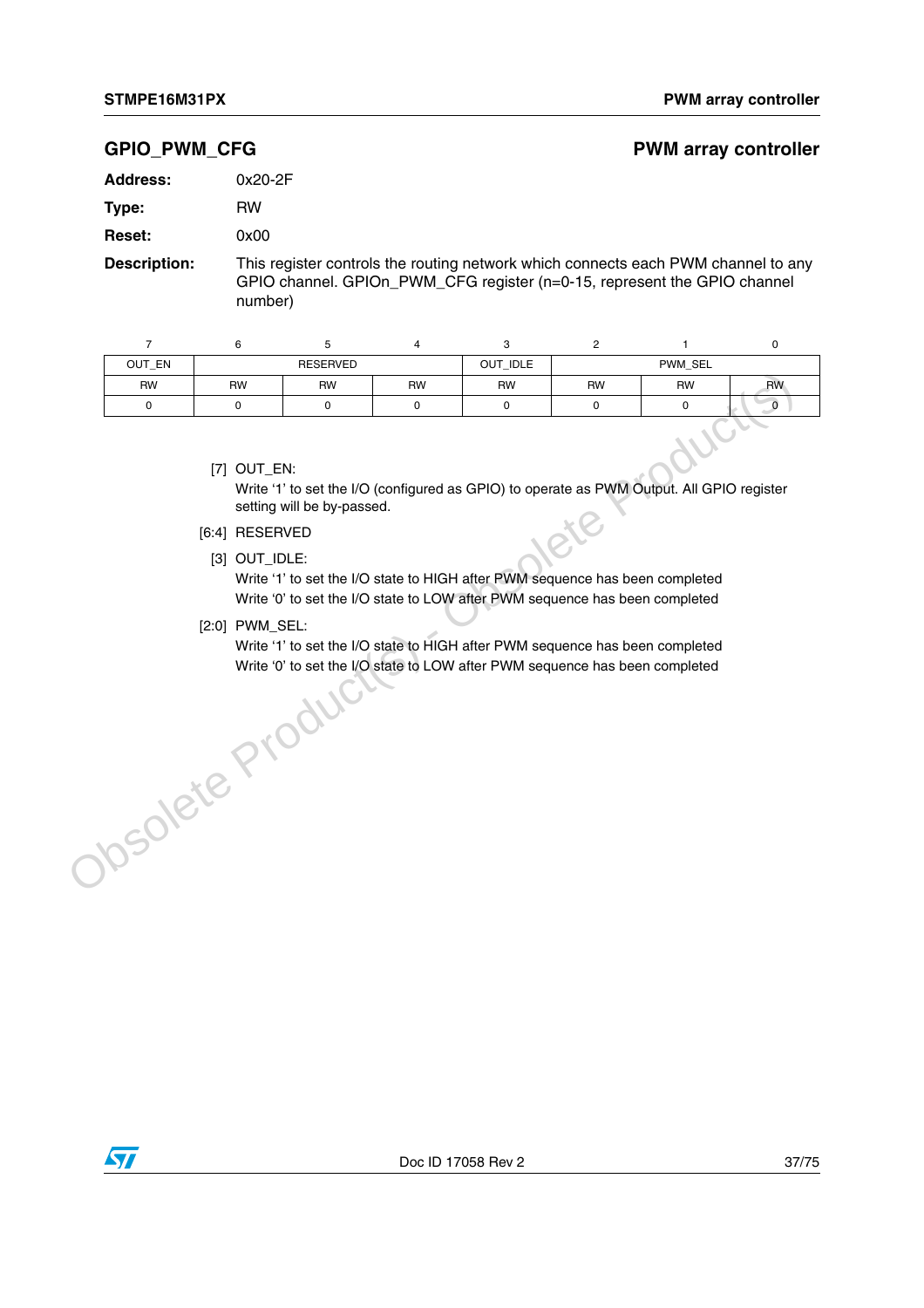## GPIO_PWM_CFG

**PWM array controller**

**Address:** 0x20-2F

**Type:** RW

**Reset:** 0x00

**Description:** This register controls the routing network which connects each PWM channel to any GPIO channel. GPIOn_PWM_CFG register (n=0-15, represent the GPIO channel number)

| 7 | 6 | 5 | 4 | 3 | 2 | 1 | 0 |
|---|---|---|---|---|---|---|---|
| OUT_EN | RESERVED | | | OUT_IDLE | PWM_SEL | | |
| RW | RW | RW | RW | RW | RW | RW | RW |
| 0 | 0 | 0 | 0 | 0 | 0 | 0 | 0 |

[7] OUT_EN:
Write '1' to set the I/O (configured as GPIO) to operate as PWM Output. All GPIO register setting will be by-passed.

[6:4] RESERVED

[3] OUT_IDLE:
Write '1' to set the I/O state to HIGH after PWM sequence has been completed
Write '0' to set the I/O state to LOW after PWM sequence has been completed

[2:0] PWM_SEL:
Write '1' to set the I/O state to HIGH after PWM sequence has been completed
Write '0' to set the I/O state to LOW after PWM sequence has been completed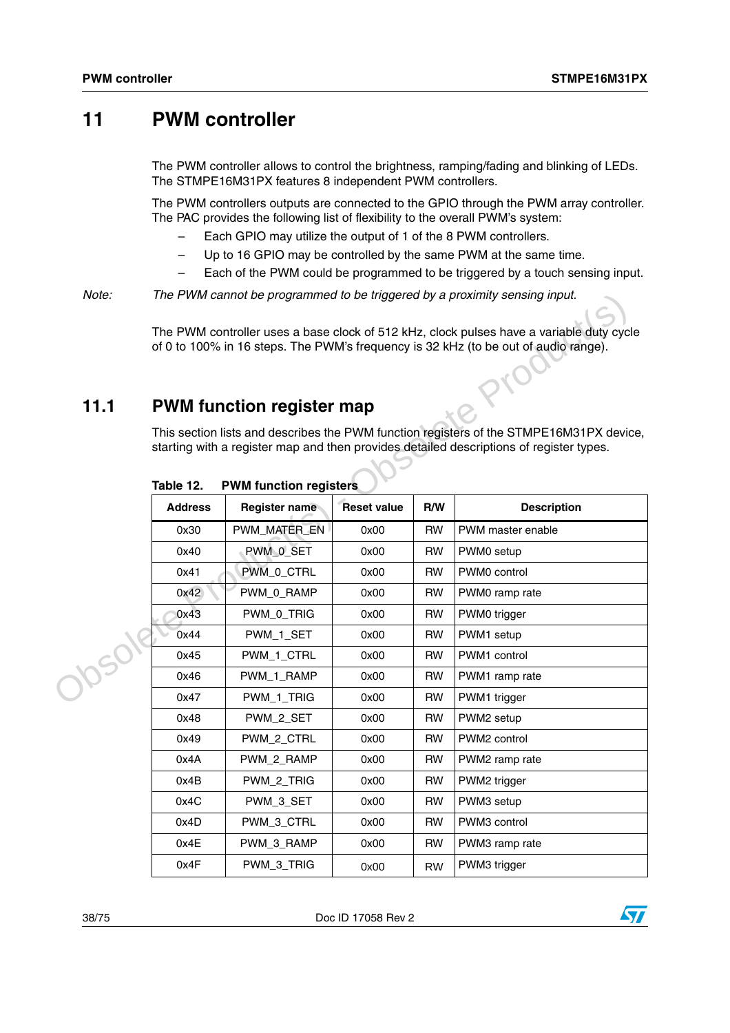# 11 PWM controller

The PWM controller allows to control the brightness, ramping/fading and blinking of LEDs. The STMPE16M31PX features 8 independent PWM controllers.

The PWM controllers outputs are connected to the GPIO through the PWM array controller. The PAC provides the following list of flexibility to the overall PWM's system:

- Each GPIO may utilize the output of 1 of the 8 PWM controllers.
- Up to 16 GPIO may be controlled by the same PWM at the same time.
- Each of the PWM could be programmed to be triggered by a touch sensing input.

*Note: The PWM cannot be programmed to be triggered by a proximity sensing input.*

The PWM controller uses a base clock of 512 kHz, clock pulses have a variable duty cycle of 0 to 100% in 16 steps. The PWM's frequency is 32 kHz (to be out of audio range).

## 11.1 PWM function register map

This section lists and describes the PWM function registers of the STMPE16M31PX device, starting with a register map and then provides detailed descriptions of register types.

**Table 12. PWM function registers**

| Address | Register name | Reset value | R/W | Description |
|---|---|---|---|---|
| 0x30 | PWM_MATER_EN | 0x00 | RW | PWM master enable |
| 0x40 | PWM_0_SET | 0x00 | RW | PWM0 setup |
| 0x41 | PWM_0_CTRL | 0x00 | RW | PWM0 control |
| 0x42 | PWM_0_RAMP | 0x00 | RW | PWM0 ramp rate |
| 0x43 | PWM_0_TRIG | 0x00 | RW | PWM0 trigger |
| 0x44 | PWM_1_SET | 0x00 | RW | PWM1 setup |
| 0x45 | PWM_1_CTRL | 0x00 | RW | PWM1 control |
| 0x46 | PWM_1_RAMP | 0x00 | RW | PWM1 ramp rate |
| 0x47 | PWM_1_TRIG | 0x00 | RW | PWM1 trigger |
| 0x48 | PWM_2_SET | 0x00 | RW | PWM2 setup |
| 0x49 | PWM_2_CTRL | 0x00 | RW | PWM2 control |
| 0x4A | PWM_2_RAMP | 0x00 | RW | PWM2 ramp rate |
| 0x4B | PWM_2_TRIG | 0x00 | RW | PWM2 trigger |
| 0x4C | PWM_3_SET | 0x00 | RW | PWM3 setup |
| 0x4D | PWM_3_CTRL | 0x00 | RW | PWM3 control |
| 0x4E | PWM_3_RAMP | 0x00 | RW | PWM3 ramp rate |
| 0x4F | PWM_3_TRIG | 0x00 | RW | PWM3 trigger |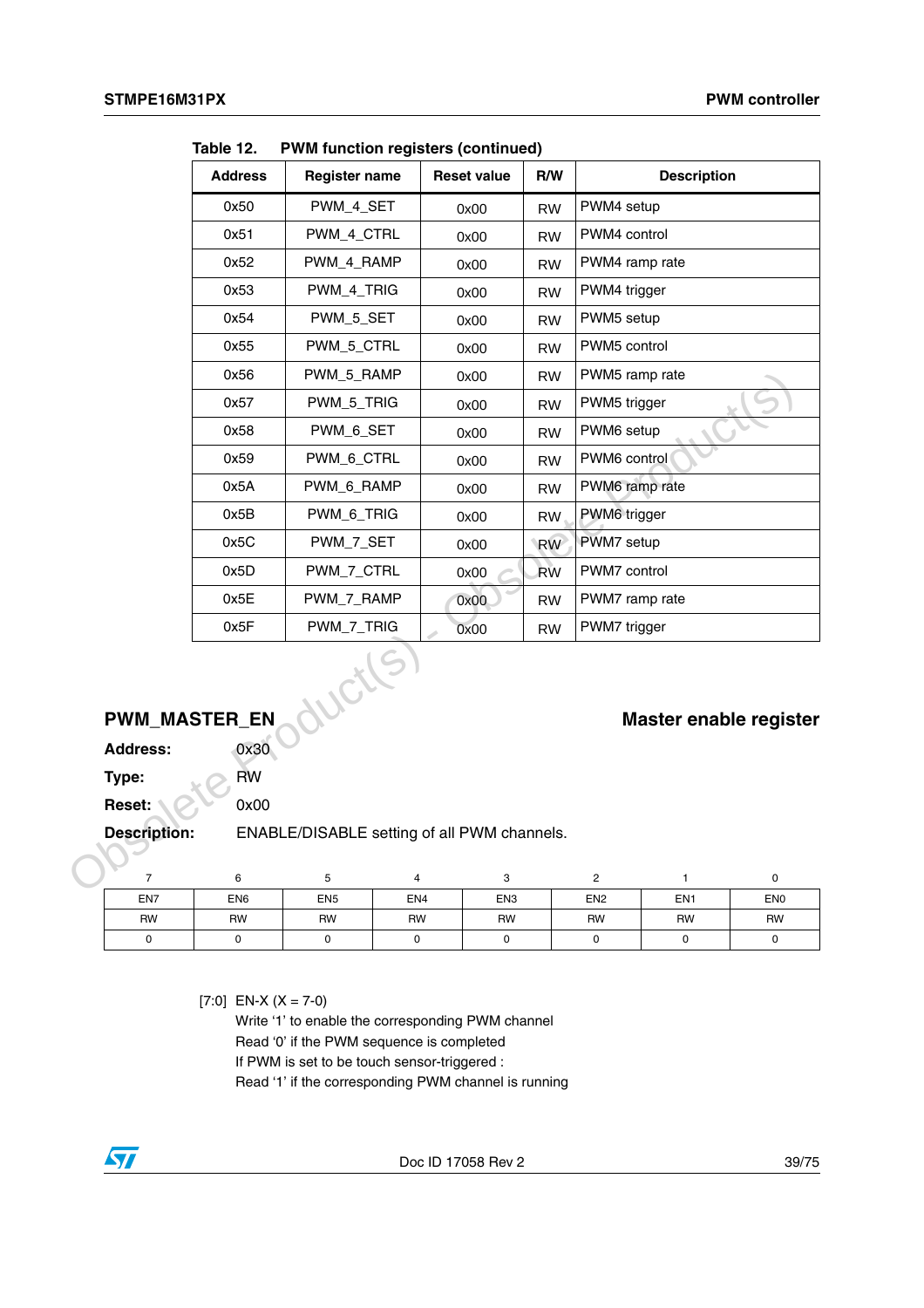**Table 12. PWM function registers (continued)**

| Address | Register name | Reset value | R/W | Description |
|---|---|---|---|---|
| 0x50 | PWM_4_SET | 0x00 | RW | PWM4 setup |
| 0x51 | PWM_4_CTRL | 0x00 | RW | PWM4 control |
| 0x52 | PWM_4_RAMP | 0x00 | RW | PWM4 ramp rate |
| 0x53 | PWM_4_TRIG | 0x00 | RW | PWM4 trigger |
| 0x54 | PWM_5_SET | 0x00 | RW | PWM5 setup |
| 0x55 | PWM_5_CTRL | 0x00 | RW | PWM5 control |
| 0x56 | PWM_5_RAMP | 0x00 | RW | PWM5 ramp rate |
| 0x57 | PWM_5_TRIG | 0x00 | RW | PWM5 trigger |
| 0x58 | PWM_6_SET | 0x00 | RW | PWM6 setup |
| 0x59 | PWM_6_CTRL | 0x00 | RW | PWM6 control |
| 0x5A | PWM_6_RAMP | 0x00 | RW | PWM6 ramp rate |
| 0x5B | PWM_6_TRIG | 0x00 | RW | PWM6 trigger |
| 0x5C | PWM_7_SET | 0x00 | RW | PWM7 setup |
| 0x5D | PWM_7_CTRL | 0x00 | RW | PWM7 control |
| 0x5E | PWM_7_RAMP | 0x00 | RW | PWM7 ramp rate |
| 0x5F | PWM_7_TRIG | 0x00 | RW | PWM7 trigger |

## PWM_MASTER_EN — Master enable register

**Address:** 0x30

**Type:** RW

**Reset:** 0x00

**Description:** ENABLE/DISABLE setting of all PWM channels.

| 7 | 6 | 5 | 4 | 3 | 2 | 1 | 0 |
|---|---|---|---|---|---|---|---|
| EN7 | EN6 | EN5 | EN4 | EN3 | EN2 | EN1 | EN0 |
| RW | RW | RW | RW | RW | RW | RW | RW |
| 0 | 0 | 0 | 0 | 0 | 0 | 0 | 0 |

[7:0] EN-X (X = 7-0)
Write '1' to enable the corresponding PWM channel
Read '0' if the PWM sequence is completed
If PWM is set to be touch sensor-triggered :
Read '1' if the corresponding PWM channel is running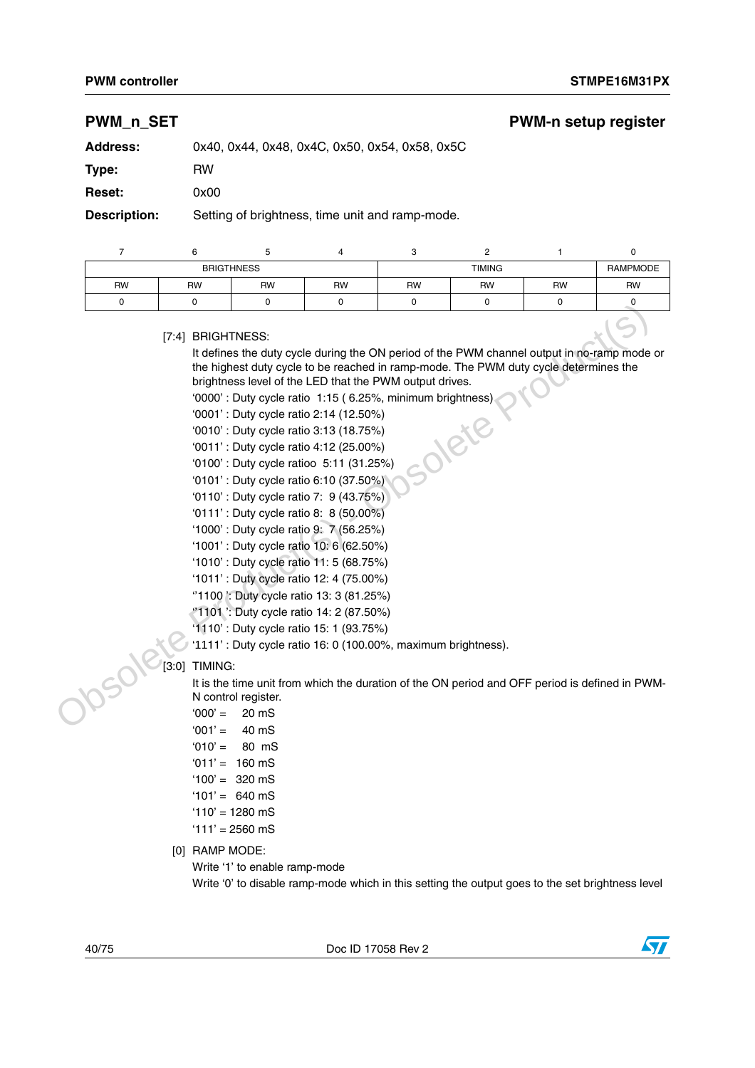## PWM_n_SET — PWM-n setup register

**Address:** 0x40, 0x44, 0x48, 0x4C, 0x50, 0x54, 0x58, 0x5C

**Type:** RW

**Reset:** 0x00

**Description:** Setting of brightness, time unit and ramp-mode.

| 7 | 6 | 5 | 4 | 3 | 2 | 1 | 0 |
|---|---|---|---|---|---|---|---|
| BRIGTHNESS | | | | TIMING | | | RAMPMODE |
| RW | RW | RW | RW | RW | RW | RW | RW |
| 0 | 0 | 0 | 0 | 0 | 0 | 0 | 0 |

[7:4] BRIGHTNESS:

It defines the duty cycle during the ON period of the PWM channel output in no-ramp mode or the highest duty cycle to be reached in ramp-mode. The PWM duty cycle determines the brightness level of the LED that the PWM output drives.

'0000' : Duty cycle ratio 1:15 ( 6.25%, minimum brightness)
'0001' : Duty cycle ratio 2:14 (12.50%)
'0010' : Duty cycle ratio 3:13 (18.75%)
'0011' : Duty cycle ratio 4:12 (25.00%)
'0100' : Duty cycle ratioo 5:11 (31.25%)
'0101' : Duty cycle ratio 6:10 (37.50%)
'0110' : Duty cycle ratio 7: 9 (43.75%)
'0111' : Duty cycle ratio 8: 8 (50.00%)
'1000' : Duty cycle ratio 9: 7 (56.25%)
'1001' : Duty cycle ratio 10: 6 (62.50%)
'1010' : Duty cycle ratio 11: 5 (68.75%)
'1011' : Duty cycle ratio 12: 4 (75.00%)
''1100 ': Duty cycle ratio 13: 3 (81.25%)
''1101 ': Duty cycle ratio 14: 2 (87.50%)
'1110' : Duty cycle ratio 15: 1 (93.75%)
'1111' : Duty cycle ratio 16: 0 (100.00%, maximum brightness).

[3:0] TIMING:

It is the time unit from which the duration of the ON period and OFF period is defined in PWM-N control register.

'000' = 20 mS
'001' = 40 mS
'010' = 80 mS
'011' = 160 mS
'100' = 320 mS
'101' = 640 mS
'110' = 1280 mS
'111' = 2560 mS

[0] RAMP MODE:

Write '1' to enable ramp-mode

Write '0' to disable ramp-mode which in this setting the output goes to the set brightness level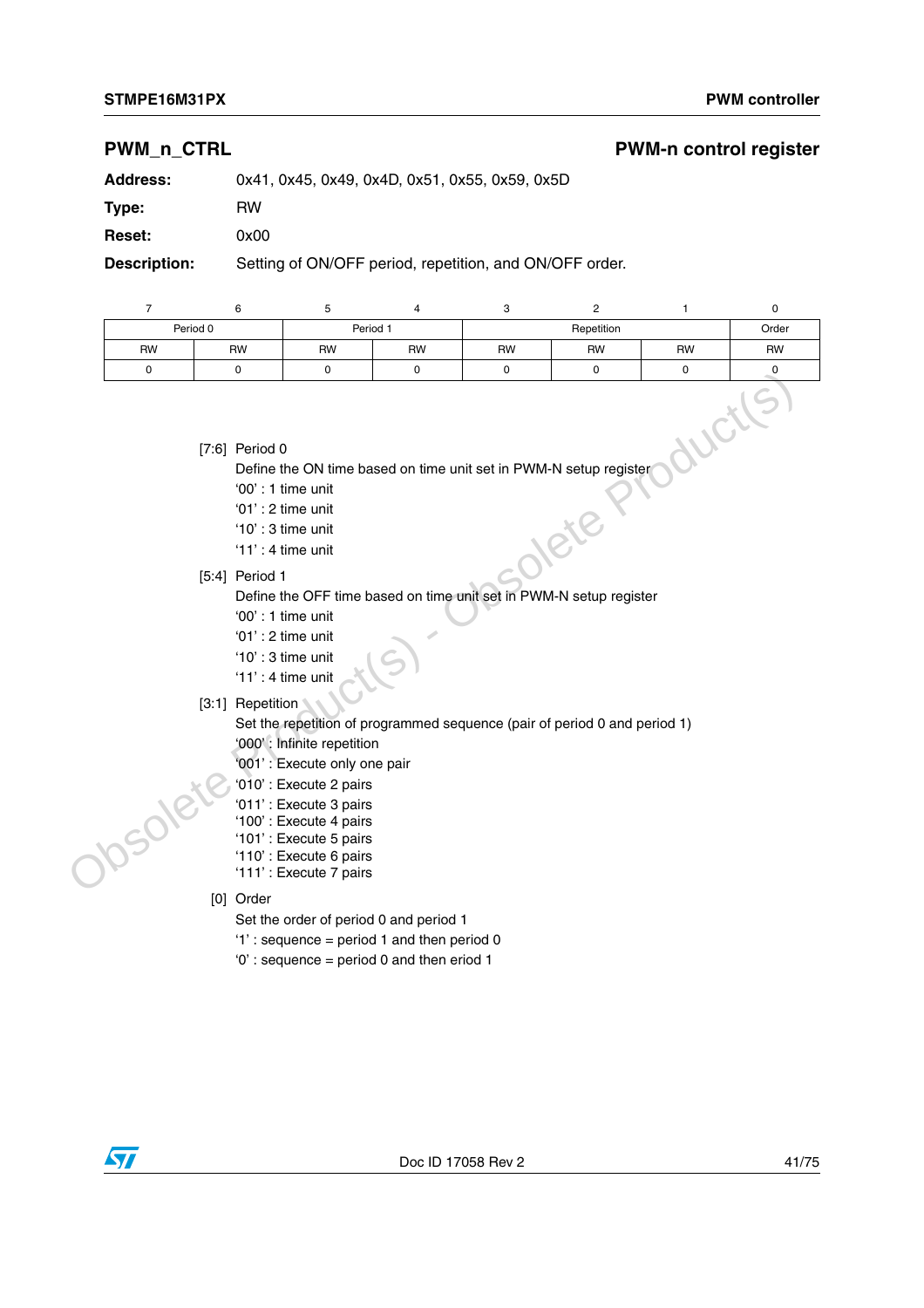## PWM_n_CTRL — PWM-n control register

**Address:** 0x41, 0x45, 0x49, 0x4D, 0x51, 0x55, 0x59, 0x5D

**Type:** RW

**Reset:** 0x00

**Description:** Setting of ON/OFF period, repetition, and ON/OFF order.

| 7 | 6 | 5 | 4 | 3 | 2 | 1 | 0 |
|---|---|---|---|---|---|---|---|
| Period 0 | | Period 1 | | Repetition | | | Order |
| RW | RW | RW | RW | RW | RW | RW | RW |
| 0 | 0 | 0 | 0 | 0 | 0 | 0 | 0 |

[7:6] Period 0

Define the ON time based on time unit set in PWM-N setup register
- '00' : 1 time unit
- '01' : 2 time unit
- '10' : 3 time unit
- '11' : 4 time unit

[5:4] Period 1

Define the OFF time based on time unit set in PWM-N setup register
- '00' : 1 time unit
- '01' : 2 time unit
- '10' : 3 time unit
- '11' : 4 time unit

[3:1] Repetition

Set the repetition of programmed sequence (pair of period 0 and period 1)
- '000' : Infinite repetition
- '001' : Execute only one pair
- '010' : Execute 2 pairs
- '011' : Execute 3 pairs
- '100' : Execute 4 pairs
- '101' : Execute 5 pairs
- '110' : Execute 6 pairs
- '111' : Execute 7 pairs

[0] Order

Set the order of period 0 and period 1
- '1' : sequence = period 1 and then period 0
- '0' : sequence = period 0 and then eriod 1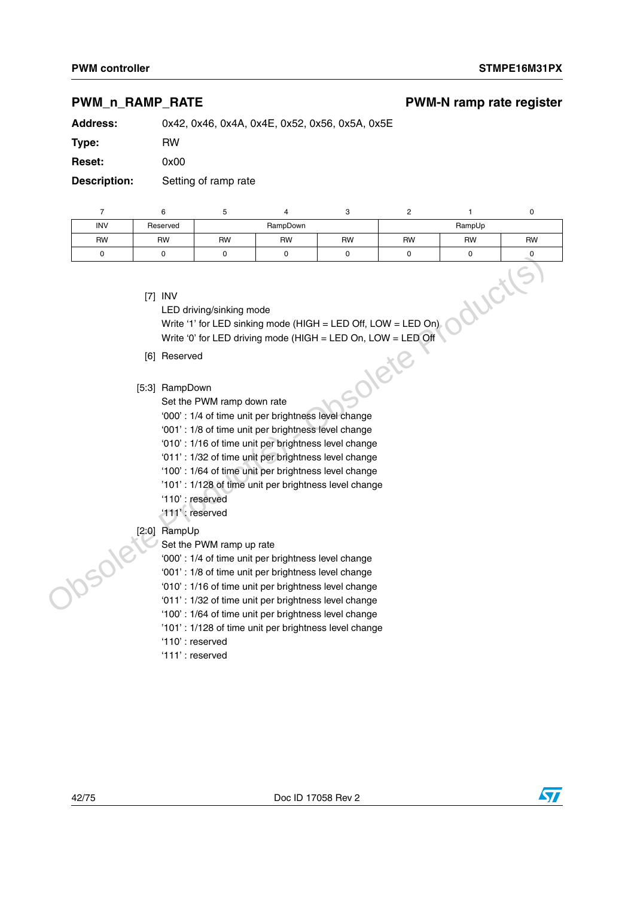## PWM_n_RAMP_RATE — PWM-N ramp rate register

**Address:** 0x42, 0x46, 0x4A, 0x4E, 0x52, 0x56, 0x5A, 0x5E

**Type:** RW

**Reset:** 0x00

**Description:** Setting of ramp rate

| 7 | 6 | 5 | 4 | 3 | 2 | 1 | 0 |
|---|---|---|---|---|---|---|---|
| INV | Reserved | RampDown | | | RampUp | | |
| RW | RW | RW | RW | RW | RW | RW | RW |
| 0 | 0 | 0 | 0 | 0 | 0 | 0 | 0 |

[7] INV
LED driving/sinking mode
Write ‘1’ for LED sinking mode (HIGH = LED Off, LOW = LED On)
Write ‘0’ for LED driving mode (HIGH = LED On, LOW = LED Off

[6] Reserved

[5:3] RampDown
Set the PWM ramp down rate
‘000’ : 1/4 of time unit per brightness level change
‘001’ : 1/8 of time unit per brightness level change
‘010’ : 1/16 of time unit per brightness level change
‘011’ : 1/32 of time unit per brightness level change
‘100’ : 1/64 of time unit per brightness level change
’101’ : 1/128 of time unit per brightness level change
‘110’ : reserved
‘111’ : reserved

[2:0] RampUp
Set the PWM ramp up rate
‘000’ : 1/4 of time unit per brightness level change
‘001’ : 1/8 of time unit per brightness level change
‘010’ : 1/16 of time unit per brightness level change
‘011’ : 1/32 of time unit per brightness level change
‘100’ : 1/64 of time unit per brightness level change
’101’ : 1/128 of time unit per brightness level change
‘110’ : reserved
‘111’ : reserved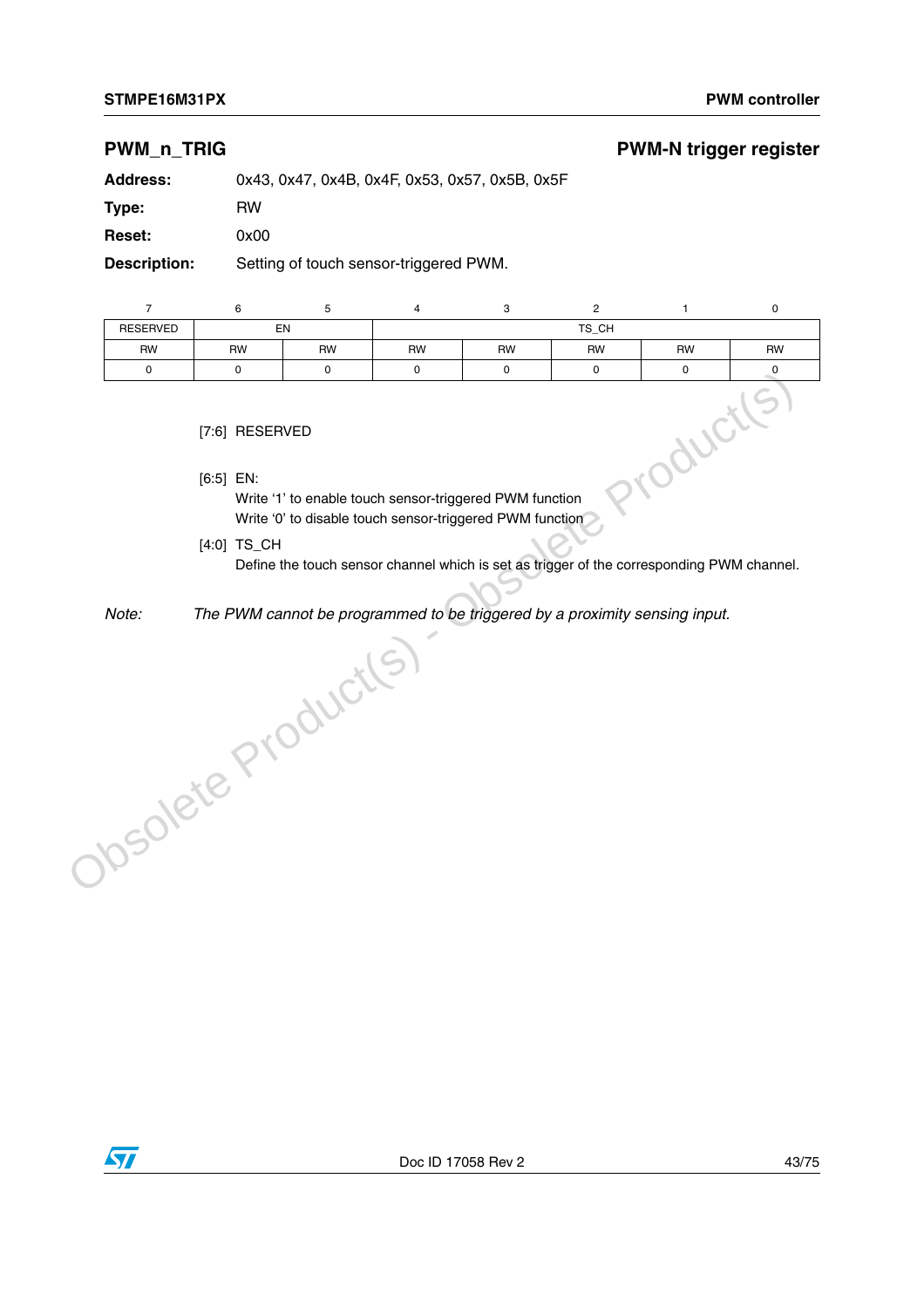## PWM_n_TRIG — PWM-N trigger register

**Address:** 0x43, 0x47, 0x4B, 0x4F, 0x53, 0x57, 0x5B, 0x5F

**Type:** RW

**Reset:** 0x00

**Description:** Setting of touch sensor-triggered PWM.

| 7 | 6 | 5 | 4 | 3 | 2 | 1 | 0 |
|---|---|---|---|---|---|---|---|
| RESERVED | EN | | TS_CH | | | | |
| RW | RW | RW | RW | RW | RW | RW | RW |
| 0 | 0 | 0 | 0 | 0 | 0 | 0 | 0 |

[7:6] RESERVED

[6:5] EN:
Write ‘1’ to enable touch sensor-triggered PWM function
Write ‘0’ to disable touch sensor-triggered PWM function

[4:0] TS_CH
Define the touch sensor channel which is set as trigger of the corresponding PWM channel.

*Note:* *The PWM cannot be programmed to be triggered by a proximity sensing input.*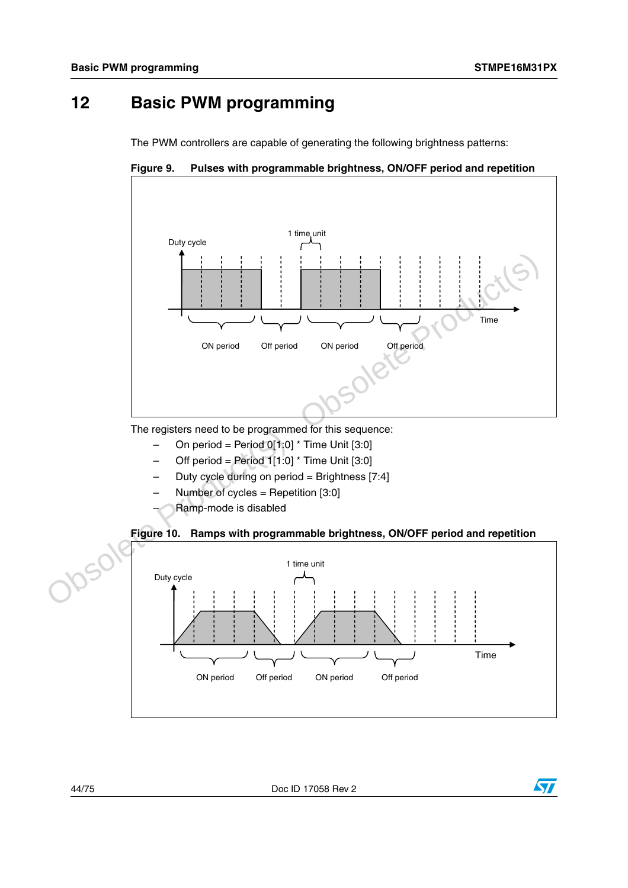# 12 Basic PWM programming

The PWM controllers are capable of generating the following brightness patterns:

**Figure 9. Pulses with programmable brightness, ON/OFF period and repetition**

The registers need to be programmed for this sequence:

- On period = Period 0[1:0] * Time Unit [3:0]
- Off period = Period 1[1:0] * Time Unit [3:0]
- Duty cycle during on period = Brightness [7:4]
- Number of cycles = Repetition [3:0]
- Ramp-mode is disabled

**Figure 10. Ramps with programmable brightness, ON/OFF period and repetition**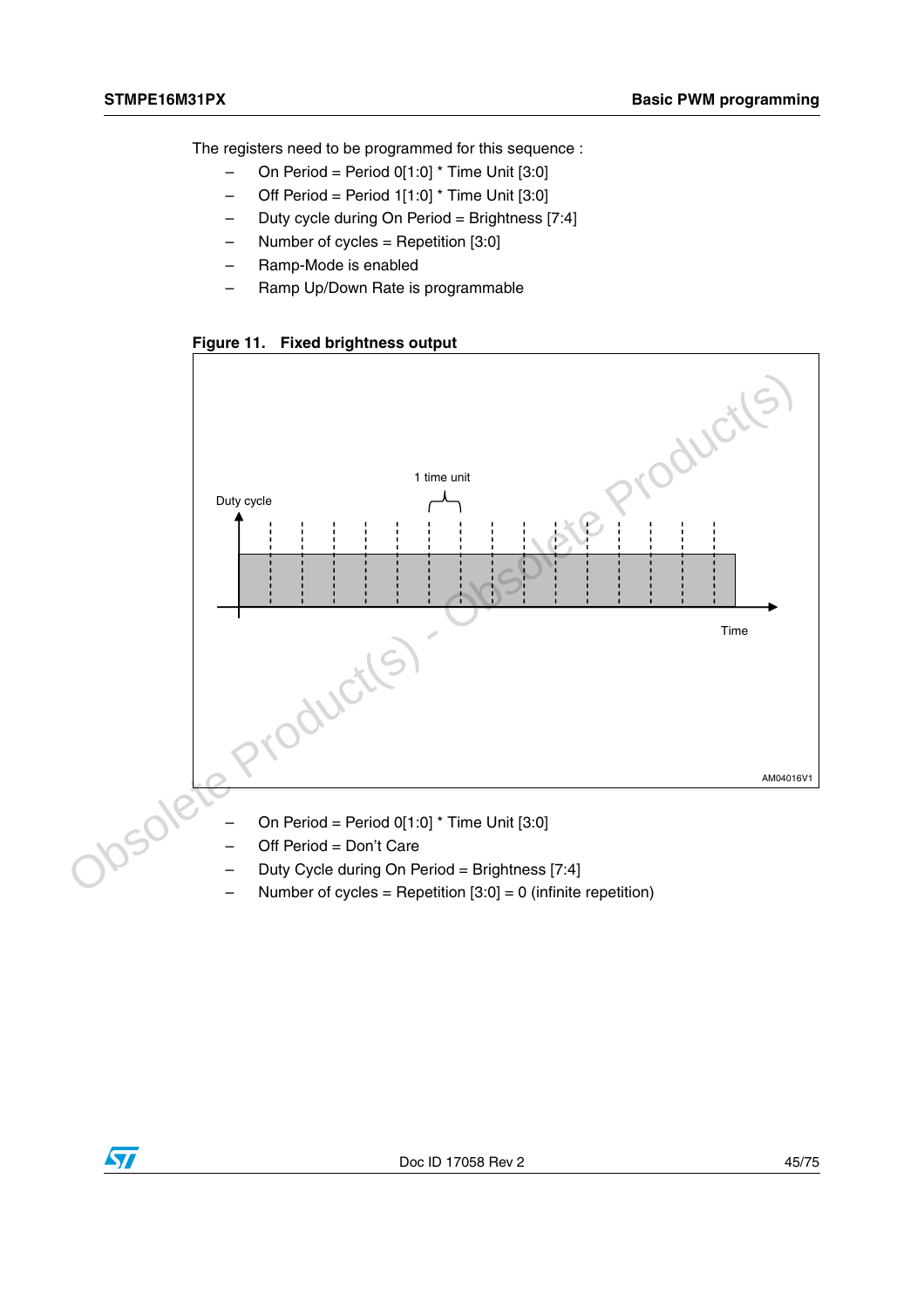The registers need to be programmed for this sequence :

- On Period = Period 0[1:0] * Time Unit [3:0]
- Off Period = Period 1[1:0] * Time Unit [3:0]
- Duty cycle during On Period = Brightness [7:4]
- Number of cycles = Repetition [3:0]
- Ramp-Mode is enabled
- Ramp Up/Down Rate is programmable

**Figure 11. Fixed brightness output**

- On Period = Period 0[1:0] * Time Unit [3:0]
- Off Period = Don't Care
- Duty Cycle during On Period = Brightness [7:4]
- Number of cycles = Repetition [3:0] = 0 (infinite repetition)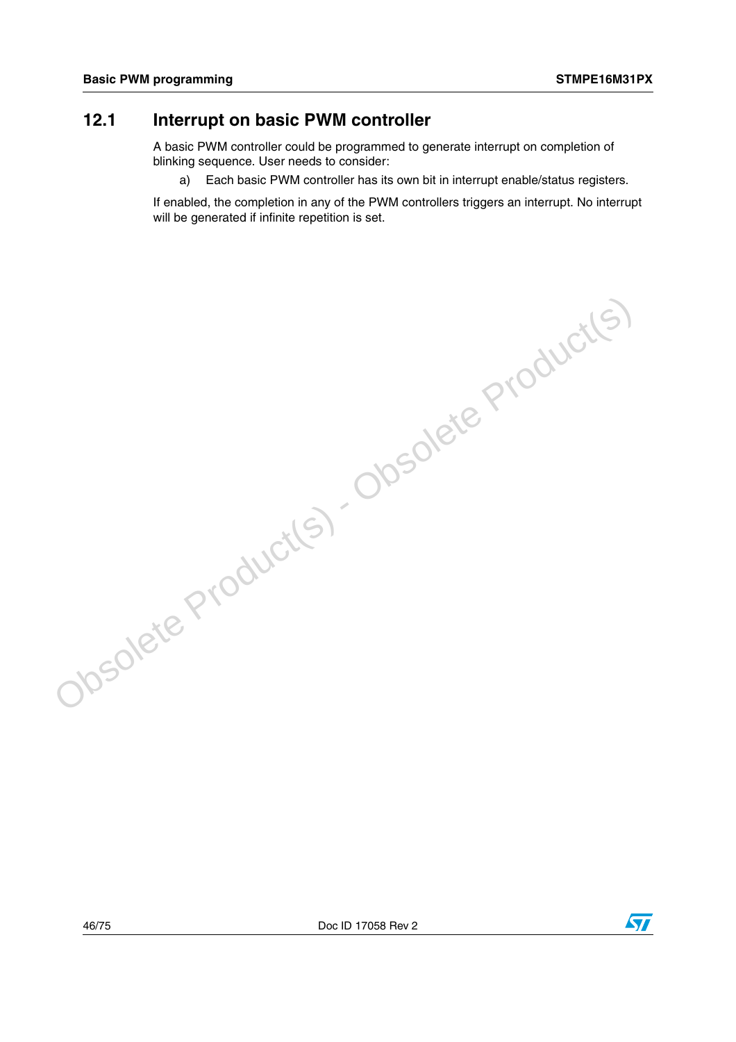## 12.1 Interrupt on basic PWM controller

A basic PWM controller could be programmed to generate interrupt on completion of blinking sequence. User needs to consider:

a) Each basic PWM controller has its own bit in interrupt enable/status registers.

If enabled, the completion in any of the PWM controllers triggers an interrupt. No interrupt will be generated if infinite repetition is set.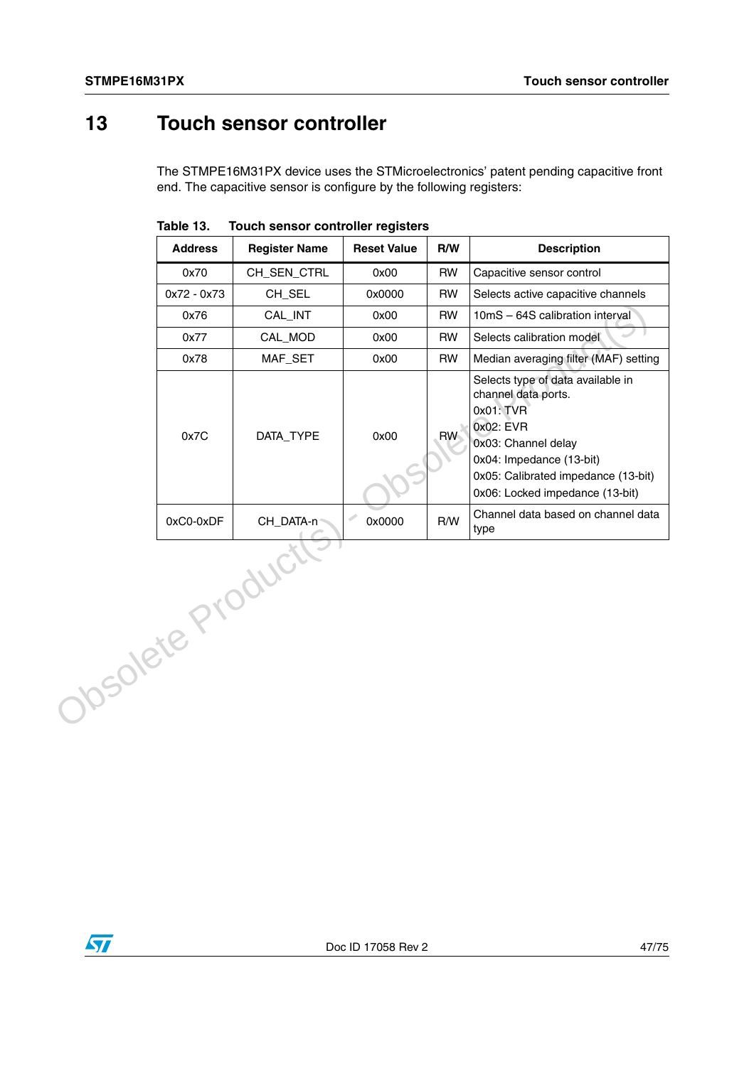# 13 Touch sensor controller

The STMPE16M31PX device uses the STMicroelectronics' patent pending capacitive front end. The capacitive sensor is configure by the following registers:

**Table 13. Touch sensor controller registers**

| Address | Register Name | Reset Value | R/W | Description |
|---|---|---|---|---|
| 0x70 | CH_SEN_CTRL | 0x00 | RW | Capacitive sensor control |
| 0x72 - 0x73 | CH_SEL | 0x0000 | RW | Selects active capacitive channels |
| 0x76 | CAL_INT | 0x00 | RW | 10mS – 64S calibration interval |
| 0x77 | CAL_MOD | 0x00 | RW | Selects calibration model |
| 0x78 | MAF_SET | 0x00 | RW | Median averaging filter (MAF) setting |
| 0x7C | DATA_TYPE | 0x00 | RW | Selects type of data available in channel data ports.<br>0x01: TVR<br>0x02: EVR<br>0x03: Channel delay<br>0x04: Impedance (13-bit)<br>0x05: Calibrated impedance (13-bit)<br>0x06: Locked impedance (13-bit) |
| 0xC0-0xDF | CH_DATA-n | 0x0000 | R/W | Channel data based on channel data type |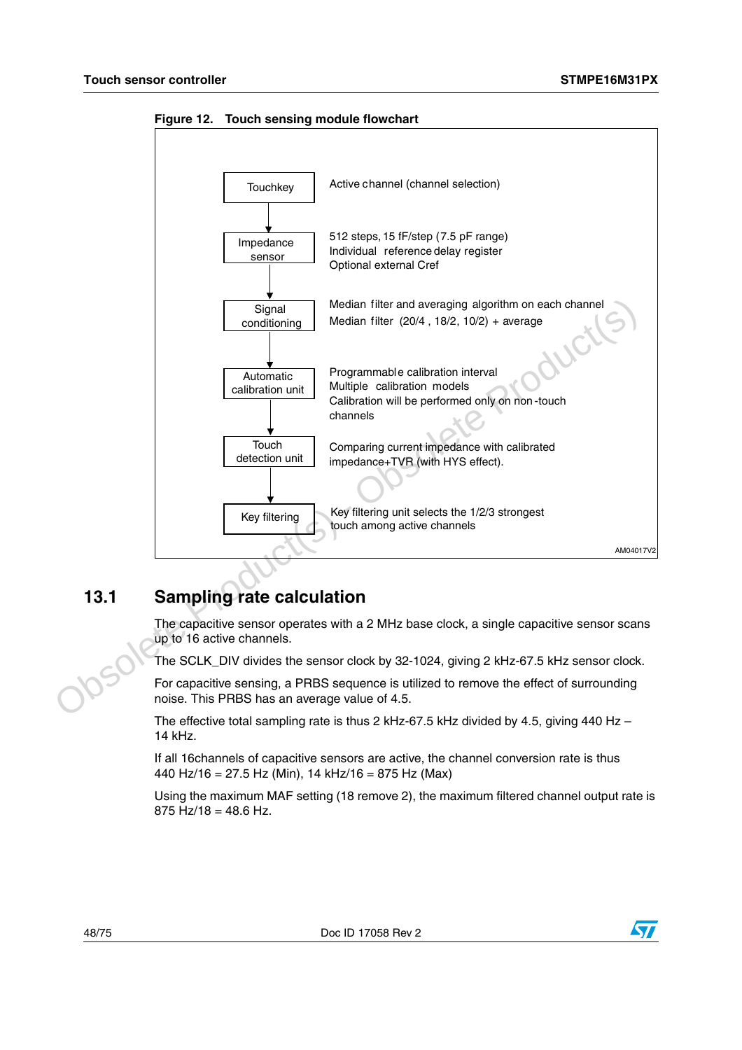**Figure 12. Touch sensing module flowchart**

| Block | Description |
|---|---|
| Touchkey | Active channel (channel selection) |
| Impedance sensor | 512 steps, 15 fF/step (7.5 pF range)<br>Individual reference delay register<br>Optional external Cref |
| Signal conditioning | Median filter and averaging algorithm on each channel<br>Median filter (20/4 , 18/2, 10/2) + average |
| Automatic calibration unit | Programmable calibration interval<br>Multiple calibration models<br>Calibration will be performed only on non-touch channels |
| Touch detection unit | Comparing current impedance with calibrated impedance+TVR (with HYS effect). |
| Key filtering | Key filtering unit selects the 1/2/3 strongest touch among active channels |

AM04017V2

## 13.1 Sampling rate calculation

The capacitive sensor operates with a 2 MHz base clock, a single capacitive sensor scans up to 16 active channels.

The SCLK_DIV divides the sensor clock by 32-1024, giving 2 kHz-67.5 kHz sensor clock.

For capacitive sensing, a PRBS sequence is utilized to remove the effect of surrounding noise. This PRBS has an average value of 4.5.

The effective total sampling rate is thus 2 kHz-67.5 kHz divided by 4.5, giving 440 Hz – 14 kHz.

If all 16channels of capacitive sensors are active, the channel conversion rate is thus 440 Hz/16 = 27.5 Hz (Min), 14 kHz/16 = 875 Hz (Max)

Using the maximum MAF setting (18 remove 2), the maximum filtered channel output rate is 875 Hz/18 = 48.6 Hz.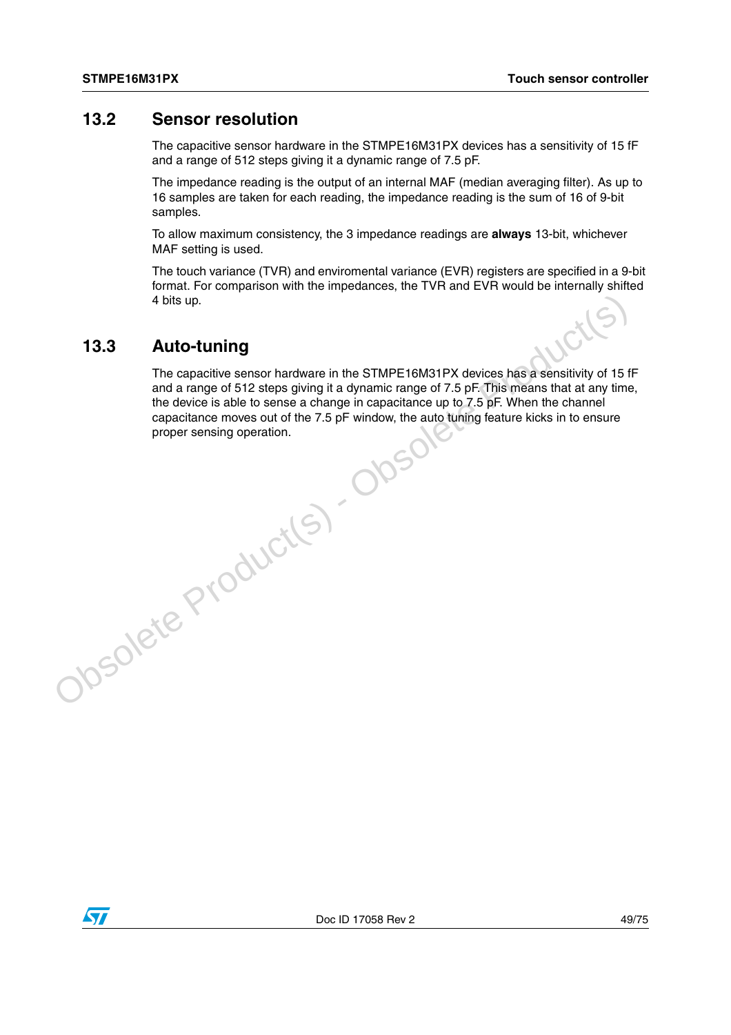## 13.2 Sensor resolution

The capacitive sensor hardware in the STMPE16M31PX devices has a sensitivity of 15 fF and a range of 512 steps giving it a dynamic range of 7.5 pF.

The impedance reading is the output of an internal MAF (median averaging filter). As up to 16 samples are taken for each reading, the impedance reading is the sum of 16 of 9-bit samples.

To allow maximum consistency, the 3 impedance readings are **always** 13-bit, whichever MAF setting is used.

The touch variance (TVR) and enviromental variance (EVR) registers are specified in a 9-bit format. For comparison with the impedances, the TVR and EVR would be internally shifted 4 bits up.

## 13.3 Auto-tuning

The capacitive sensor hardware in the STMPE16M31PX devices has a sensitivity of 15 fF and a range of 512 steps giving it a dynamic range of 7.5 pF. This means that at any time, the device is able to sense a change in capacitance up to 7.5 pF. When the channel capacitance moves out of the 7.5 pF window, the auto tuning feature kicks in to ensure proper sensing operation.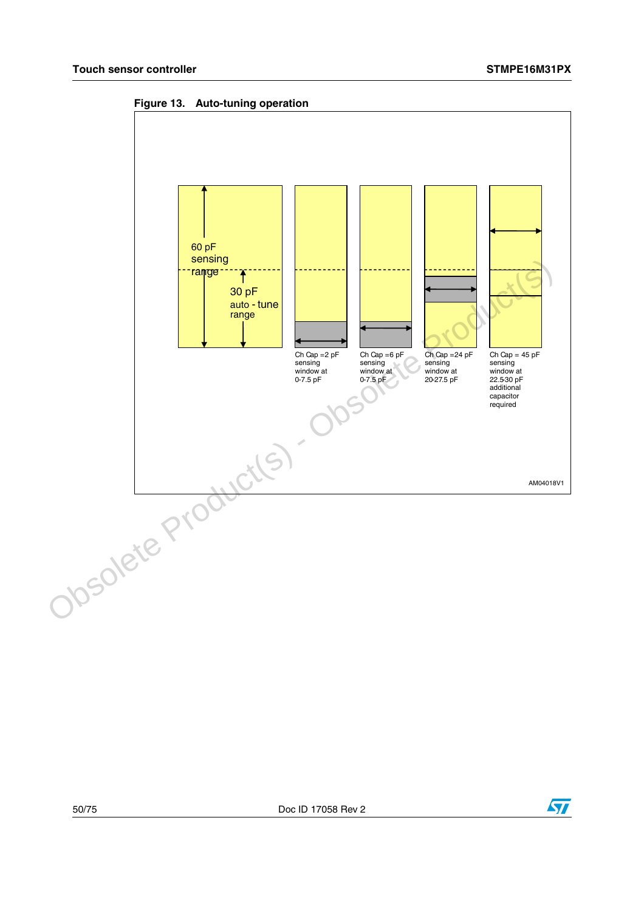Figure 13. Auto-tuning operation

60 pF sensing range

30 pF auto - tune range

Ch Cap =2 pF sensing window at 0-7.5 pF

Ch Cap =6 pF sensing window at 0-7.5 pF

Ch Cap =24 pF sensing window at 20-27.5 pF

Ch Cap = 45 pF sensing window at 22.5-30 pF additional capacitor required

AM04018V1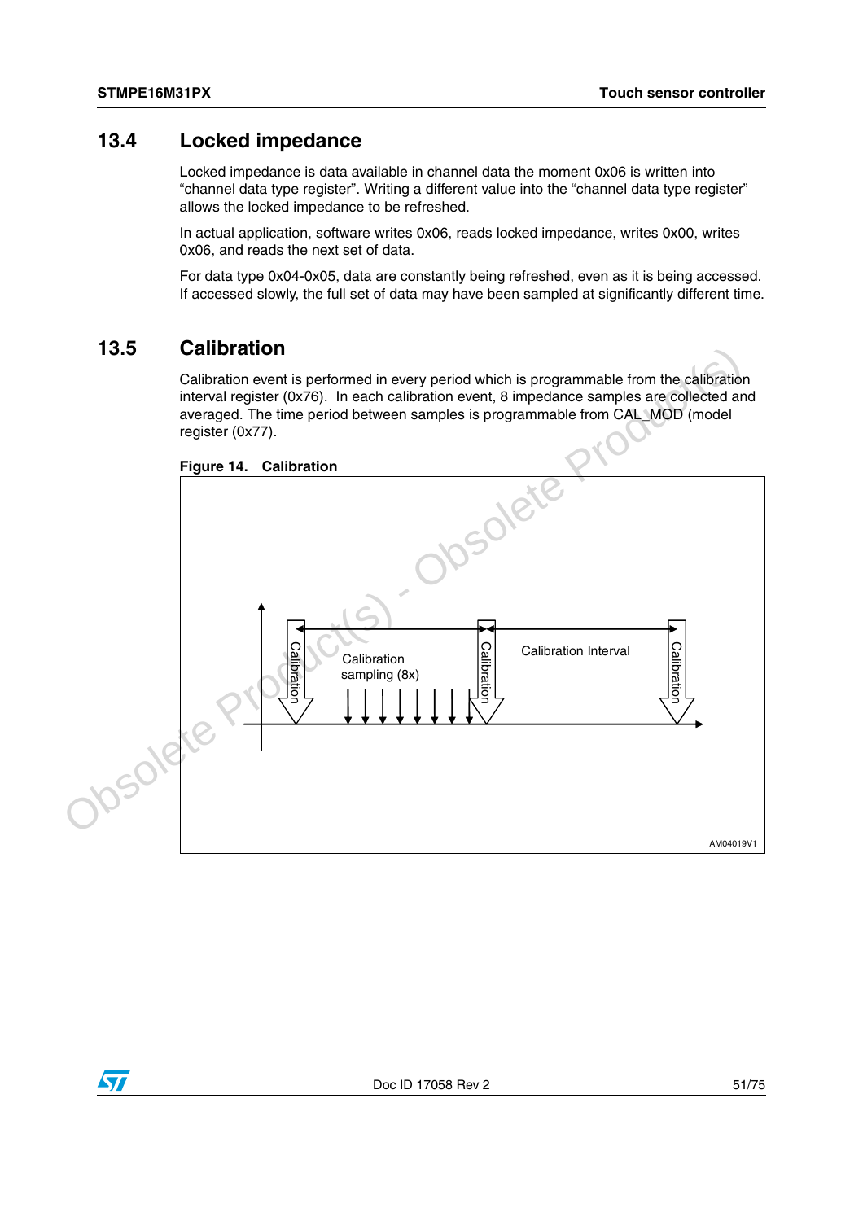## 13.4 Locked impedance

Locked impedance is data available in channel data the moment 0x06 is written into "channel data type register". Writing a different value into the "channel data type register" allows the locked impedance to be refreshed.

In actual application, software writes 0x06, reads locked impedance, writes 0x00, writes 0x06, and reads the next set of data.

For data type 0x04-0x05, data are constantly being refreshed, even as it is being accessed. If accessed slowly, the full set of data may have been sampled at significantly different time.

## 13.5 Calibration

Calibration event is performed in every period which is programmable from the calibration interval register (0x76). In each calibration event, 8 impedance samples are collected and averaged. The time period between samples is programmable from CAL_MOD (model register (0x77).

**Figure 14. Calibration**

Calibration | Calibration sampling (8x) | Calibration | Calibration Interval | Calibration

AM04019V1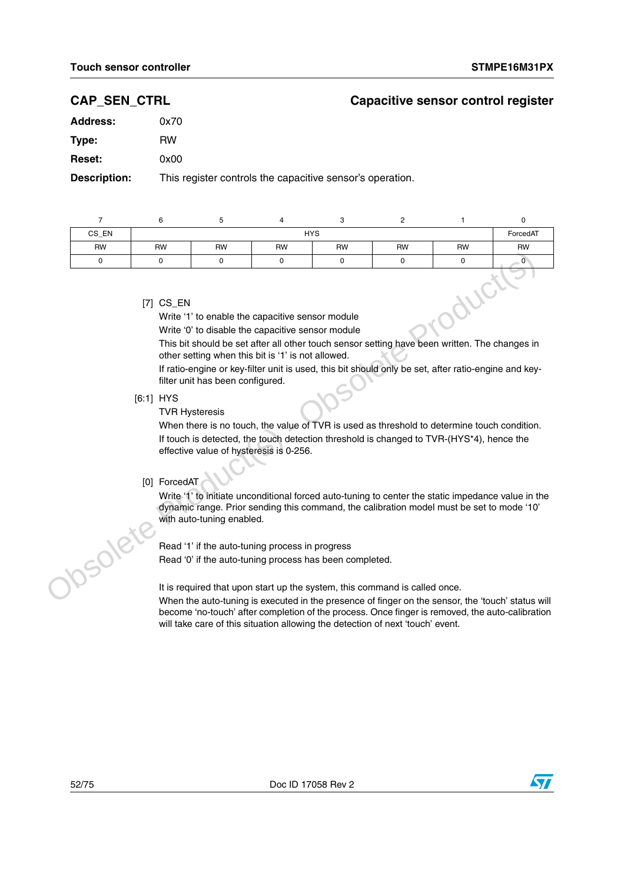## CAP_SEN_CTRL — Capacitive sensor control register

**Address:** 0x70

**Type:** RW

**Reset:** 0x00

**Description:** This register controls the capacitive sensor's operation.

| 7 | 6 | 5 | 4 | 3 | 2 | 1 | 0 |
|---|---|---|---|---|---|---|---|
| CS_EN | HYS | | | | | | ForcedAT |
| RW | RW | RW | RW | RW | RW | RW | RW |
| 0 | 0 | 0 | 0 | 0 | 0 | 0 | 0 |

[7] CS_EN

Write '1' to enable the capacitive sensor module

Write '0' to disable the capacitive sensor module

This bit should be set after all other touch sensor setting have been written. The changes in other setting when this bit is '1' is not allowed.

If ratio-engine or key-filter unit is used, this bit should only be set, after ratio-engine and key-filter unit has been configured.

[6:1] HYS

TVR Hysteresis

When there is no touch, the value of TVR is used as threshold to determine touch condition. If touch is detected, the touch detection threshold is changed to TVR-(HYS*4), hence the effective value of hysteresis is 0-256.

[0] ForcedAT

Write '1' to initiate unconditional forced auto-tuning to center the static impedance value in the dynamic range. Prior sending this command, the calibration model must be set to mode '10' with auto-tuning enabled.

Read '1' if the auto-tuning process in progress

Read '0' if the auto-tuning process has been completed.

It is required that upon start up the system, this command is called once.

When the auto-tuning is executed in the presence of finger on the sensor, the 'touch' status will become 'no-touch' after completion of the process. Once finger is removed, the auto-calibration will take care of this situation allowing the detection of next 'touch' event.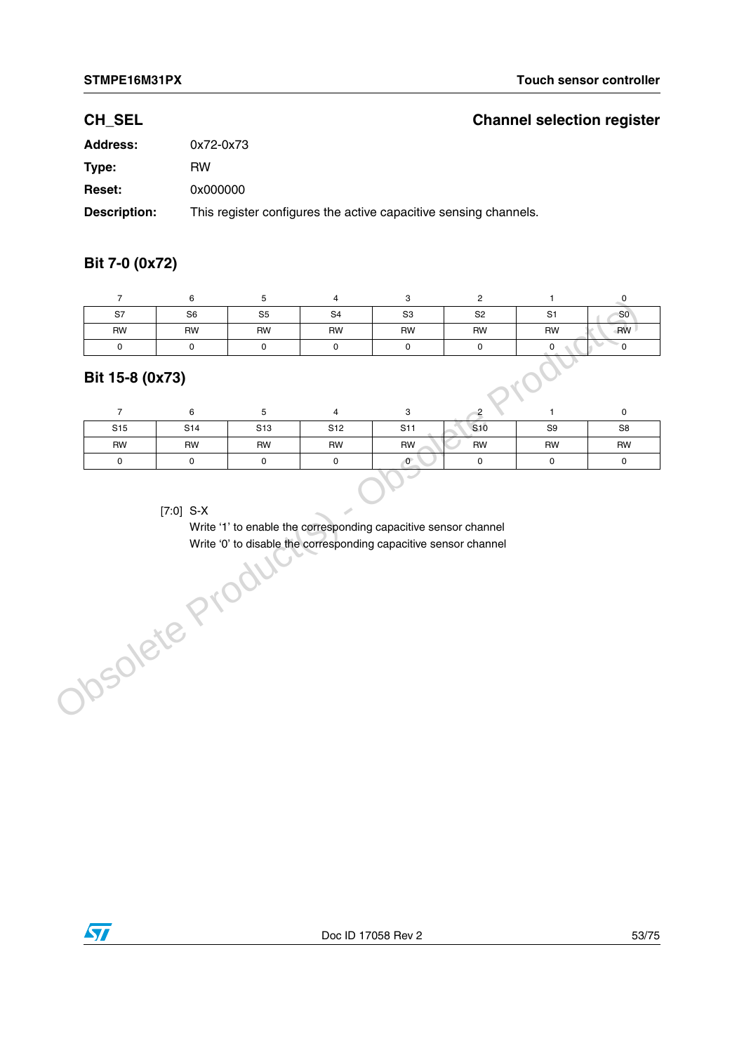## CH_SEL — Channel selection register

**Address:** 0x72-0x73

**Type:** RW

**Reset:** 0x000000

**Description:** This register configures the active capacitive sensing channels.

### Bit 7-0 (0x72)

| 7 | 6 | 5 | 4 | 3 | 2 | 1 | 0 |
|---|---|---|---|---|---|---|---|
| S7 | S6 | S5 | S4 | S3 | S2 | S1 | S0 |
| RW | RW | RW | RW | RW | RW | RW | RW |
| 0 | 0 | 0 | 0 | 0 | 0 | 0 | 0 |

### Bit 15-8 (0x73)

| 7 | 6 | 5 | 4 | 3 | 2 | 1 | 0 |
|---|---|---|---|---|---|---|---|
| S15 | S14 | S13 | S12 | S11 | S10 | S9 | S8 |
| RW | RW | RW | RW | RW | RW | RW | RW |
| 0 | 0 | 0 | 0 | 0 | 0 | 0 | 0 |

[7:0] S-X

Write '1' to enable the corresponding capacitive sensor channel

Write '0' to disable the corresponding capacitive sensor channel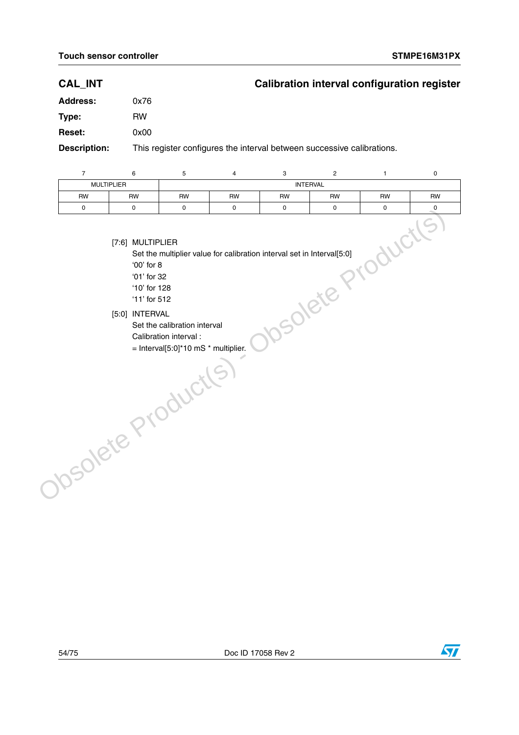## CAL_INT — Calibration interval configuration register

**Address:** 0x76

**Type:** RW

**Reset:** 0x00

**Description:** This register configures the interval between successive calibrations.

| 7 | 6 | 5 | 4 | 3 | 2 | 1 | 0 |
|---|---|---|---|---|---|---|---|
| MULTIPLIER | | INTERVAL | | | | | |
| RW | RW | RW | RW | RW | RW | RW | RW |
| 0 | 0 | 0 | 0 | 0 | 0 | 0 | 0 |

[7:6] MULTIPLIER

Set the multiplier value for calibration interval set in Interval[5:0]

'00' for 8

'01' for 32

'10' for 128

'11' for 512

[5:0] INTERVAL

Set the calibration interval

Calibration interval :

= Interval[5:0]*10 mS * multiplier.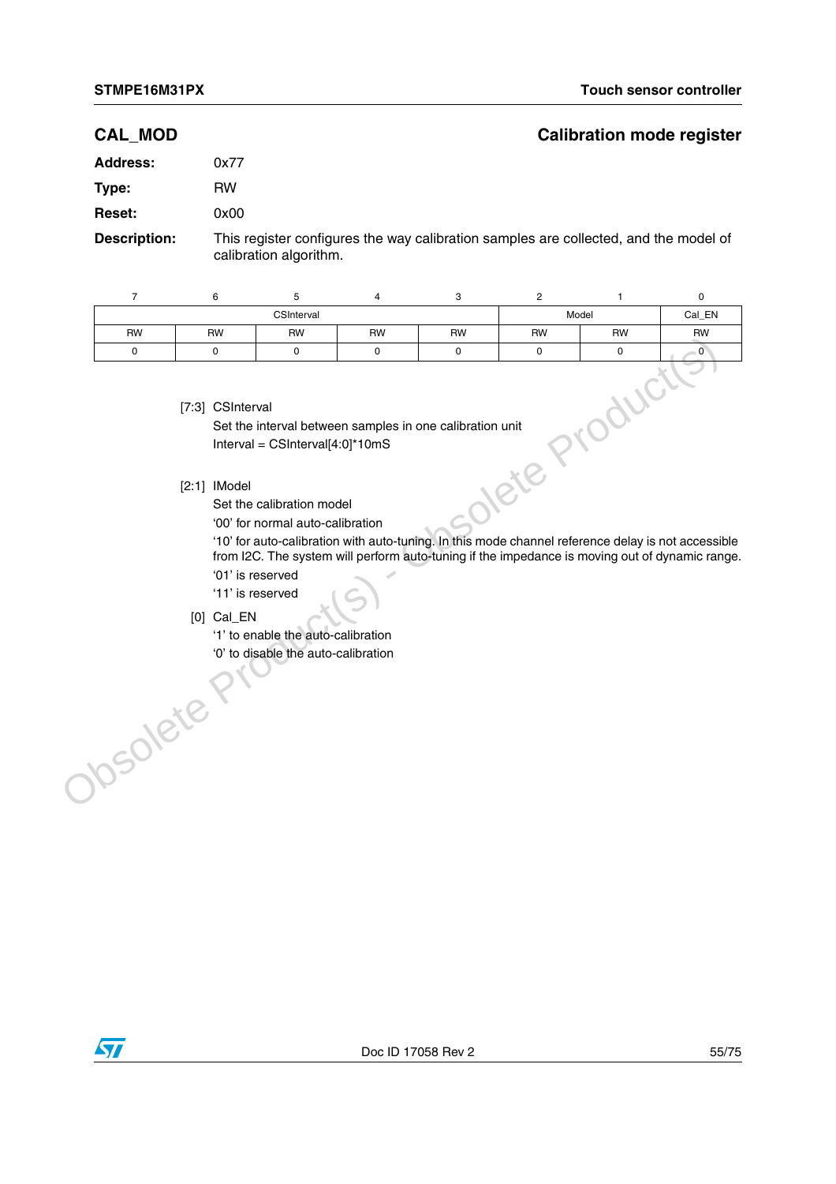## CAL_MOD

**Calibration mode register**

**Address:** 0x77

**Type:** RW

**Reset:** 0x00

**Description:** This register configures the way calibration samples are collected, and the model of calibration algorithm.

| 7 | 6 | 5 | 4 | 3 | 2 | 1 | 0 |
|---|---|---|---|---|---|---|---|
| CSInterval | | | | | Model | | Cal_EN |
| RW | RW | RW | RW | RW | RW | RW | RW |
| 0 | 0 | 0 | 0 | 0 | 0 | 0 | 0 |

[7:3] CSInterval

Set the interval between samples in one calibration unit

Interval = CSInterval[4:0]*10mS

[2:1] IModel

Set the calibration model

'00' for normal auto-calibration

'10' for auto-calibration with auto-tuning. In this mode channel reference delay is not accessible from I2C. The system will perform auto-tuning if the impedance is moving out of dynamic range.

'01' is reserved

'11' is reserved

[0] Cal_EN

'1' to enable the auto-calibration

'0' to disable the auto-calibration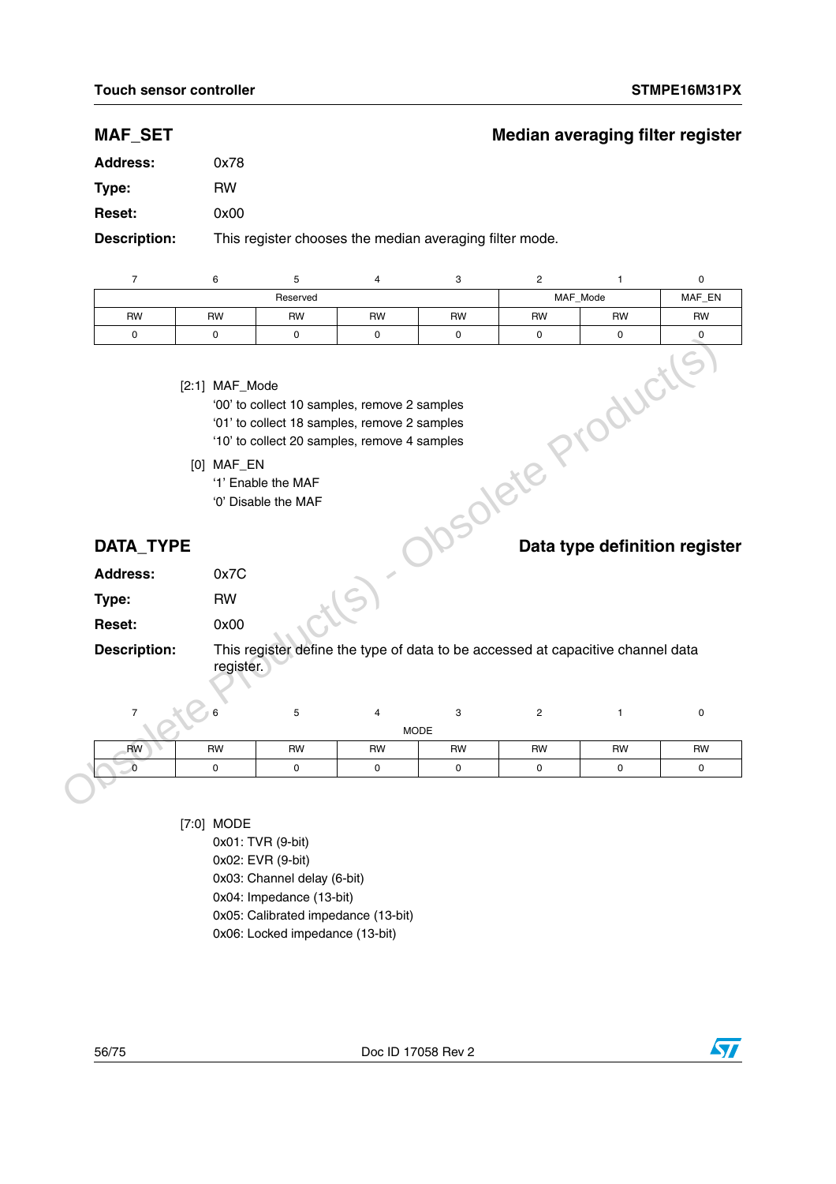## MAF_SET — Median averaging filter register

**Address:** 0x78

**Type:** RW

**Reset:** 0x00

**Description:** This register chooses the median averaging filter mode.

| 7 | 6 | 5 | 4 | 3 | 2 | 1 | 0 |
|---|---|---|---|---|---|---|---|
| Reserved | | | | | MAF_Mode | | MAF_EN |
| RW | RW | RW | RW | RW | RW | RW | RW |
| 0 | 0 | 0 | 0 | 0 | 0 | 0 | 0 |

[2:1] MAF_Mode
- '00' to collect 10 samples, remove 2 samples
- '01' to collect 18 samples, remove 2 samples
- '10' to collect 20 samples, remove 4 samples

[0] MAF_EN
- '1' Enable the MAF
- '0' Disable the MAF

## DATA_TYPE — Data type definition register

**Address:** 0x7C

**Type:** RW

**Reset:** 0x00

**Description:** This register define the type of data to be accessed at capacitive channel data register.

| 7 | 6 | 5 | 4 | 3 | 2 | 1 | 0 |
|---|---|---|---|---|---|---|---|
| MODE | | | | | | | |
| RW | RW | RW | RW | RW | RW | RW | RW |
| 0 | 0 | 0 | 0 | 0 | 0 | 0 | 0 |

[7:0] MODE
- 0x01: TVR (9-bit)
- 0x02: EVR (9-bit)
- 0x03: Channel delay (6-bit)
- 0x04: Impedance (13-bit)
- 0x05: Calibrated impedance (13-bit)
- 0x06: Locked impedance (13-bit)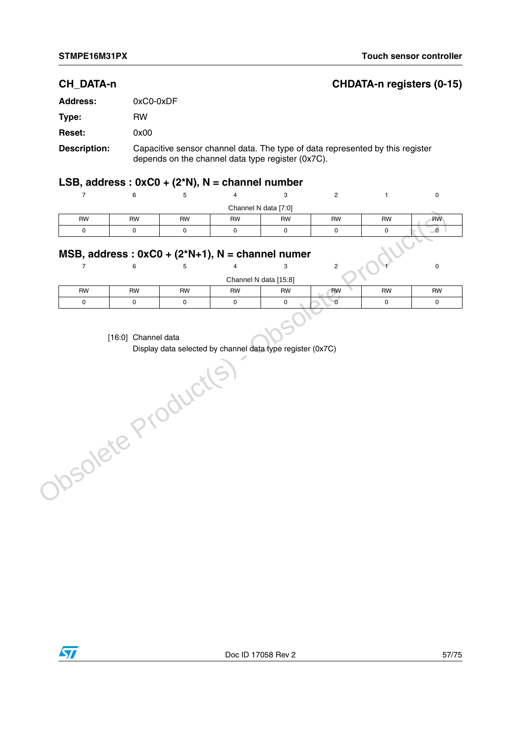## CH_DATA-n — CHDATA-n registers (0-15)

**Address:** 0xC0-0xDF

**Type:** RW

**Reset:** 0x00

**Description:** Capacitive sensor channel data. The type of data represented by this register depends on the channel data type register (0x7C).

### LSB, address : 0xC0 + (2*N), N = channel number

| 7 | 6 | 5 | 4 | 3 | 2 | 1 | 0 |
|---|---|---|---|---|---|---|---|
| Channel N data [7:0] | | | | | | | |
| RW | RW | RW | RW | RW | RW | RW | RW |
| 0 | 0 | 0 | 0 | 0 | 0 | 0 | 0 |

### MSB, address : 0xC0 + (2*N+1), N = channel numer

| 7 | 6 | 5 | 4 | 3 | 2 | 1 | 0 |
|---|---|---|---|---|---|---|---|
| Channel N data [15:8] | | | | | | | |
| RW | RW | RW | RW | RW | RW | RW | RW |
| 0 | 0 | 0 | 0 | 0 | 0 | 0 | 0 |

[16:0] Channel data
Display data selected by channel data type register (0x7C)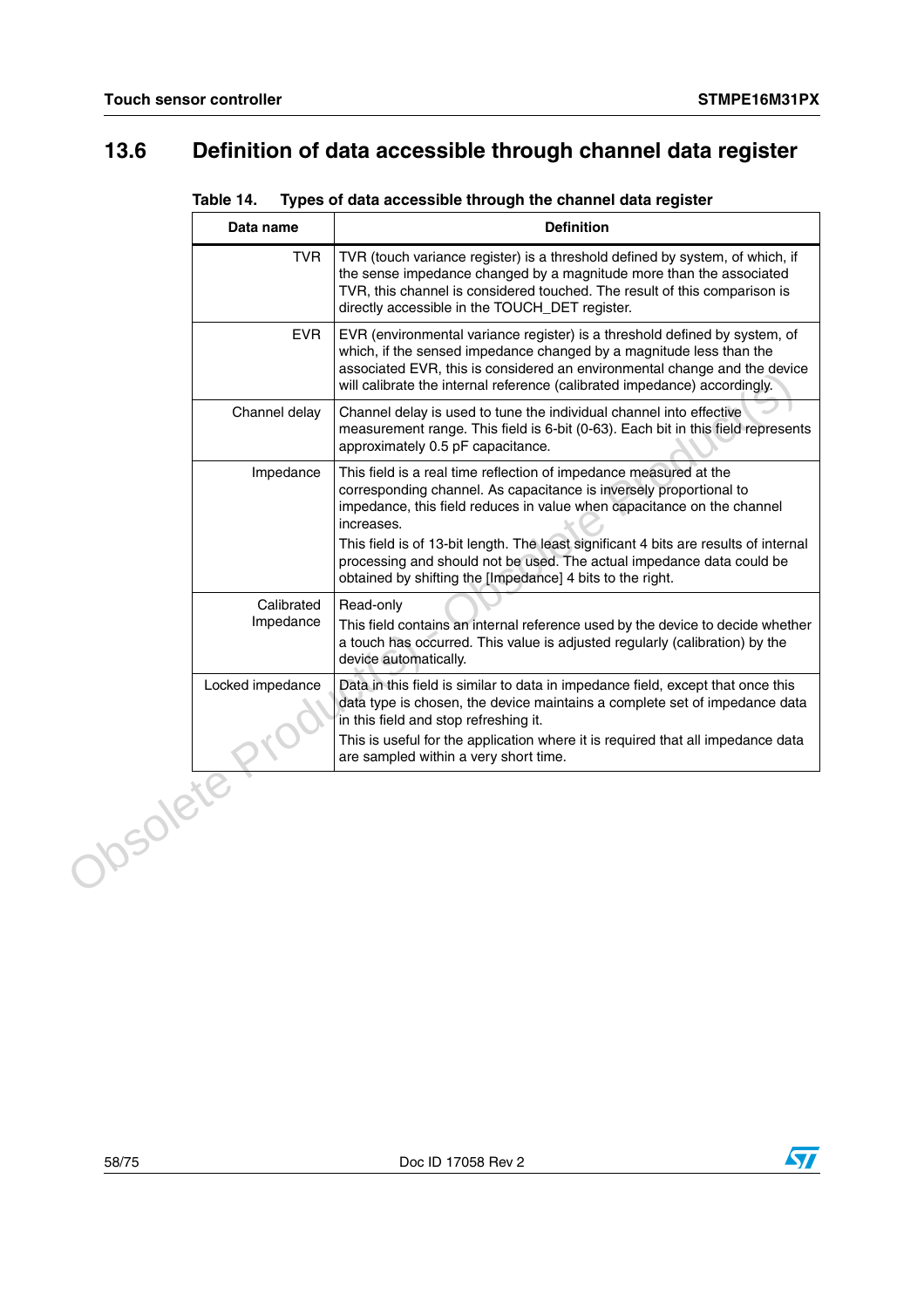## 13.6 Definition of data accessible through channel data register

**Table 14. Types of data accessible through the channel data register**

| Data name | Definition |
|---|---|
| TVR | TVR (touch variance register) is a threshold defined by system, of which, if the sense impedance changed by a magnitude more than the associated TVR, this channel is considered touched. The result of this comparison is directly accessible in the TOUCH_DET register. |
| EVR | EVR (environmental variance register) is a threshold defined by system, of which, if the sensed impedance changed by a magnitude less than the associated EVR, this is considered an environmental change and the device will calibrate the internal reference (calibrated impedance) accordingly. |
| Channel delay | Channel delay is used to tune the individual channel into effective measurement range. This field is 6-bit (0-63). Each bit in this field represents approximately 0.5 pF capacitance. |
| Impedance | This field is a real time reflection of impedance measured at the corresponding channel. As capacitance is inversely proportional to impedance, this field reduces in value when capacitance on the channel increases.<br>This field is of 13-bit length. The least significant 4 bits are results of internal processing and should not be used. The actual impedance data could be obtained by shifting the [Impedance] 4 bits to the right. |
| Calibrated Impedance | Read-only<br>This field contains an internal reference used by the device to decide whether a touch has occurred. This value is adjusted regularly (calibration) by the device automatically. |
| Locked impedance | Data in this field is similar to data in impedance field, except that once this data type is chosen, the device maintains a complete set of impedance data in this field and stop refreshing it.<br>This is useful for the application where it is required that all impedance data are sampled within a very short time. |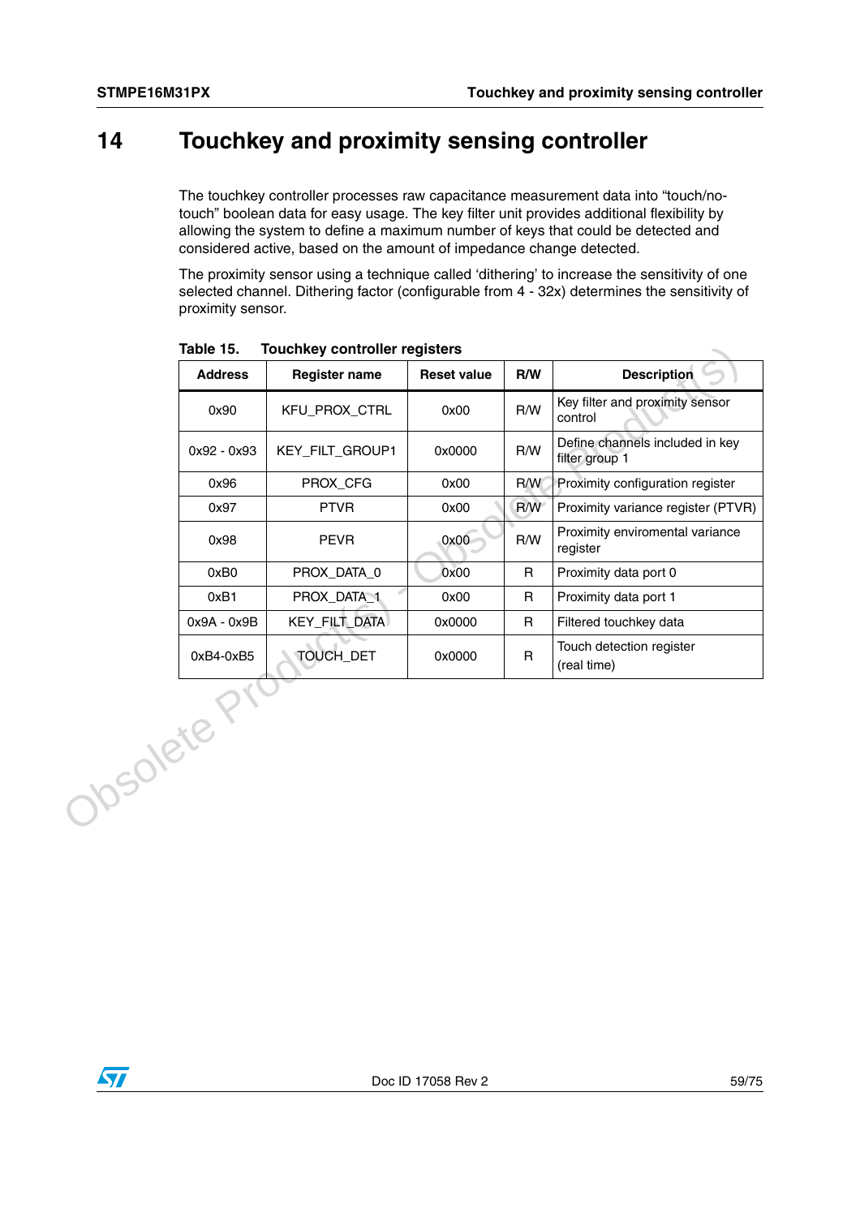# 14 Touchkey and proximity sensing controller

The touchkey controller processes raw capacitance measurement data into "touch/no-touch" boolean data for easy usage. The key filter unit provides additional flexibility by allowing the system to define a maximum number of keys that could be detected and considered active, based on the amount of impedance change detected.

The proximity sensor using a technique called 'dithering' to increase the sensitivity of one selected channel. Dithering factor (configurable from 4 - 32x) determines the sensitivity of proximity sensor.

**Table 15. Touchkey controller registers**

| Address | Register name | Reset value | R/W | Description |
|---|---|---|---|---|
| 0x90 | KFU_PROX_CTRL | 0x00 | R/W | Key filter and proximity sensor control |
| 0x92 - 0x93 | KEY_FILT_GROUP1 | 0x0000 | R/W | Define channels included in key filter group 1 |
| 0x96 | PROX_CFG | 0x00 | R/W | Proximity configuration register |
| 0x97 | PTVR | 0x00 | R/W | Proximity variance register (PTVR) |
| 0x98 | PEVR | 0x00 | R/W | Proximity enviromental variance register |
| 0xB0 | PROX_DATA_0 | 0x00 | R | Proximity data port 0 |
| 0xB1 | PROX_DATA_1 | 0x00 | R | Proximity data port 1 |
| 0x9A - 0x9B | KEY_FILT_DATA | 0x0000 | R | Filtered touchkey data |
| 0xB4-0xB5 | TOUCH_DET | 0x0000 | R | Touch detection register (real time) |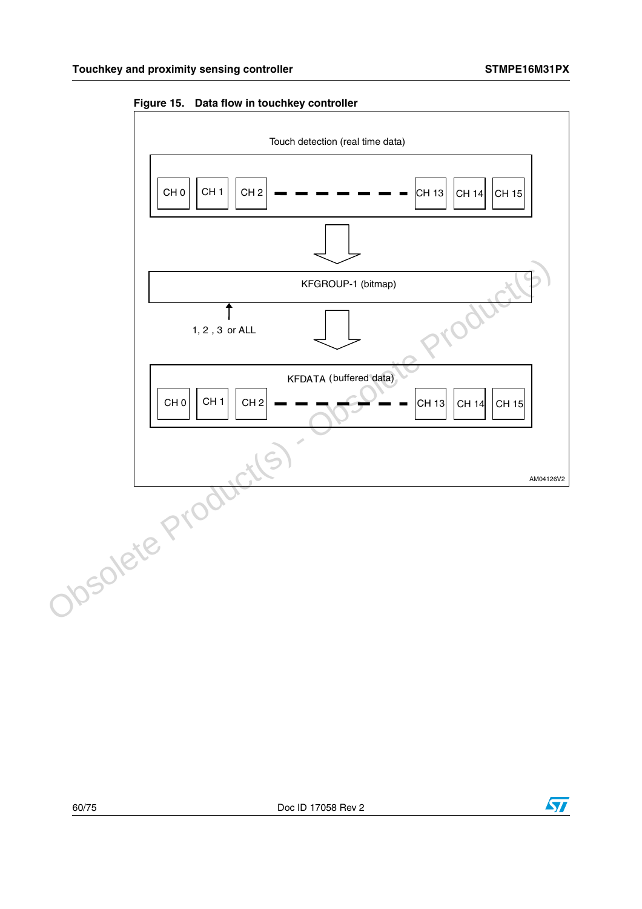**Figure 15. Data flow in touchkey controller**

Touch detection (real time data)

CH 0 | CH 1 | CH 2 | - - - - - - - | CH 13 | CH 14 | CH 15

KFGROUP-1 (bitmap)

1, 2 , 3 or ALL

KFDATA (buffered data)

CH 0 | CH 1 | CH 2 | - - - - - - - | CH 13 | CH 14 | CH 15

AM04126V2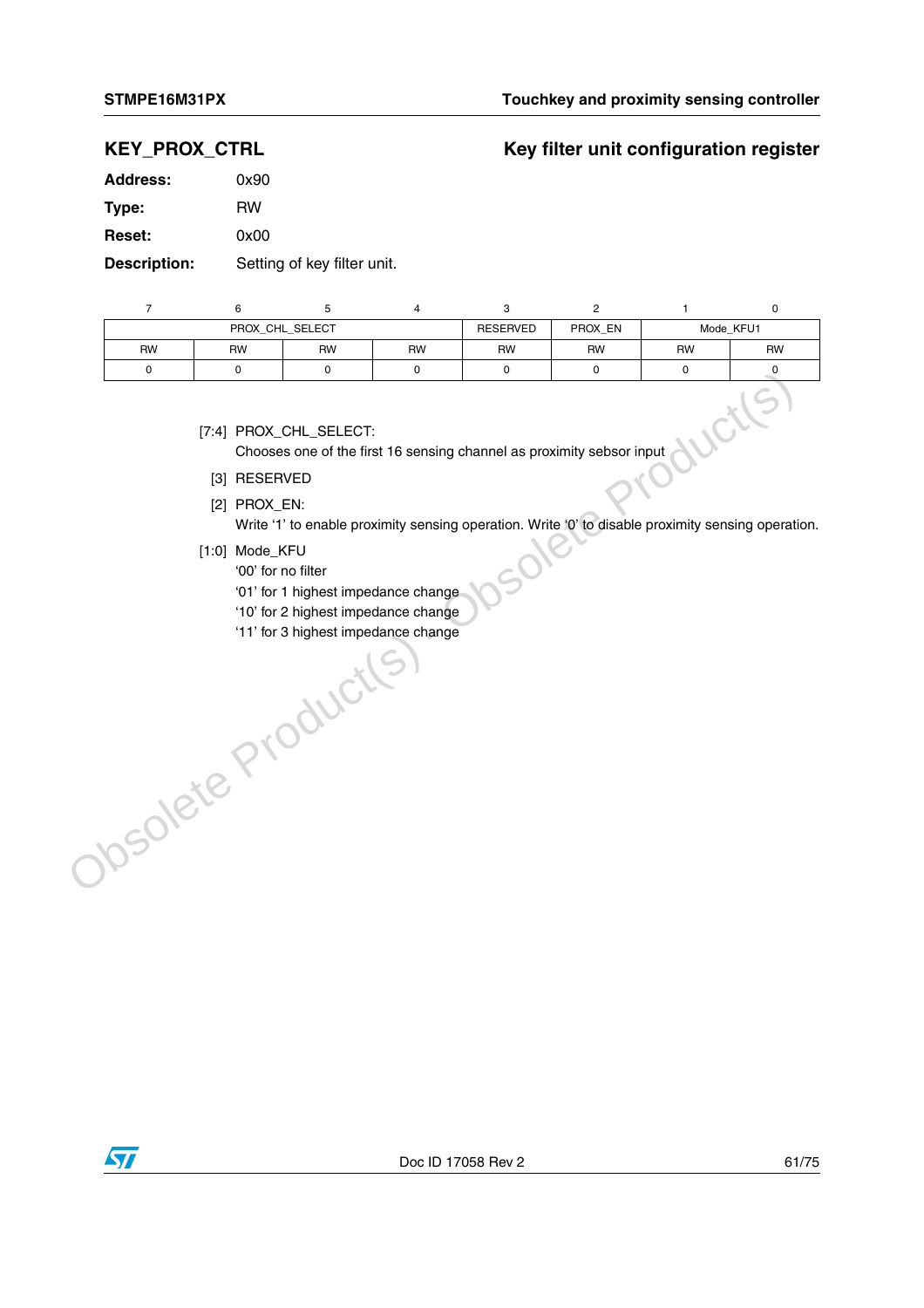## KEY_PROX_CTRL — Key filter unit configuration register

**Address:** 0x90

**Type:** RW

**Reset:** 0x00

**Description:** Setting of key filter unit.

| 7 | 6 | 5 | 4 | 3 | 2 | 1 | 0 |
|---|---|---|---|---|---|---|---|
| PROX_CHL_SELECT | | | | RESERVED | PROX_EN | Mode_KFU1 | |
| RW | RW | RW | RW | RW | RW | RW | RW |
| 0 | 0 | 0 | 0 | 0 | 0 | 0 | 0 |

[7:4] PROX_CHL_SELECT:
Chooses one of the first 16 sensing channel as proximity sebsor input

[3] RESERVED

[2] PROX_EN:
Write '1' to enable proximity sensing operation. Write '0' to disable proximity sensing operation.

[1:0] Mode_KFU
'00' for no filter
'01' for 1 highest impedance change
'10' for 2 highest impedance change
'11' for 3 highest impedance change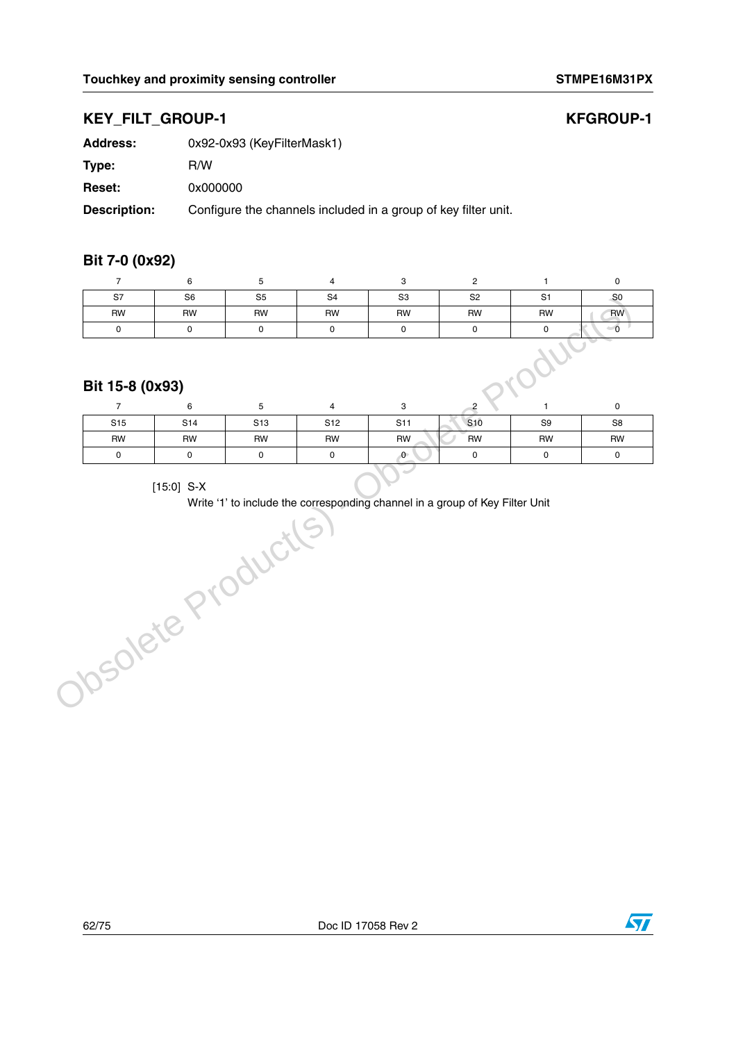## KEY_FILT_GROUP-1 KFGROUP-1

**Address:** 0x92-0x93 (KeyFilterMask1)

**Type:** R/W

**Reset:** 0x000000

**Description:** Configure the channels included in a group of key filter unit.

### Bit 7-0 (0x92)

| 7 | 6 | 5 | 4 | 3 | 2 | 1 | 0 |
|---|---|---|---|---|---|---|---|
| S7 | S6 | S5 | S4 | S3 | S2 | S1 | S0 |
| RW | RW | RW | RW | RW | RW | RW | RW |
| 0 | 0 | 0 | 0 | 0 | 0 | 0 | 0 |

### Bit 15-8 (0x93)

| 7 | 6 | 5 | 4 | 3 | 2 | 1 | 0 |
|---|---|---|---|---|---|---|---|
| S15 | S14 | S13 | S12 | S11 | S10 | S9 | S8 |
| RW | RW | RW | RW | RW | RW | RW | RW |
| 0 | 0 | 0 | 0 | 0 | 0 | 0 | 0 |

[15:0] S-X

Write '1' to include the corresponding channel in a group of Key Filter Unit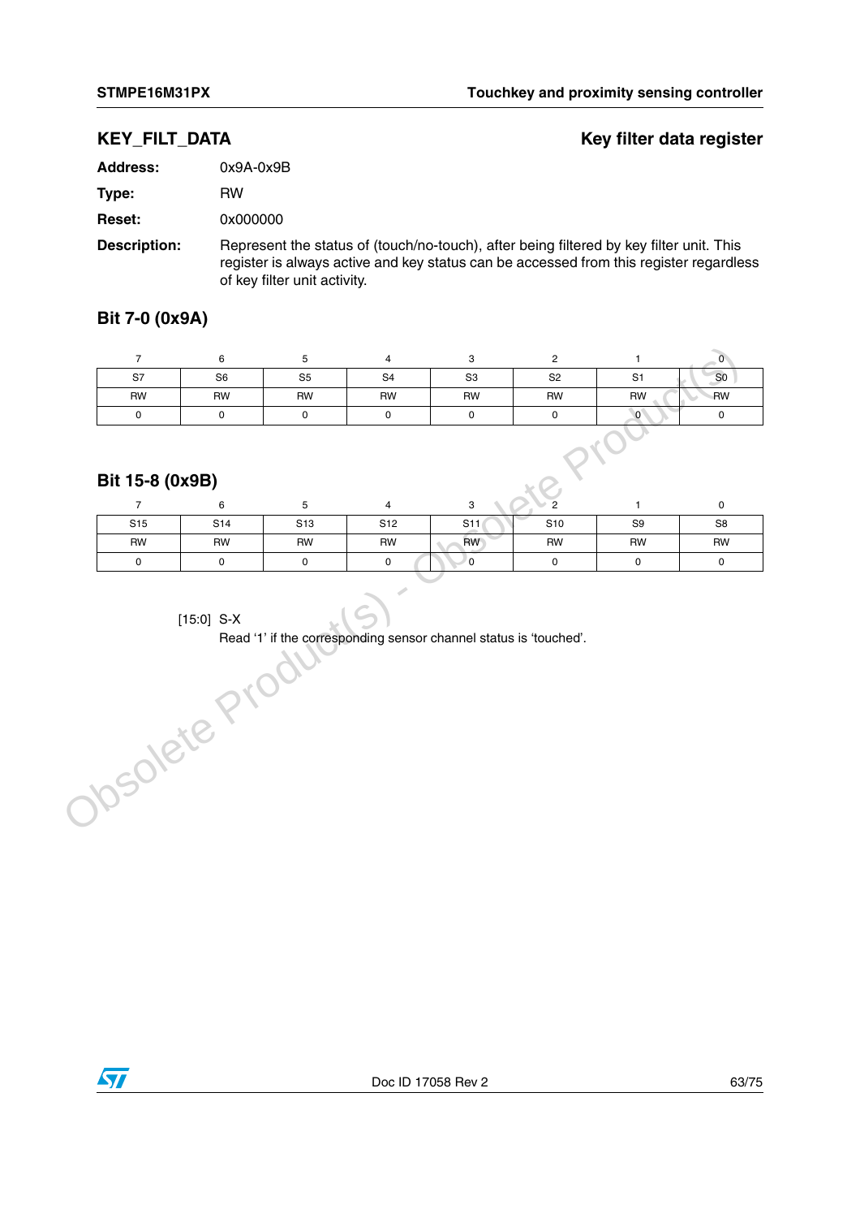## KEY_FILT_DATA — Key filter data register

**Address:** 0x9A-0x9B

**Type:** RW

**Reset:** 0x000000

**Description:** Represent the status of (touch/no-touch), after being filtered by key filter unit. This register is always active and key status can be accessed from this register regardless of key filter unit activity.

### Bit 7-0 (0x9A)

| 7 | 6 | 5 | 4 | 3 | 2 | 1 | 0 |
|---|---|---|---|---|---|---|---|
| S7 | S6 | S5 | S4 | S3 | S2 | S1 | S0 |
| RW | RW | RW | RW | RW | RW | RW | RW |
| 0 | 0 | 0 | 0 | 0 | 0 | 0 | 0 |

### Bit 15-8 (0x9B)

| 7 | 6 | 5 | 4 | 3 | 2 | 1 | 0 |
|---|---|---|---|---|---|---|---|
| S15 | S14 | S13 | S12 | S11 | S10 | S9 | S8 |
| RW | RW | RW | RW | RW | RW | RW | RW |
| 0 | 0 | 0 | 0 | 0 | 0 | 0 | 0 |

[15:0] S-X
Read '1' if the corresponding sensor channel status is 'touched'.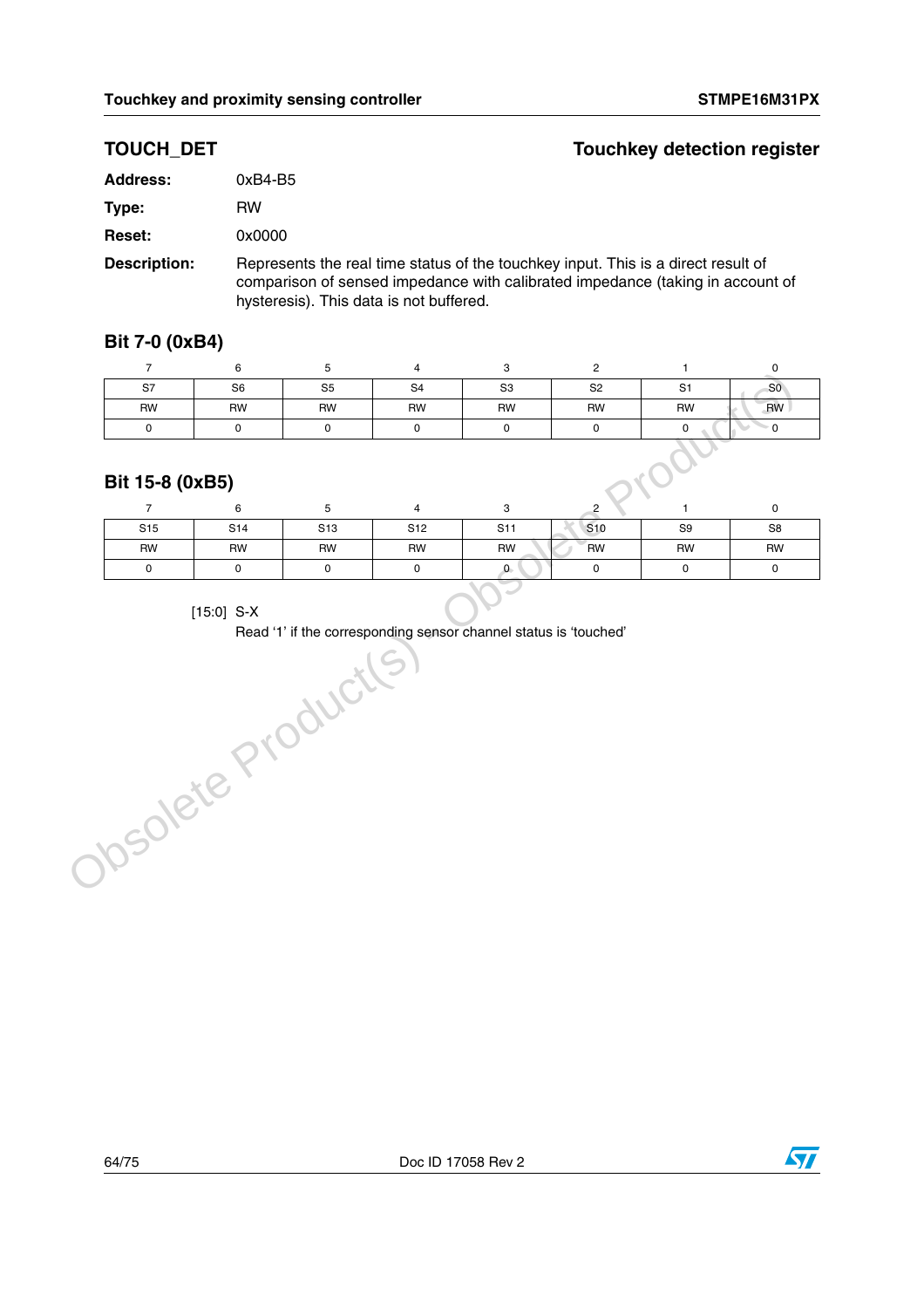## TOUCH_DET — Touchkey detection register

**Address:** 0xB4-B5

**Type:** RW

**Reset:** 0x0000

**Description:** Represents the real time status of the touchkey input. This is a direct result of comparison of sensed impedance with calibrated impedance (taking in account of hysteresis). This data is not buffered.

### Bit 7-0 (0xB4)

| 7 | 6 | 5 | 4 | 3 | 2 | 1 | 0 |
|---|---|---|---|---|---|---|---|
| S7 | S6 | S5 | S4 | S3 | S2 | S1 | S0 |
| RW | RW | RW | RW | RW | RW | RW | RW |
| 0 | 0 | 0 | 0 | 0 | 0 | 0 | 0 |

### Bit 15-8 (0xB5)

| 7 | 6 | 5 | 4 | 3 | 2 | 1 | 0 |
|---|---|---|---|---|---|---|---|
| S15 | S14 | S13 | S12 | S11 | S10 | S9 | S8 |
| RW | RW | RW | RW | RW | RW | RW | RW |
| 0 | 0 | 0 | 0 | 0 | 0 | 0 | 0 |

[15:0] S-X
Read '1' if the corresponding sensor channel status is 'touched'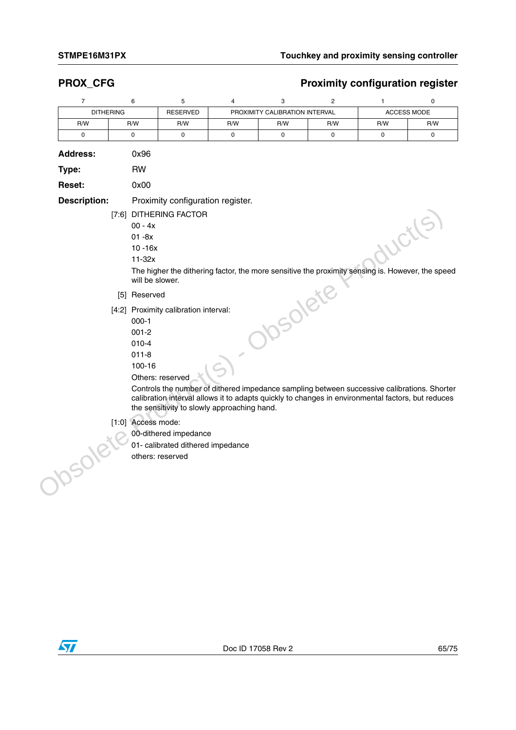## PROX_CFG — Proximity configuration register

| 7 | 6 | 5 | 4 | 3 | 2 | 1 | 0 |
|---|---|---|---|---|---|---|---|
| DITHERING | | RESERVED | PROXIMITY CALIBRATION INTERVAL | | | ACCESS MODE | |
| R/W | R/W | R/W | R/W | R/W | R/W | R/W | R/W |
| 0 | 0 | 0 | 0 | 0 | 0 | 0 | 0 |

**Address:** 0x96

**Type:** RW

**Reset:** 0x00

**Description:** Proximity configuration register.

[7:6] DITHERING FACTOR

00 - 4x
01 -8x
10 -16x
11-32x

The higher the dithering factor, the more sensitive the proximity sensing is. However, the speed will be slower.

[5] Reserved

[4:2] Proximity calibration interval:

000-1
001-2
010-4
011-8
100-16
Others: reserved

Controls the number of dithered impedance sampling between successive calibrations. Shorter calibration interval allows it to adapts quickly to changes in environmental factors, but reduces the sensitivity to slowly approaching hand.

[1:0] Access mode:

00-dithered impedance
01- calibrated dithered impedance
others: reserved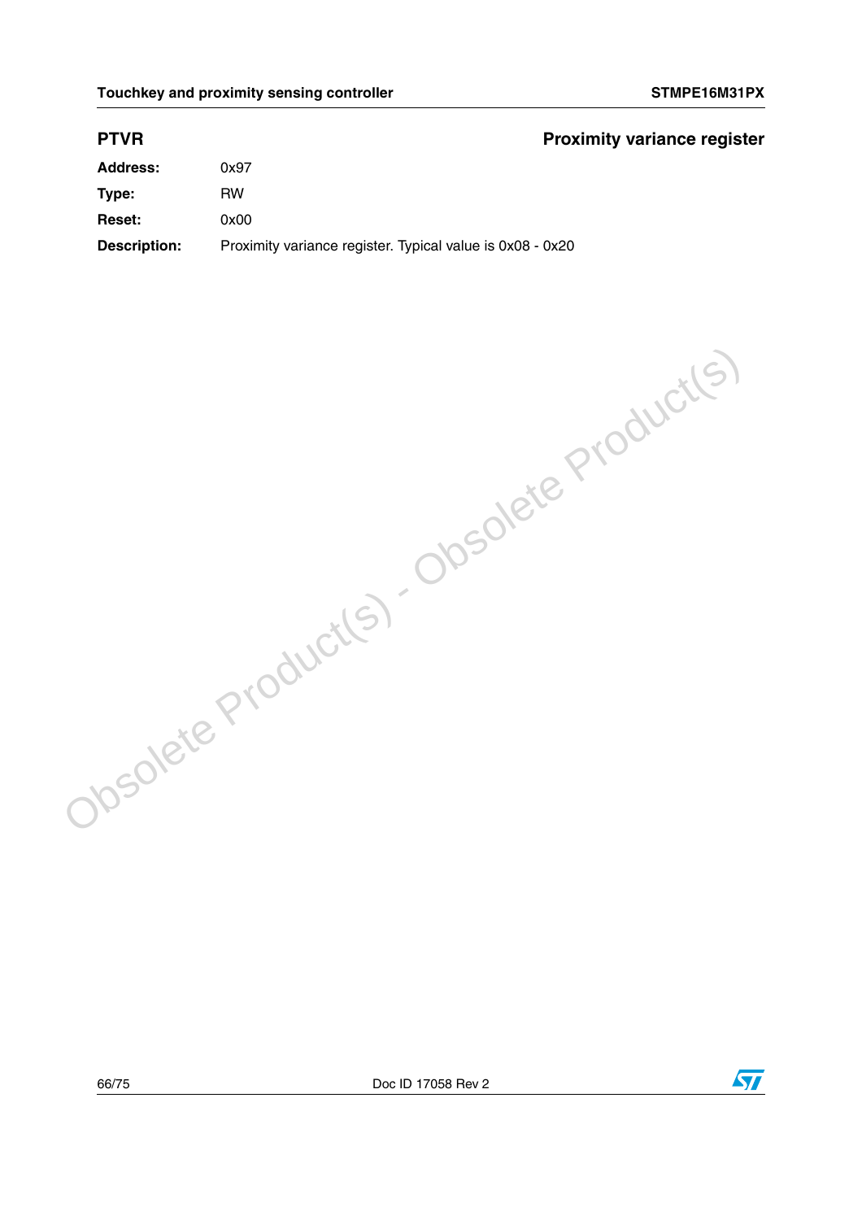### PTVR — Proximity variance register

**Address:** 0x97

**Type:** RW

**Reset:** 0x00

**Description:** Proximity variance register. Typical value is 0x08 - 0x20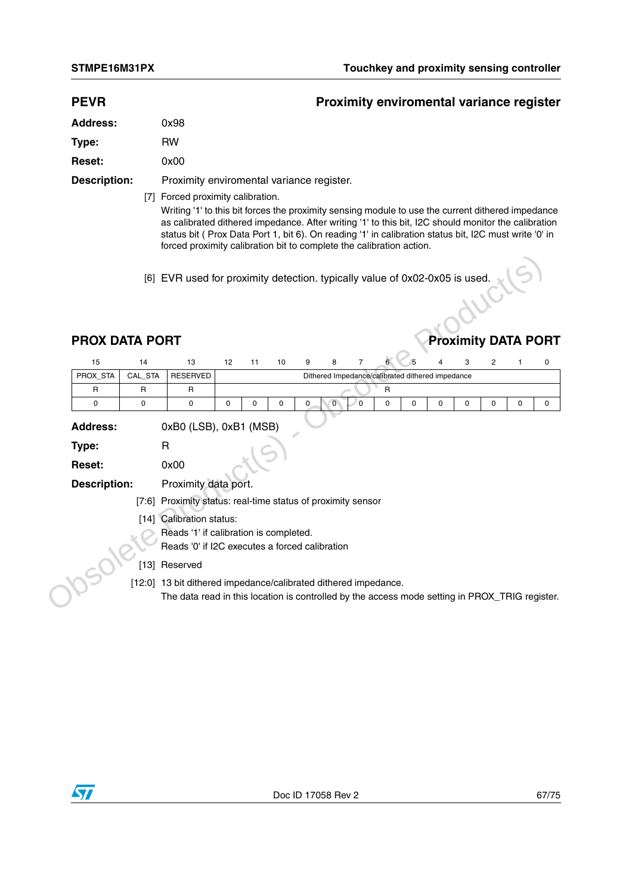## PEVR — Proximity enviromental variance register

**Address:** 0x98

**Type:** RW

**Reset:** 0x00

**Description:** Proximity enviromental variance register.

[7] Forced proximity calibration.
Writing '1' to this bit forces the proximity sensing module to use the current dithered impedance as calibrated dithered impedance. After writing '1' to this bit, I2C should monitor the calibration status bit ( Prox Data Port 1, bit 6). On reading '1' in calibration status bit, I2C must write '0' in forced proximity calibration bit to complete the calibration action.

[6] EVR used for proximity detection. typically value of 0x02-0x05 is used.

## PROX DATA PORT — Proximity DATA PORT

| 15 | 14 | 13 | 12 | 11 | 10 | 9 | 8 | 7 | 6 | 5 | 4 | 3 | 2 | 1 | 0 |
|---|---|---|---|---|---|---|---|---|---|---|---|---|---|---|---|
| PROX_STA | CAL_STA | RESERVED | Dithered Impedance/calibrated dithered impedance | | | | | | | | | | | | |
| R | R | R | R | | | | | | | | | | | | |
| 0 | 0 | 0 | 0 | 0 | 0 | 0 | 0 | 0 | 0 | 0 | 0 | 0 | 0 | 0 | 0 |

**Address:** 0xB0 (LSB), 0xB1 (MSB)

**Type:** R

**Reset:** 0x00

**Description:** Proximity data port.

[7:6] Proximity status: real-time status of proximity sensor

[14] Calibration status:
Reads '1' if calibration is completed.
Reads '0' if I2C executes a forced calibration

[13] Reserved

[12:0] 13 bit dithered impedance/calibrated dithered impedance.
The data read in this location is controlled by the access mode setting in PROX_TRIG register.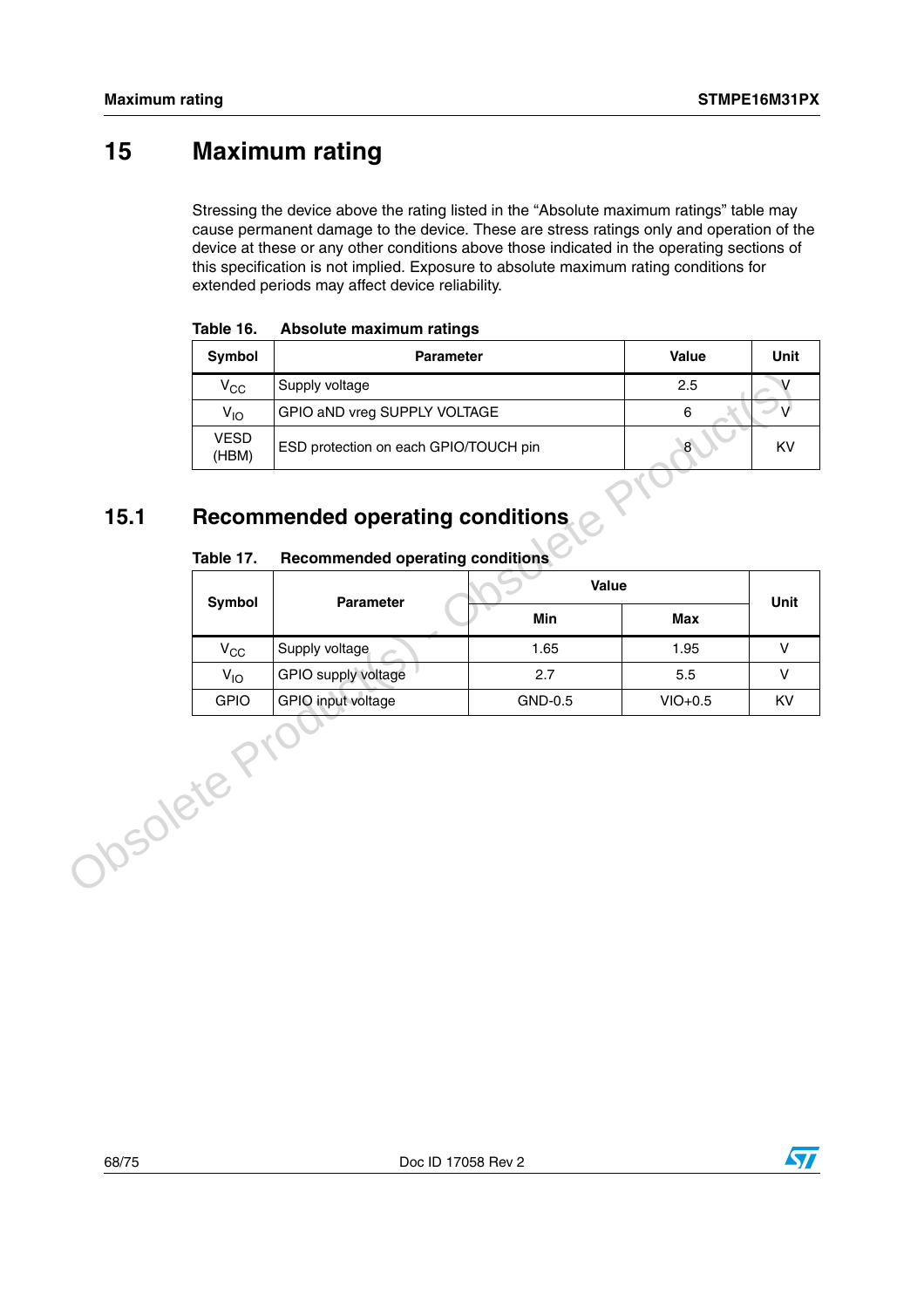# 15 Maximum rating

Stressing the device above the rating listed in the “Absolute maximum ratings” table may cause permanent damage to the device. These are stress ratings only and operation of the device at these or any other conditions above those indicated in the operating sections of this specification is not implied. Exposure to absolute maximum rating conditions for extended periods may affect device reliability.

**Table 16. Absolute maximum ratings**

| Symbol | Parameter | Value | Unit |
|---|---|---|---|
| $V_{CC}$ | Supply voltage | 2.5 | V |
| $V_{IO}$ | GPIO aND vreg SUPPLY VOLTAGE | 6 | V |
| VESD (HBM) | ESD protection on each GPIO/TOUCH pin | 8 | KV |

## 15.1 Recommended operating conditions

**Table 17. Recommended operating conditions**

| Symbol | Parameter | Value | | Unit |
|---|---|---|---|---|
| | | Min | Max | |
| $V_{CC}$ | Supply voltage | 1.65 | 1.95 | V |
| $V_{IO}$ | GPIO supply voltage | 2.7 | 5.5 | V |
| GPIO | GPIO input voltage | GND-0.5 | VIO+0.5 | KV |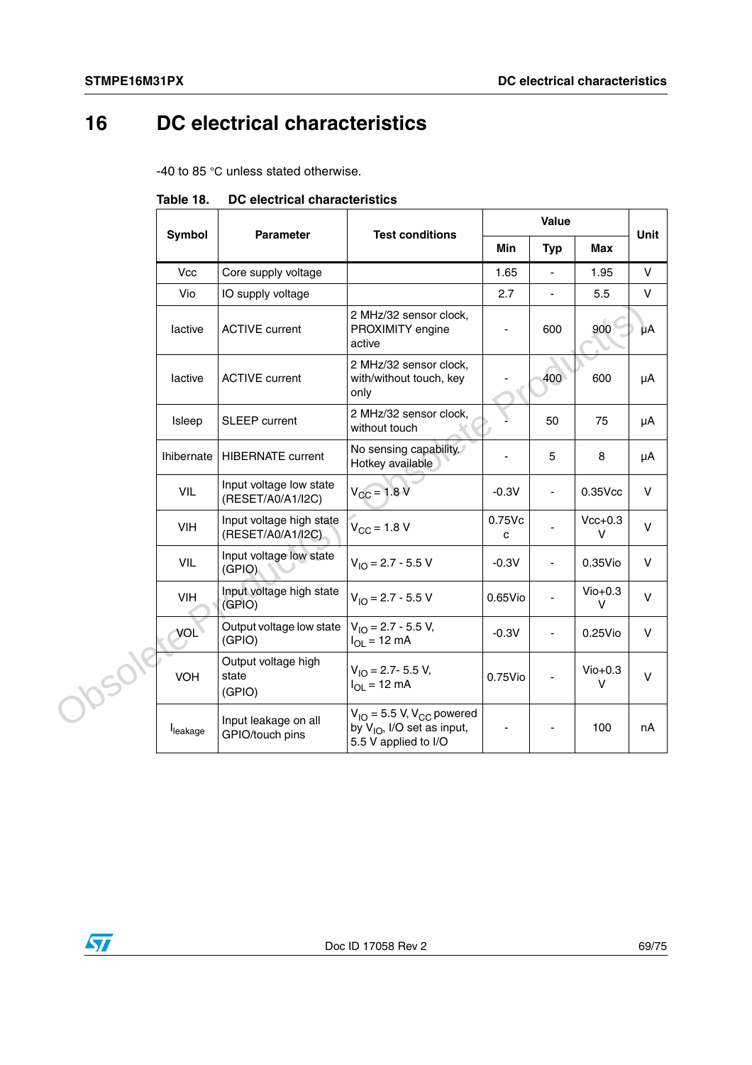# 16 DC electrical characteristics

-40 to 85 °C unless stated otherwise.

**Table 18. DC electrical characteristics**

| Symbol | Parameter | Test conditions | Value | | | Unit |
|---|---|---|---|---|---|---|
| | | | Min | Typ | Max | |
| Vcc | Core supply voltage | | 1.65 | - | 1.95 | V |
| Vio | IO supply voltage | | 2.7 | - | 5.5 | V |
| Iactive | ACTIVE current | 2 MHz/32 sensor clock, PROXIMITY engine active | - | 600 | 900 | µA |
| Iactive | ACTIVE current | 2 MHz/32 sensor clock, with/without touch, key only | - | 400 | 600 | µA |
| Isleep | SLEEP current | 2 MHz/32 sensor clock, without touch | - | 50 | 75 | µA |
| Ihibernate | HIBERNATE current | No sensing capability. Hotkey available | - | 5 | 8 | µA |
| VIL | Input voltage low state (RESET/A0/A1/I2C) | $V_{CC}$ = 1.8 V | -0.3V | - | 0.35Vcc | V |
| VIH | Input voltage high state (RESET/A0/A1/I2C) | $V_{CC}$ = 1.8 V | 0.75Vcc | - | Vcc+0.3 V | V |
| VIL | Input voltage low state (GPIO) | $V_{IO}$ = 2.7 - 5.5 V | -0.3V | - | 0.35Vio | V |
| VIH | Input voltage high state (GPIO) | $V_{IO}$ = 2.7 - 5.5 V | 0.65Vio | - | Vio+0.3 V | V |
| VOL | Output voltage low state (GPIO) | $V_{IO}$ = 2.7 - 5.5 V, $I_{OL}$ = 12 mA | -0.3V | - | 0.25Vio | V |
| VOH | Output voltage high state (GPIO) | $V_{IO}$ = 2.7- 5.5 V, $I_{OL}$ = 12 mA | 0.75Vio | - | Vio+0.3 V | V |
| $I_{leakage}$ | Input leakage on all GPIO/touch pins | $V_{IO}$ = 5.5 V, $V_{CC}$ powered by $V_{IO}$, I/O set as input, 5.5 V applied to I/O | - | - | 100 | nA |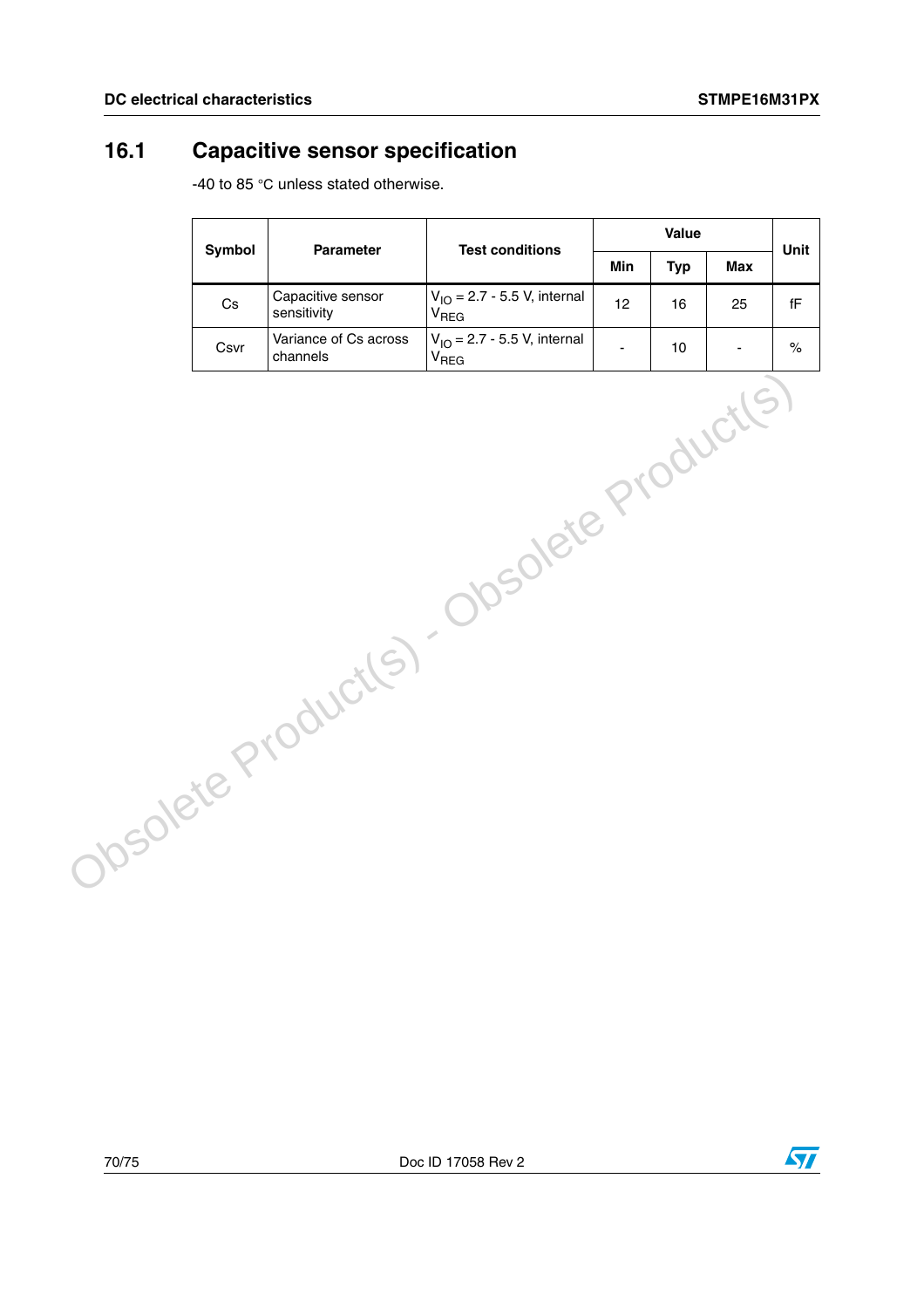## 16.1 Capacitive sensor specification

-40 to 85 °C unless stated otherwise.

| Symbol | Parameter | Test conditions | Value | | | Unit |
|---|---|---|---|---|---|---|
| | | | Min | Typ | Max | |
| Cs | Capacitive sensor sensitivity | $V_{IO}$ = 2.7 - 5.5 V, internal $V_{REG}$ | 12 | 16 | 25 | fF |
| Csvr | Variance of Cs across channels | $V_{IO}$ = 2.7 - 5.5 V, internal $V_{REG}$ | - | 10 | - | % |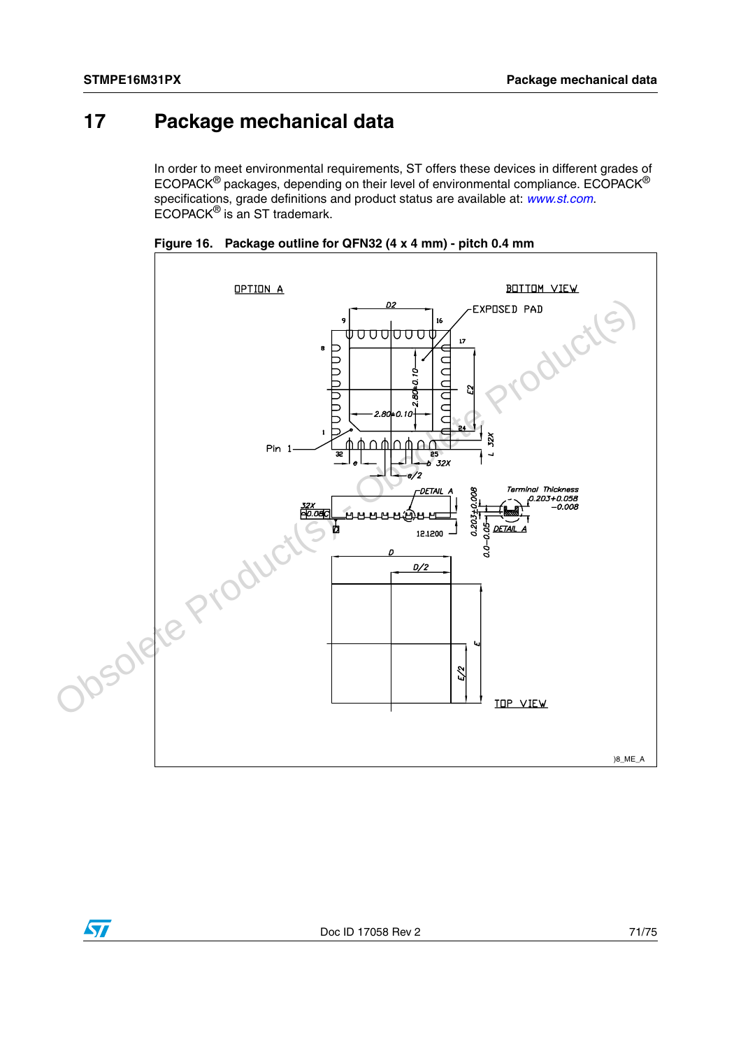# 17 Package mechanical data

In order to meet environmental requirements, ST offers these devices in different grades of ECOPACK® packages, depending on their level of environmental compliance. ECOPACK® specifications, grade definitions and product status are available at: www.st.com. ECOPACK® is an ST trademark.

**Figure 16. Package outline for QFN32 (4 x 4 mm) - pitch 0.4 mm**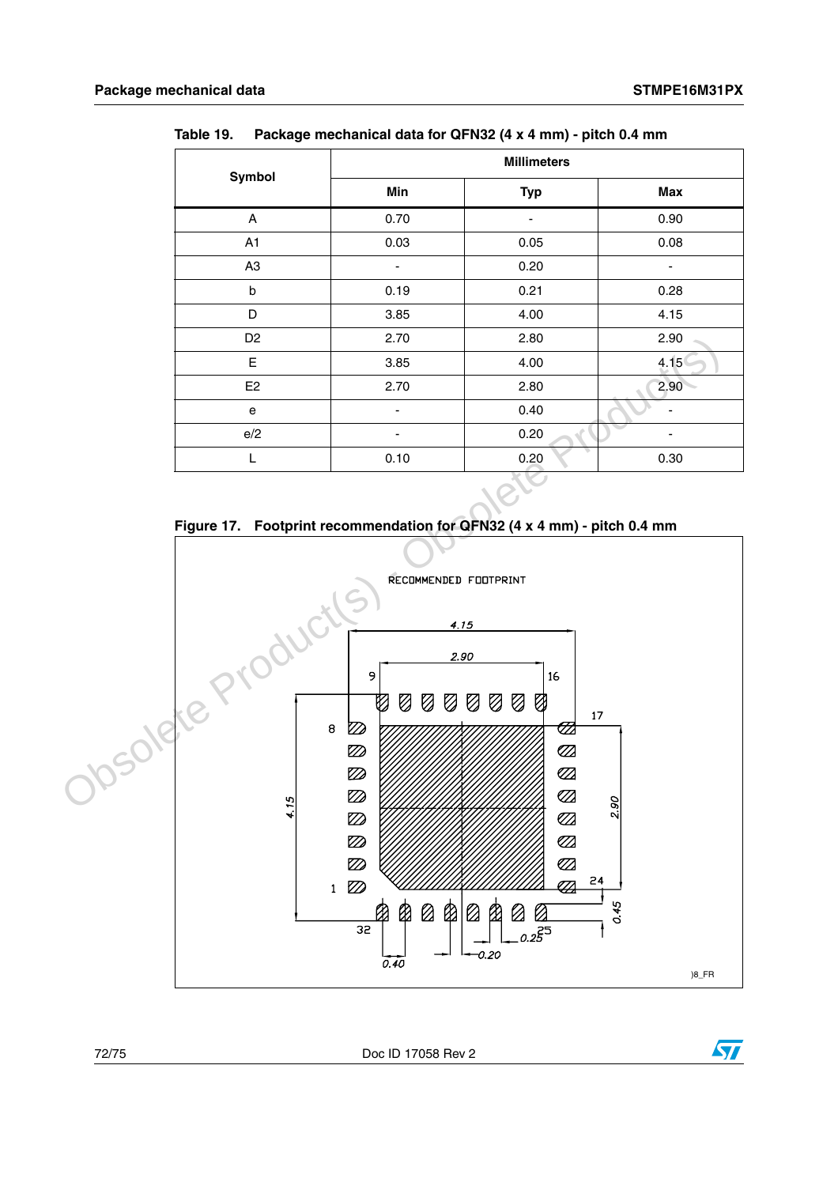Table 19. Package mechanical data for QFN32 (4 x 4 mm) - pitch 0.4 mm

| Symbol | Millimeters | | |
|---|---|---|---|
| | Min | Typ | Max |
| A | 0.70 | - | 0.90 |
| A1 | 0.03 | 0.05 | 0.08 |
| A3 | - | 0.20 | - |
| b | 0.19 | 0.21 | 0.28 |
| D | 3.85 | 4.00 | 4.15 |
| D2 | 2.70 | 2.80 | 2.90 |
| E | 3.85 | 4.00 | 4.15 |
| E2 | 2.70 | 2.80 | 2.90 |
| e | - | 0.40 | - |
| e/2 | - | 0.20 | - |
| L | 0.10 | 0.20 | 0.30 |

Figure 17. Footprint recommendation for QFN32 (4 x 4 mm) - pitch 0.4 mm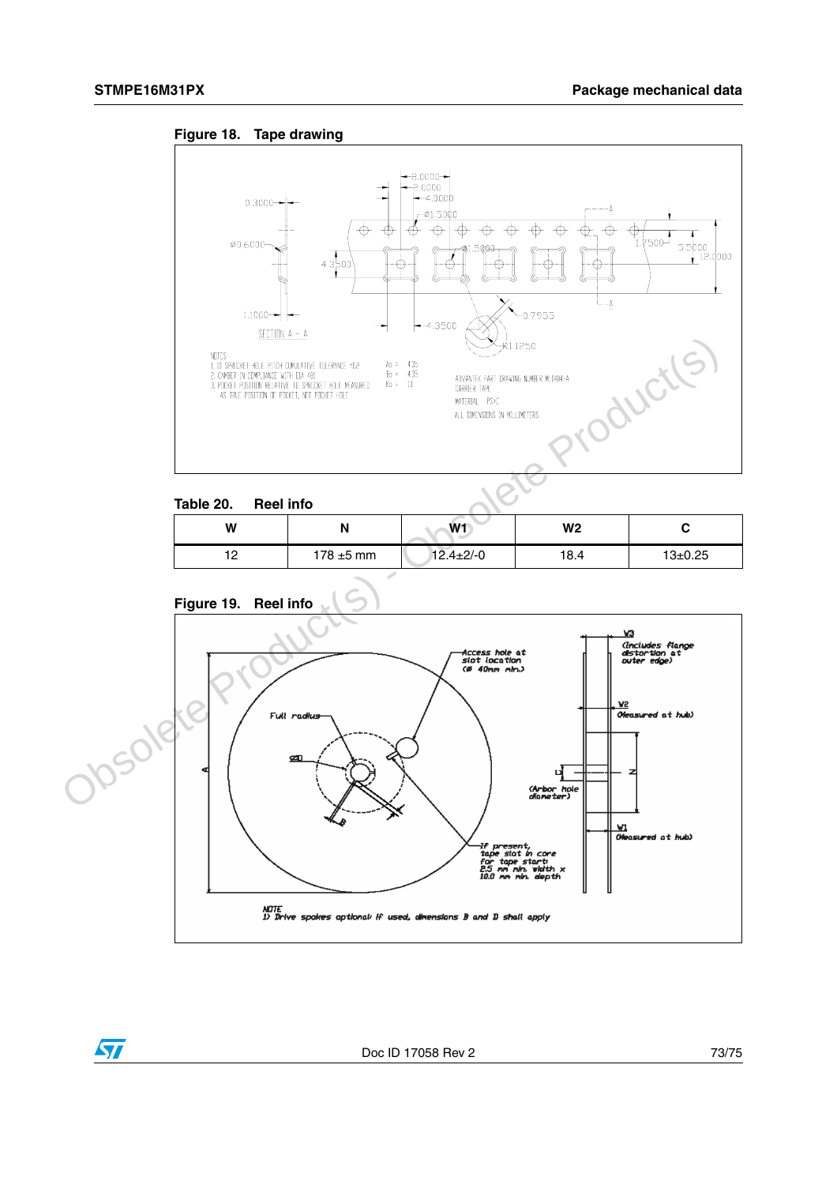Figure 18. Tape drawing

Table 20. Reel info

| W | N | W1 | W2 | C |
|---|---|---|---|---|
| 12 | 178 ±5 mm | 12.4±2/-0 | 18.4 | 13±0.25 |

Figure 19. Reel info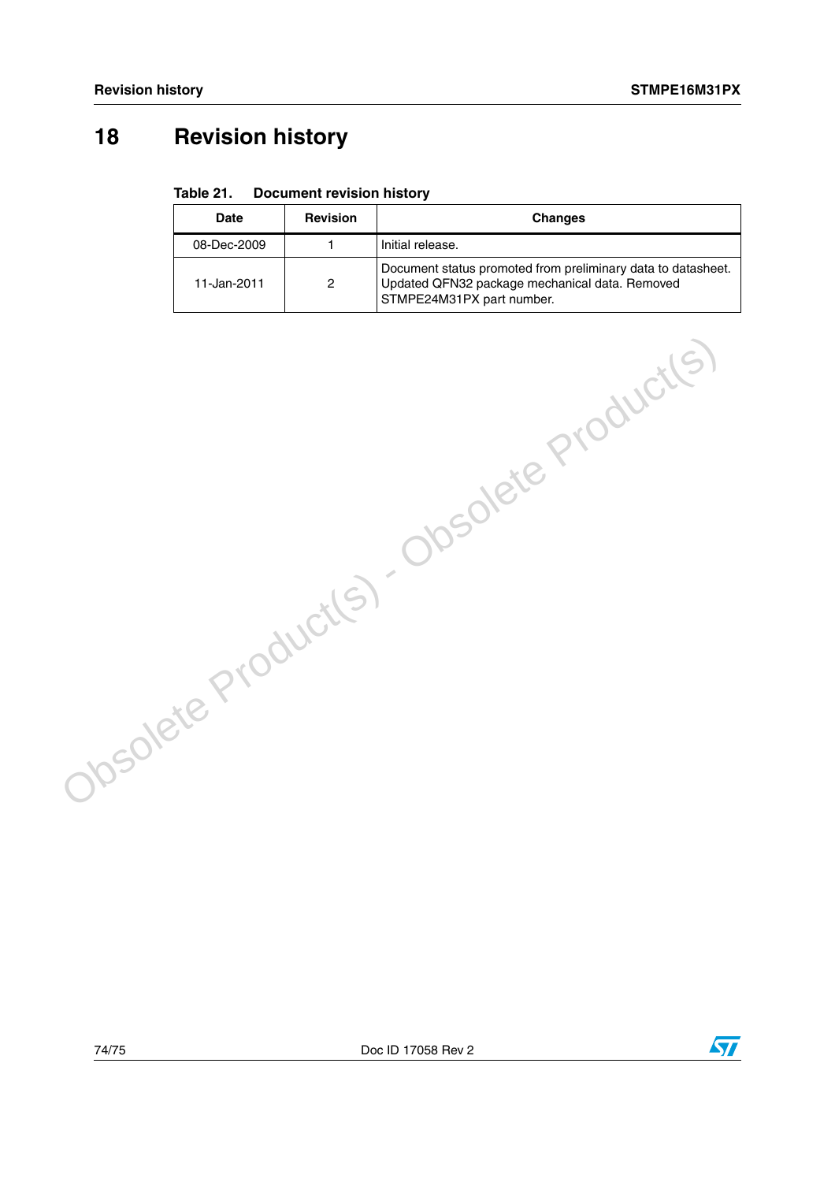# 18 Revision history

**Table 21. Document revision history**

| Date | Revision | Changes |
|---|---|---|
| 08-Dec-2009 | 1 | Initial release. |
| 11-Jan-2011 | 2 | Document status promoted from preliminary data to datasheet. Updated QFN32 package mechanical data. Removed STMPE24M31PX part number. |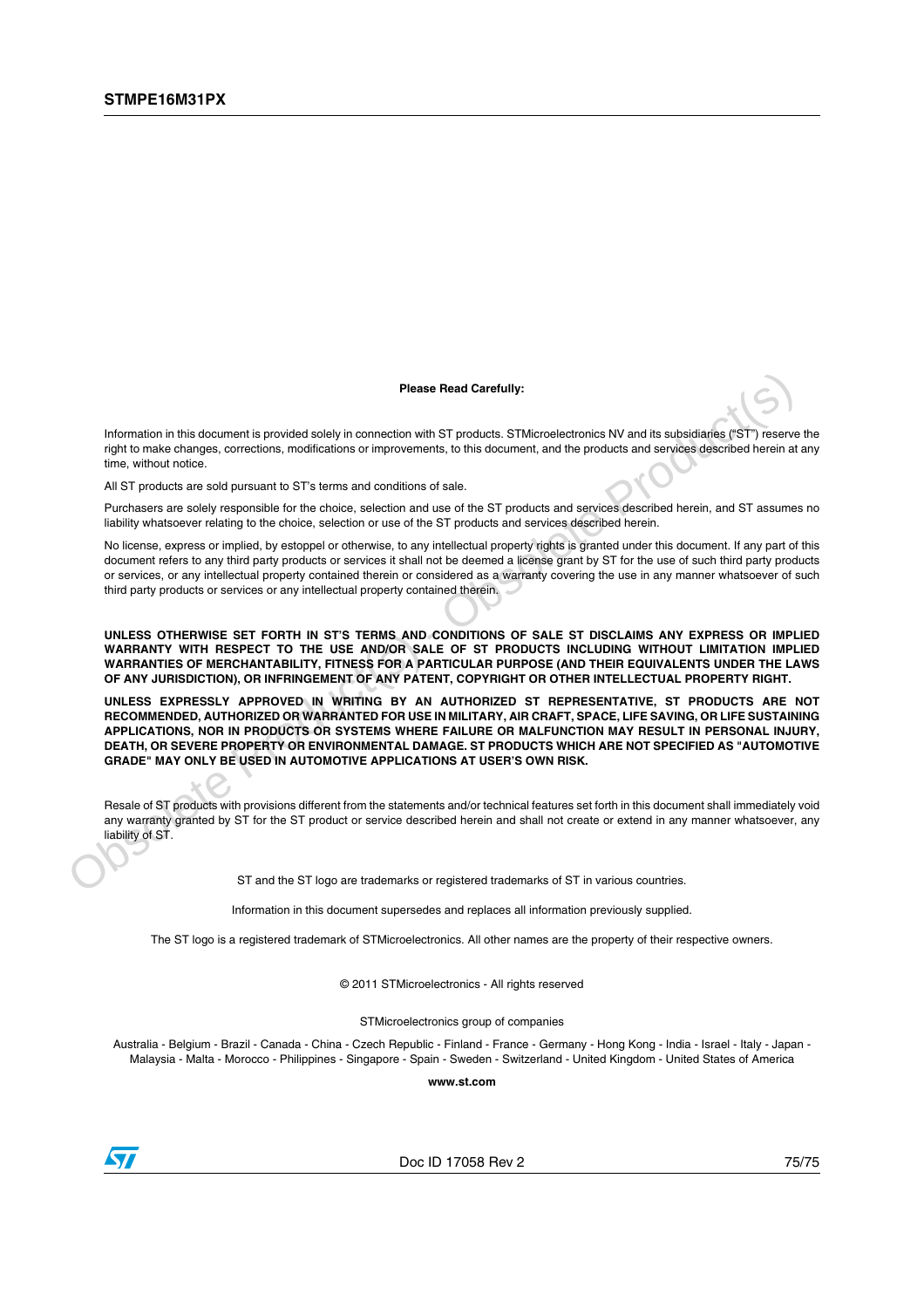**Please Read Carefully:**

Information in this document is provided solely in connection with ST products. STMicroelectronics NV and its subsidiaries ("ST") reserve the right to make changes, corrections, modifications or improvements, to this document, and the products and services described herein at any time, without notice.

All ST products are sold pursuant to ST's terms and conditions of sale.

Purchasers are solely responsible for the choice, selection and use of the ST products and services described herein, and ST assumes no liability whatsoever relating to the choice, selection or use of the ST products and services described herein.

No license, express or implied, by estoppel or otherwise, to any intellectual property rights is granted under this document. If any part of this document refers to any third party products or services it shall not be deemed a license grant by ST for the use of such third party products or services, or any intellectual property contained therein or considered as a warranty covering the use in any manner whatsoever of such third party products or services or any intellectual property contained therein.

**UNLESS OTHERWISE SET FORTH IN ST'S TERMS AND CONDITIONS OF SALE ST DISCLAIMS ANY EXPRESS OR IMPLIED WARRANTY WITH RESPECT TO THE USE AND/OR SALE OF ST PRODUCTS INCLUDING WITHOUT LIMITATION IMPLIED WARRANTIES OF MERCHANTABILITY, FITNESS FOR A PARTICULAR PURPOSE (AND THEIR EQUIVALENTS UNDER THE LAWS OF ANY JURISDICTION), OR INFRINGEMENT OF ANY PATENT, COPYRIGHT OR OTHER INTELLECTUAL PROPERTY RIGHT.**

**UNLESS EXPRESSLY APPROVED IN WRITING BY AN AUTHORIZED ST REPRESENTATIVE, ST PRODUCTS ARE NOT RECOMMENDED, AUTHORIZED OR WARRANTED FOR USE IN MILITARY, AIR CRAFT, SPACE, LIFE SAVING, OR LIFE SUSTAINING APPLICATIONS, NOR IN PRODUCTS OR SYSTEMS WHERE FAILURE OR MALFUNCTION MAY RESULT IN PERSONAL INJURY, DEATH, OR SEVERE PROPERTY OR ENVIRONMENTAL DAMAGE. ST PRODUCTS WHICH ARE NOT SPECIFIED AS "AUTOMOTIVE GRADE" MAY ONLY BE USED IN AUTOMOTIVE APPLICATIONS AT USER'S OWN RISK.**

Resale of ST products with provisions different from the statements and/or technical features set forth in this document shall immediately void any warranty granted by ST for the ST product or service described herein and shall not create or extend in any manner whatsoever, any liability of ST.

ST and the ST logo are trademarks or registered trademarks of ST in various countries.

Information in this document supersedes and replaces all information previously supplied.

The ST logo is a registered trademark of STMicroelectronics. All other names are the property of their respective owners.

© 2011 STMicroelectronics - All rights reserved

STMicroelectronics group of companies

Australia - Belgium - Brazil - Canada - China - Czech Republic - Finland - France - Germany - Hong Kong - India - Israel - Italy - Japan - Malaysia - Malta - Morocco - Philippines - Singapore - Spain - Sweden - Switzerland - United Kingdom - United States of America

**www.st.com**